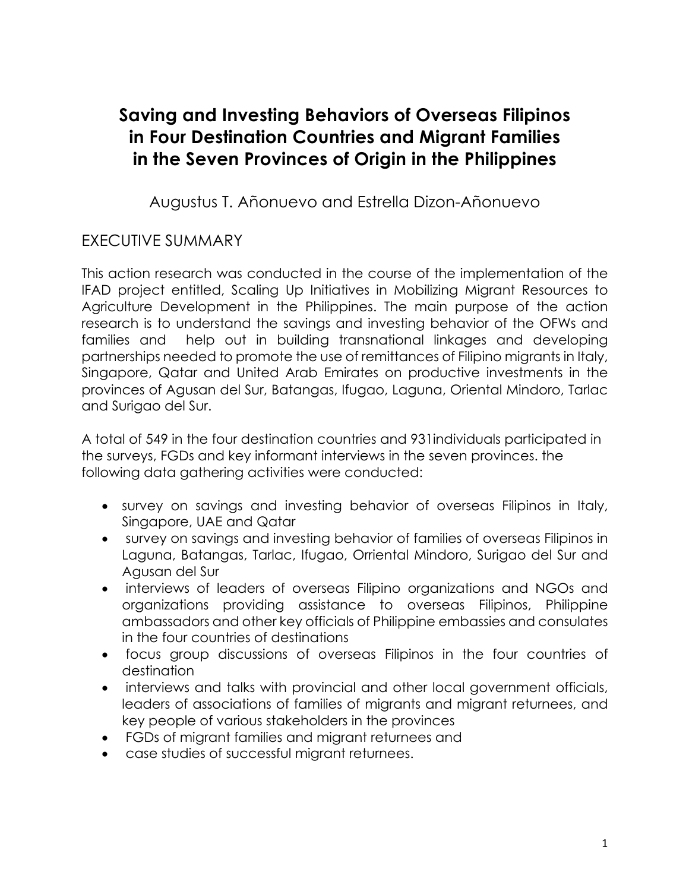# Saving and Investing Behaviors of Overseas Filipinos in Four Destination Countries and Migrant Families in the Seven Provinces of Origin in the Philippines

Augustus T. Añonuevo and Estrella Dizon-Añonuevo

## EXECUTIVE SUMMARY

This action research was conducted in the course of the implementation of the IFAD project entitled, Scaling Up Initiatives in Mobilizing Migrant Resources to Agriculture Development in the Philippines. The main purpose of the action research is to understand the savings and investing behavior of the OFWs and families and help out in building transnational linkages and developing partnerships needed to promote the use of remittances of Filipino migrants in Italy, Singapore, Qatar and United Arab Emirates on productive investments in the provinces of Agusan del Sur, Batangas, Ifugao, Laguna, Oriental Mindoro, Tarlac and Surigao del Sur.

A total of 549 in the four destination countries and 931individuals participated in the surveys, FGDs and key informant interviews in the seven provinces. the following data gathering activities were conducted:

- survey on savings and investing behavior of overseas Filipinos in Italy, Singapore, UAE and Qatar
- survey on savings and investing behavior of families of overseas Filipinos in Laguna, Batangas, Tarlac, Ifugao, Orriental Mindoro, Surigao del Sur and Agusan del Sur
- interviews of leaders of overseas Filipino organizations and NGOs and organizations providing assistance to overseas Filipinos, Philippine ambassadors and other key officials of Philippine embassies and consulates in the four countries of destinations
- focus group discussions of overseas Filipinos in the four countries of destination
- interviews and talks with provincial and other local government officials, leaders of associations of families of migrants and migrant returnees, and key people of various stakeholders in the provinces
- FGDs of migrant families and migrant returnees and
- case studies of successful migrant returnees.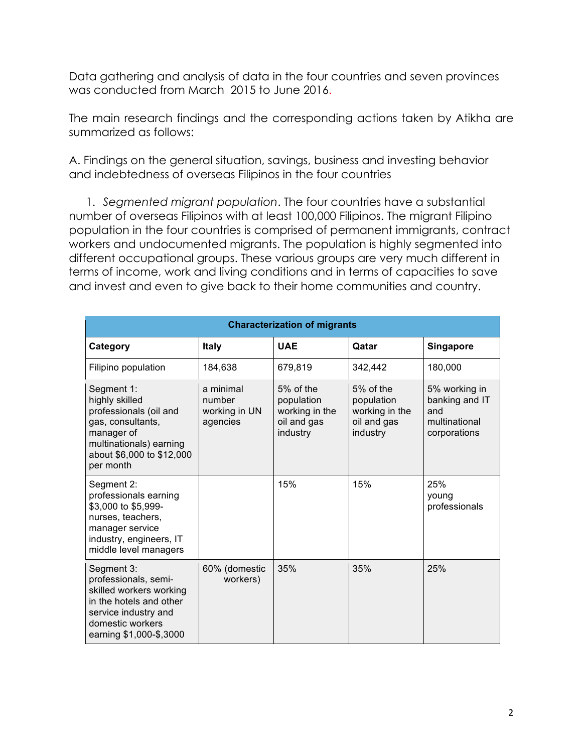Data gathering and analysis of data in the four countries and seven provinces was conducted from March 2015 to June 2016.

The main research findings and the corresponding actions taken by Atikha are summarized as follows:

A. Findings on the general situation, savings, business and investing behavior and indebtedness of overseas Filipinos in the four countries

1. *Segmented migrant population*. The four countries have a substantial number of overseas Filipinos with at least 100,000 Filipinos. The migrant Filipino population in the four countries is comprised of permanent immigrants, contract workers and undocumented migrants. The population is highly segmented into different occupational groups. These various groups are very much different in terms of income, work and living conditions and in terms of capacities to save and invest and even to give back to their home communities and country.

| **Characterization of migrants** | | | | |
|---|---|---|---|---|
| **Category** | **Italy** | **UAE** | **Qatar** | **Singapore** |
| Filipino population | 184,638 | 679,819 | 342,442 | 180,000 |
| Segment 1: highly skilled professionals (oil and gas, consultants, manager of multinationals) earning about $6,000 to $12,000 per month | a minimal number working in UN agencies | 5% of the population working in the oil and gas industry | 5% of the population working in the oil and gas industry | 5% working in banking and IT and multinational corporations |
| Segment 2: professionals earning $3,000 to $5,999- nurses, teachers, manager service industry, engineers, IT middle level managers | | 15% | 15% | 25% young professionals |
| Segment 3: professionals, semi-skilled workers working in the hotels and other service industry and domestic workers earning $1,000-$,3000 | 60% (domestic workers) | 35% | 35% | 25% |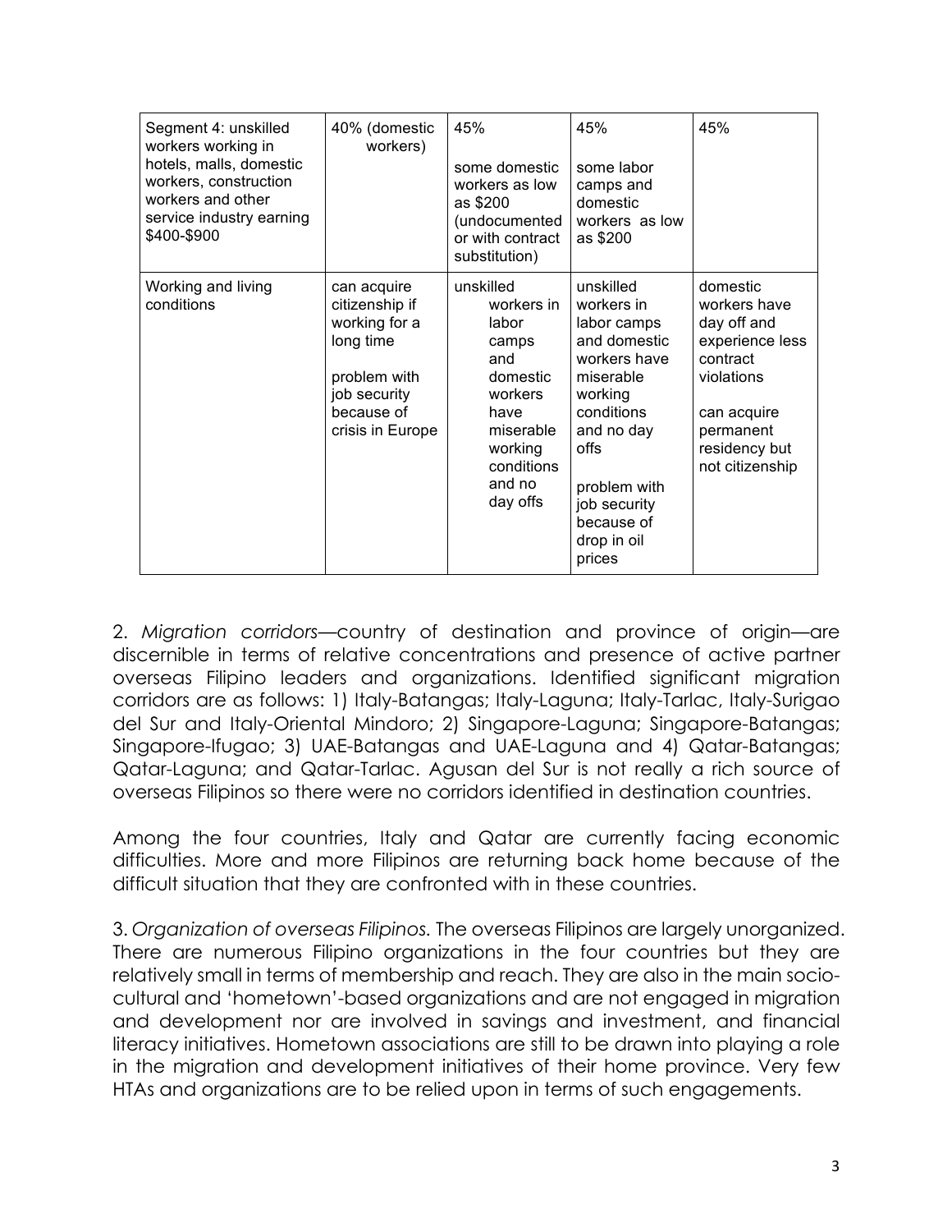| Segment 4: unskilled workers working in hotels, malls, domestic workers, construction workers and other service industry earning $400-$900 | 40% (domestic workers) | 45%<br><br>some domestic workers as low as $200 (undocumented or with contract substitution) | 45%<br><br>some labor camps and domestic workers as low as $200 | 45% |
|---|---|---|---|---|
| Working and living conditions | can acquire citizenship if working for a long time<br><br>problem with job security because of crisis in Europe | unskilled workers in labor camps and domestic workers have miserable working conditions and no day offs | unskilled workers in labor camps and domestic workers have miserable working conditions and no day offs<br><br>problem with job security because of drop in oil prices | domestic workers have day off and experience less contract violations<br><br>can acquire permanent residency but not citizenship |

2. *Migration corridors*—country of destination and province of origin—are discernible in terms of relative concentrations and presence of active partner overseas Filipino leaders and organizations. Identified significant migration corridors are as follows: 1) Italy-Batangas; Italy-Laguna; Italy-Tarlac, Italy-Surigao del Sur and Italy-Oriental Mindoro; 2) Singapore-Laguna; Singapore-Batangas; Singapore-Ifugao; 3) UAE-Batangas and UAE-Laguna and 4) Qatar-Batangas; Qatar-Laguna; and Qatar-Tarlac. Agusan del Sur is not really a rich source of overseas Filipinos so there were no corridors identified in destination countries.

Among the four countries, Italy and Qatar are currently facing economic difficulties. More and more Filipinos are returning back home because of the difficult situation that they are confronted with in these countries.

3. *Organization of overseas Filipinos.* The overseas Filipinos are largely unorganized. There are numerous Filipino organizations in the four countries but they are relatively small in terms of membership and reach. They are also in the main socio-cultural and 'hometown'-based organizations and are not engaged in migration and development nor are involved in savings and investment, and financial literacy initiatives. Hometown associations are still to be drawn into playing a role in the migration and development initiatives of their home province. Very few HTAs and organizations are to be relied upon in terms of such engagements.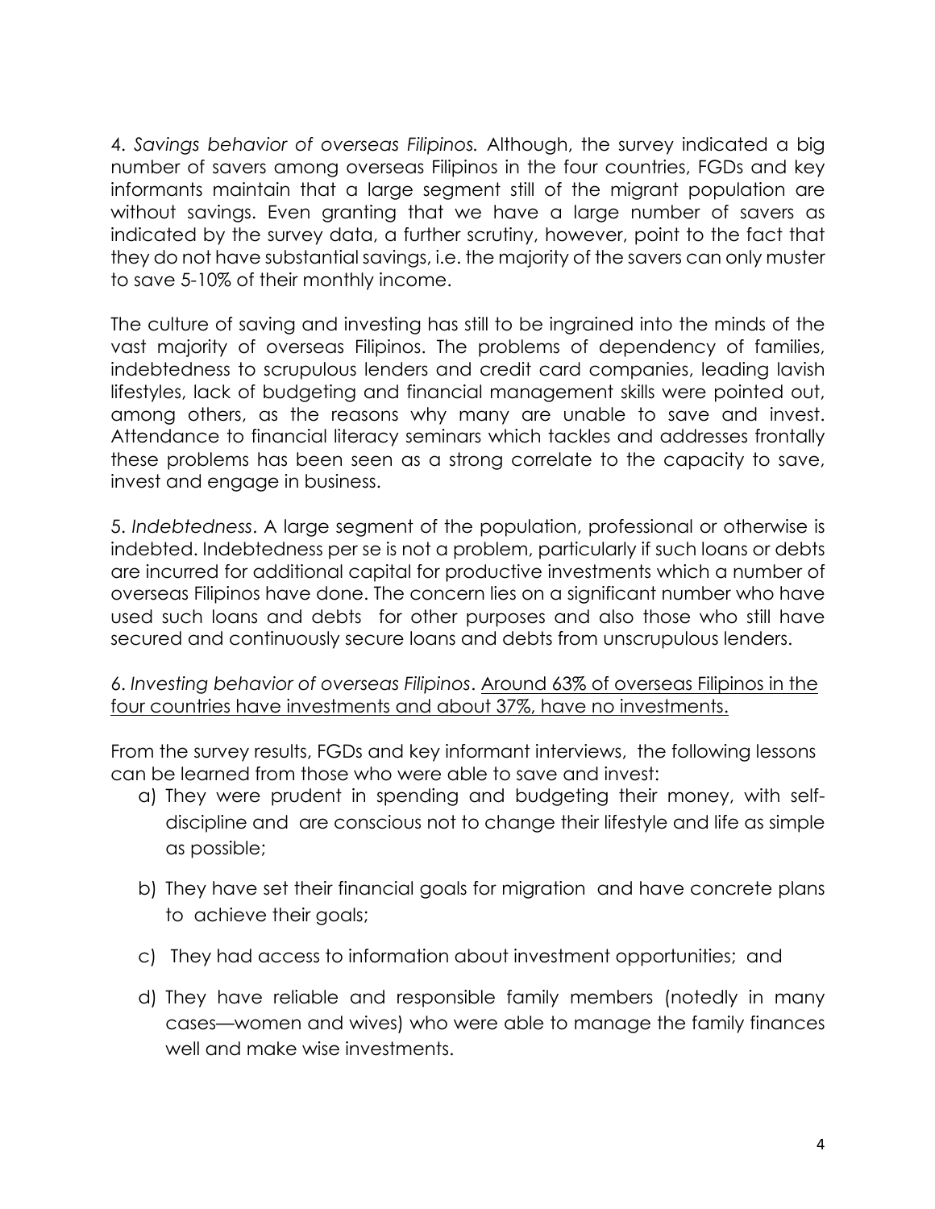4. *Savings behavior of overseas Filipinos.* Although, the survey indicated a big number of savers among overseas Filipinos in the four countries, FGDs and key informants maintain that a large segment still of the migrant population are without savings. Even granting that we have a large number of savers as indicated by the survey data, a further scrutiny, however, point to the fact that they do not have substantial savings, i.e. the majority of the savers can only muster to save 5-10% of their monthly income.

The culture of saving and investing has still to be ingrained into the minds of the vast majority of overseas Filipinos. The problems of dependency of families, indebtedness to scrupulous lenders and credit card companies, leading lavish lifestyles, lack of budgeting and financial management skills were pointed out, among others, as the reasons why many are unable to save and invest. Attendance to financial literacy seminars which tackles and addresses frontally these problems has been seen as a strong correlate to the capacity to save, invest and engage in business.

5. *Indebtedness*. A large segment of the population, professional or otherwise is indebted. Indebtedness per se is not a problem, particularly if such loans or debts are incurred for additional capital for productive investments which a number of overseas Filipinos have done. The concern lies on a significant number who have used such loans and debts for other purposes and also those who still have secured and continuously secure loans and debts from unscrupulous lenders.

6. *Investing behavior of overseas Filipinos*. <u>Around 63% of overseas Filipinos in the four countries have investments and about 37%, have no investments.</u>

From the survey results, FGDs and key informant interviews, the following lessons can be learned from those who were able to save and invest:

a) They were prudent in spending and budgeting their money, with self-discipline and are conscious not to change their lifestyle and life as simple as possible;

b) They have set their financial goals for migration and have concrete plans to achieve their goals;

c) They had access to information about investment opportunities; and

d) They have reliable and responsible family members (notedly in many cases—women and wives) who were able to manage the family finances well and make wise investments.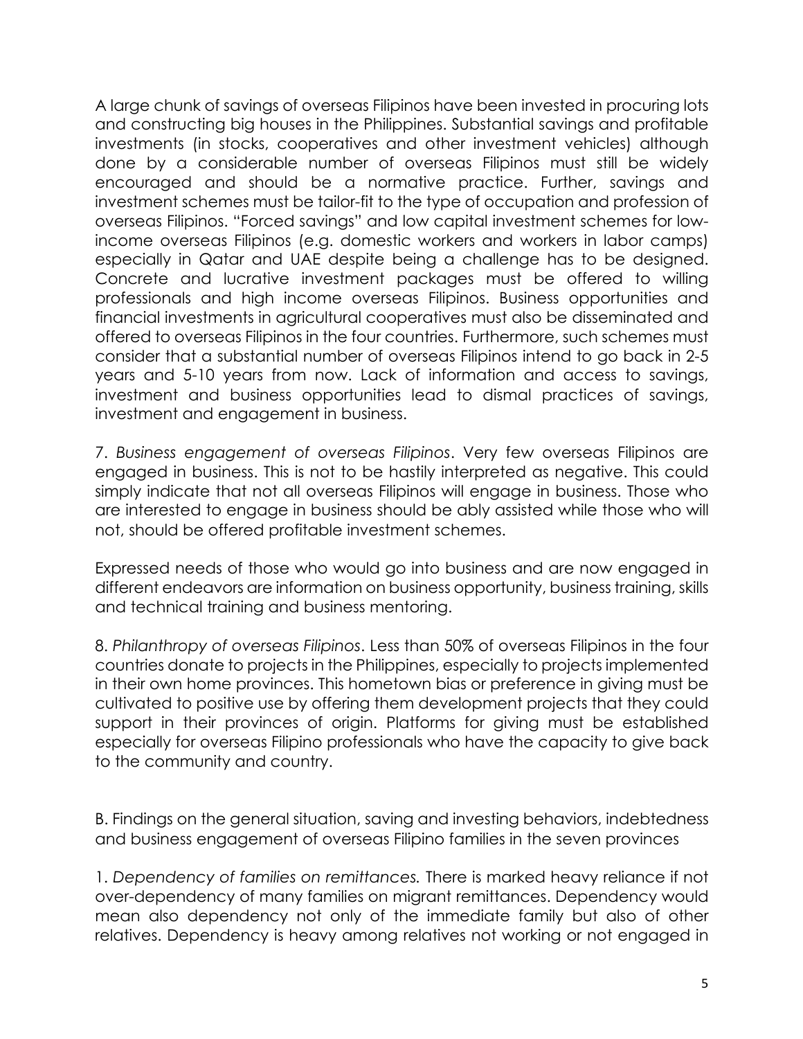A large chunk of savings of overseas Filipinos have been invested in procuring lots and constructing big houses in the Philippines. Substantial savings and profitable investments (in stocks, cooperatives and other investment vehicles) although done by a considerable number of overseas Filipinos must still be widely encouraged and should be a normative practice. Further, savings and investment schemes must be tailor-fit to the type of occupation and profession of overseas Filipinos. "Forced savings" and low capital investment schemes for low-income overseas Filipinos (e.g. domestic workers and workers in labor camps) especially in Qatar and UAE despite being a challenge has to be designed. Concrete and lucrative investment packages must be offered to willing professionals and high income overseas Filipinos. Business opportunities and financial investments in agricultural cooperatives must also be disseminated and offered to overseas Filipinos in the four countries. Furthermore, such schemes must consider that a substantial number of overseas Filipinos intend to go back in 2-5 years and 5-10 years from now. Lack of information and access to savings, investment and business opportunities lead to dismal practices of savings, investment and engagement in business.

7. *Business engagement of overseas Filipinos*. Very few overseas Filipinos are engaged in business. This is not to be hastily interpreted as negative. This could simply indicate that not all overseas Filipinos will engage in business. Those who are interested to engage in business should be ably assisted while those who will not, should be offered profitable investment schemes.

Expressed needs of those who would go into business and are now engaged in different endeavors are information on business opportunity, business training, skills and technical training and business mentoring.

8. *Philanthropy of overseas Filipinos*. Less than 50% of overseas Filipinos in the four countries donate to projects in the Philippines, especially to projects implemented in their own home provinces. This hometown bias or preference in giving must be cultivated to positive use by offering them development projects that they could support in their provinces of origin. Platforms for giving must be established especially for overseas Filipino professionals who have the capacity to give back to the community and country.

B. Findings on the general situation, saving and investing behaviors, indebtedness and business engagement of overseas Filipino families in the seven provinces

1. *Dependency of families on remittances.* There is marked heavy reliance if not over-dependency of many families on migrant remittances. Dependency would mean also dependency not only of the immediate family but also of other relatives. Dependency is heavy among relatives not working or not engaged in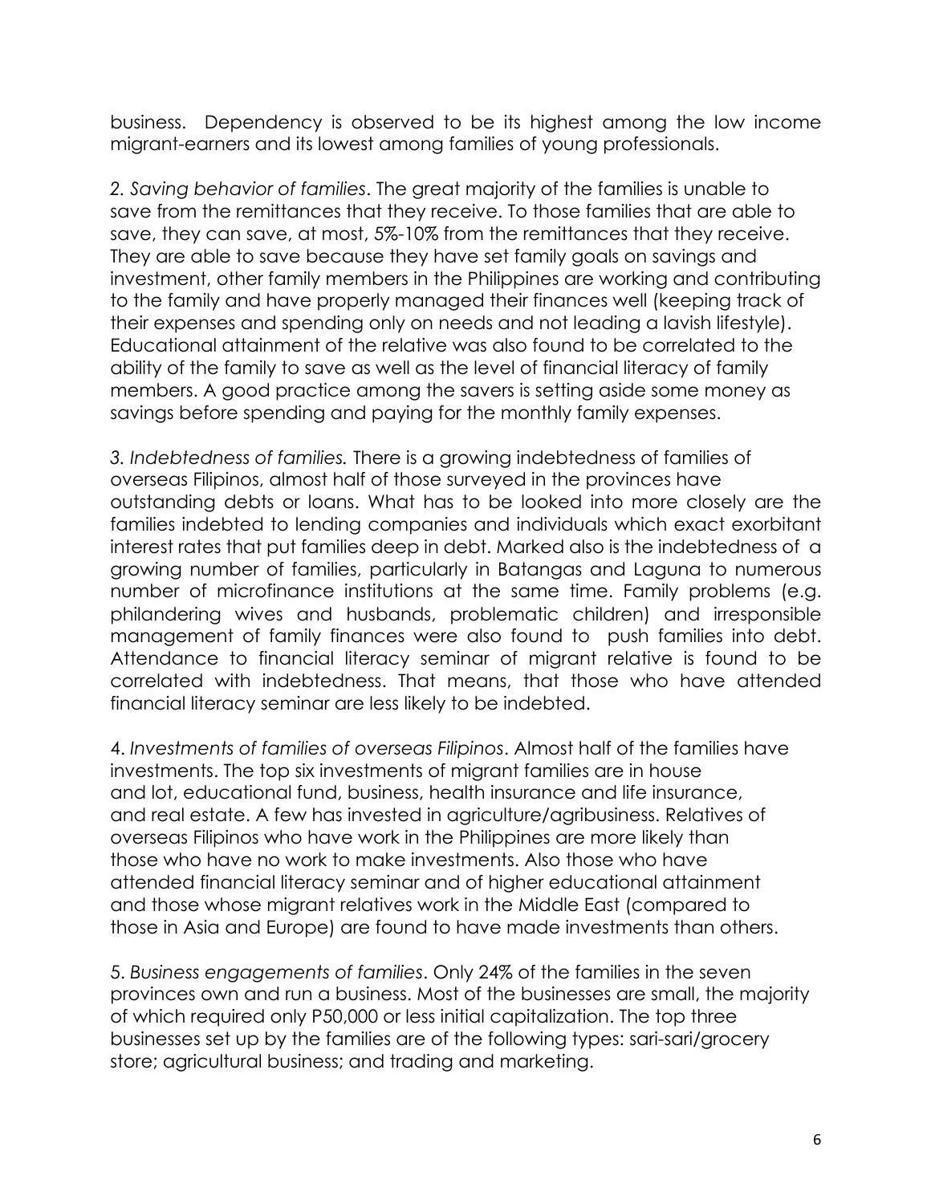business. Dependency is observed to be its highest among the low income migrant-earners and its lowest among families of young professionals.

*2. Saving behavior of families*. The great majority of the families is unable to save from the remittances that they receive. To those families that are able to save, they can save, at most, 5%-10% from the remittances that they receive. They are able to save because they have set family goals on savings and investment, other family members in the Philippines are working and contributing to the family and have properly managed their finances well (keeping track of their expenses and spending only on needs and not leading a lavish lifestyle). Educational attainment of the relative was also found to be correlated to the ability of the family to save as well as the level of financial literacy of family members. A good practice among the savers is setting aside some money as savings before spending and paying for the monthly family expenses.

*3. Indebtedness of families.* There is a growing indebtedness of families of overseas Filipinos, almost half of those surveyed in the provinces have outstanding debts or loans. What has to be looked into more closely are the families indebted to lending companies and individuals which exact exorbitant interest rates that put families deep in debt. Marked also is the indebtedness of a growing number of families, particularly in Batangas and Laguna to numerous number of microfinance institutions at the same time. Family problems (e.g. philandering wives and husbands, problematic children) and irresponsible management of family finances were also found to push families into debt. Attendance to financial literacy seminar of migrant relative is found to be correlated with indebtedness. That means, that those who have attended financial literacy seminar are less likely to be indebted.

*4. Investments of families of overseas Filipinos*. Almost half of the families have investments. The top six investments of migrant families are in house and lot, educational fund, business, health insurance and life insurance, and real estate. A few has invested in agriculture/agribusiness. Relatives of overseas Filipinos who have work in the Philippines are more likely than those who have no work to make investments. Also those who have attended financial literacy seminar and of higher educational attainment and those whose migrant relatives work in the Middle East (compared to those in Asia and Europe) are found to have made investments than others.

*5. Business engagements of families*. Only 24% of the families in the seven provinces own and run a business. Most of the businesses are small, the majority of which required only P50,000 or less initial capitalization. The top three businesses set up by the families are of the following types: sari-sari/grocery store; agricultural business; and trading and marketing.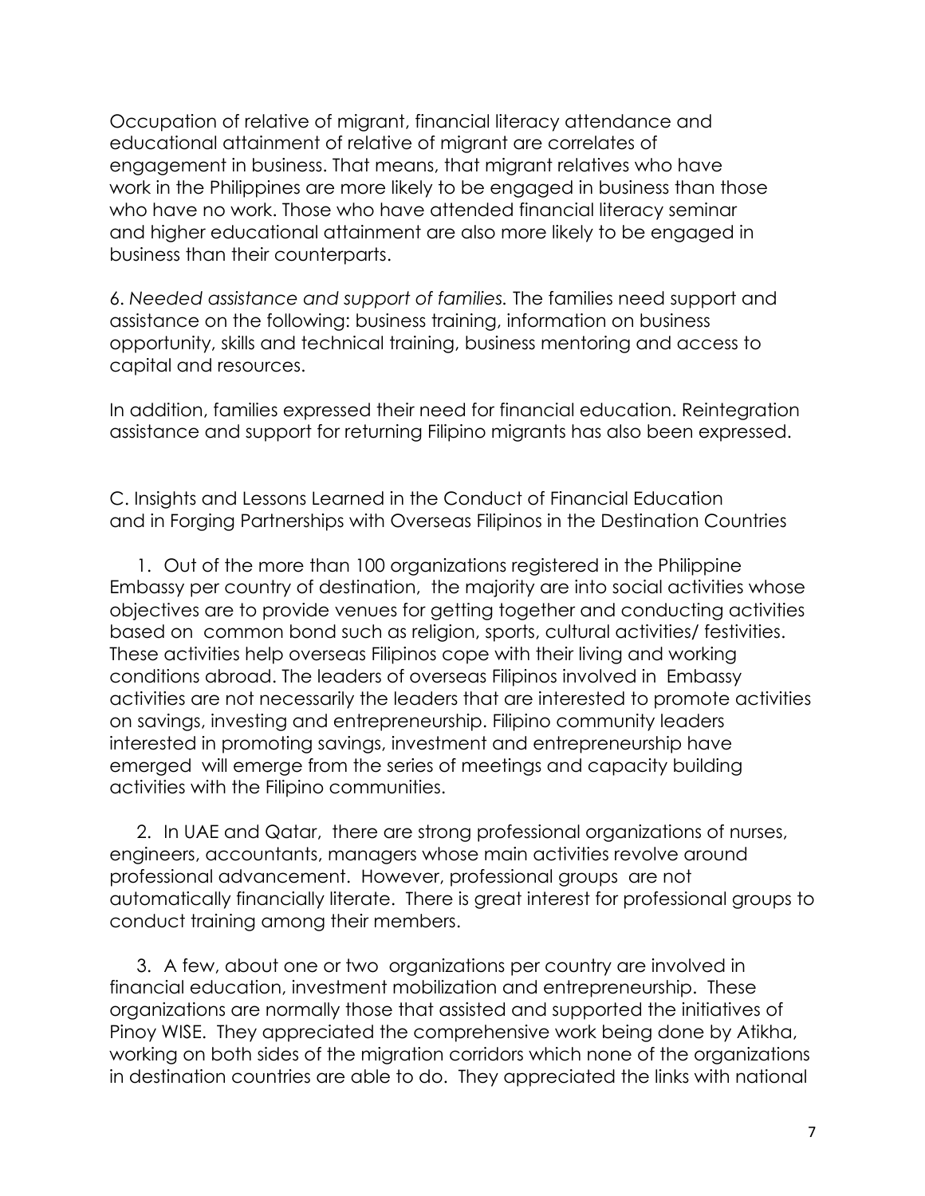Occupation of relative of migrant, financial literacy attendance and educational attainment of relative of migrant are correlates of engagement in business. That means, that migrant relatives who have work in the Philippines are more likely to be engaged in business than those who have no work. Those who have attended financial literacy seminar and higher educational attainment are also more likely to be engaged in business than their counterparts.

6. *Needed assistance and support of families.* The families need support and assistance on the following: business training, information on business opportunity, skills and technical training, business mentoring and access to capital and resources.

In addition, families expressed their need for financial education. Reintegration assistance and support for returning Filipino migrants has also been expressed.

C. Insights and Lessons Learned in the Conduct of Financial Education and in Forging Partnerships with Overseas Filipinos in the Destination Countries

1. Out of the more than 100 organizations registered in the Philippine Embassy per country of destination, the majority are into social activities whose objectives are to provide venues for getting together and conducting activities based on common bond such as religion, sports, cultural activities/ festivities. These activities help overseas Filipinos cope with their living and working conditions abroad. The leaders of overseas Filipinos involved in Embassy activities are not necessarily the leaders that are interested to promote activities on savings, investing and entrepreneurship. Filipino community leaders interested in promoting savings, investment and entrepreneurship have emerged will emerge from the series of meetings and capacity building activities with the Filipino communities.

2. In UAE and Qatar, there are strong professional organizations of nurses, engineers, accountants, managers whose main activities revolve around professional advancement. However, professional groups are not automatically financially literate. There is great interest for professional groups to conduct training among their members.

3. A few, about one or two organizations per country are involved in financial education, investment mobilization and entrepreneurship. These organizations are normally those that assisted and supported the initiatives of Pinoy WISE. They appreciated the comprehensive work being done by Atikha, working on both sides of the migration corridors which none of the organizations in destination countries are able to do. They appreciated the links with national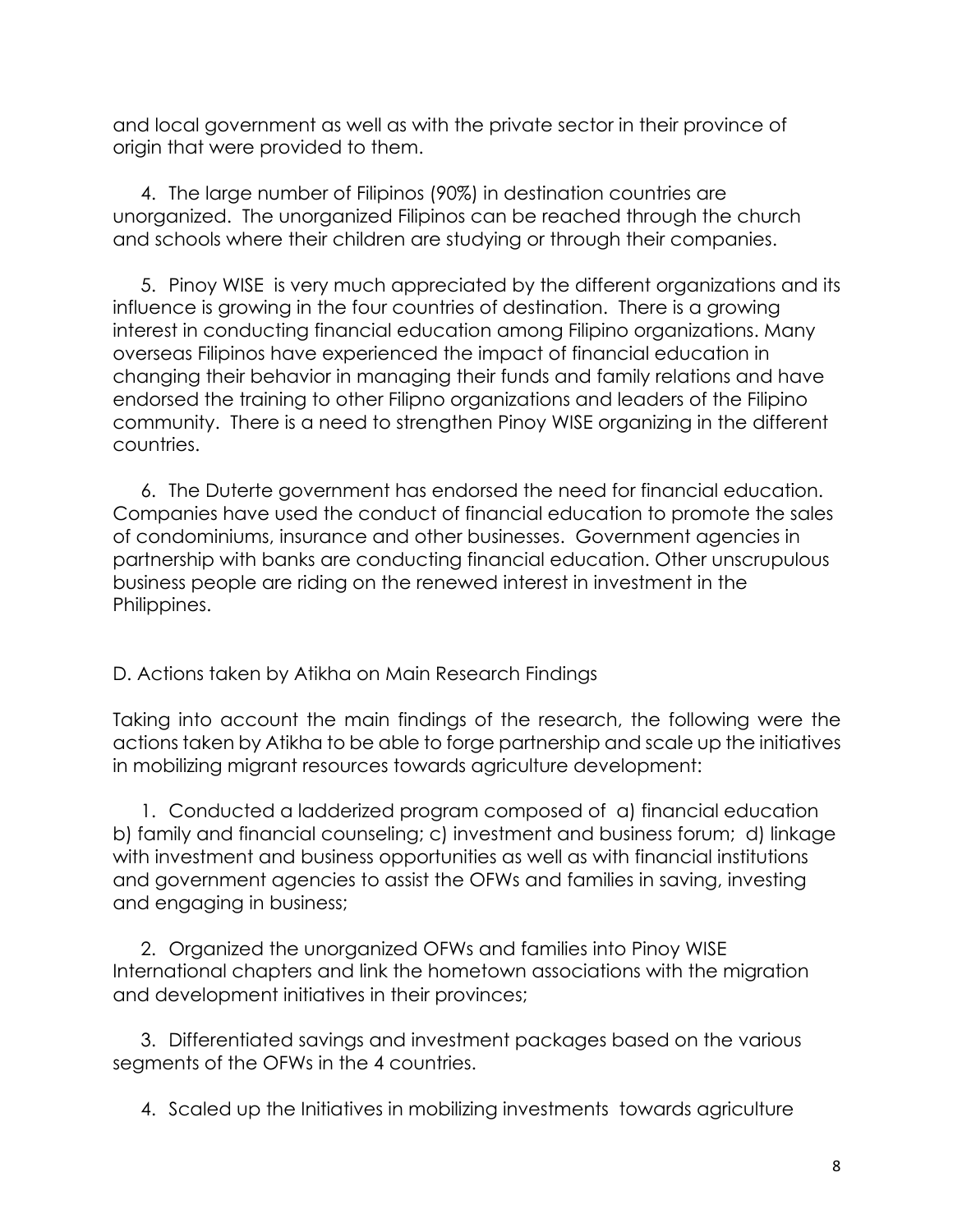and local government as well as with the private sector in their province of origin that were provided to them.

4. The large number of Filipinos (90%) in destination countries are unorganized. The unorganized Filipinos can be reached through the church and schools where their children are studying or through their companies.

5. Pinoy WISE is very much appreciated by the different organizations and its influence is growing in the four countries of destination. There is a growing interest in conducting financial education among Filipino organizations. Many overseas Filipinos have experienced the impact of financial education in changing their behavior in managing their funds and family relations and have endorsed the training to other Filipno organizations and leaders of the Filipino community. There is a need to strengthen Pinoy WISE organizing in the different countries.

6. The Duterte government has endorsed the need for financial education. Companies have used the conduct of financial education to promote the sales of condominiums, insurance and other businesses. Government agencies in partnership with banks are conducting financial education. Other unscrupulous business people are riding on the renewed interest in investment in the Philippines.

D. Actions taken by Atikha on Main Research Findings

Taking into account the main findings of the research, the following were the actions taken by Atikha to be able to forge partnership and scale up the initiatives in mobilizing migrant resources towards agriculture development:

1. Conducted a ladderized program composed of a) financial education b) family and financial counseling; c) investment and business forum; d) linkage with investment and business opportunities as well as with financial institutions and government agencies to assist the OFWs and families in saving, investing and engaging in business;

2. Organized the unorganized OFWs and families into Pinoy WISE International chapters and link the hometown associations with the migration and development initiatives in their provinces;

3. Differentiated savings and investment packages based on the various segments of the OFWs in the 4 countries.

4. Scaled up the Initiatives in mobilizing investments towards agriculture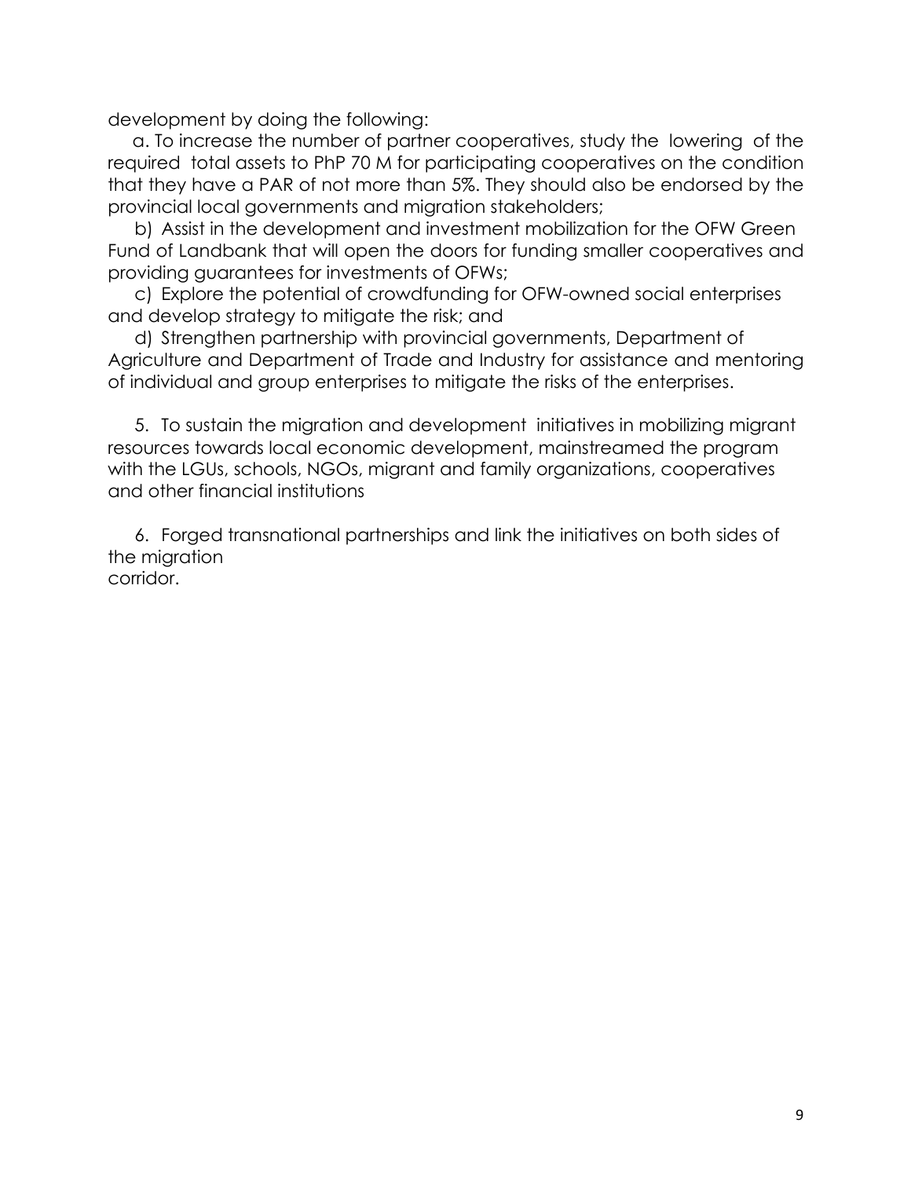development by doing the following:

a. To increase the number of partner cooperatives, study the lowering of the required total assets to PhP 70 M for participating cooperatives on the condition that they have a PAR of not more than 5%. They should also be endorsed by the provincial local governments and migration stakeholders;

b) Assist in the development and investment mobilization for the OFW Green Fund of Landbank that will open the doors for funding smaller cooperatives and providing guarantees for investments of OFWs;

c) Explore the potential of crowdfunding for OFW-owned social enterprises and develop strategy to mitigate the risk; and

d) Strengthen partnership with provincial governments, Department of Agriculture and Department of Trade and Industry for assistance and mentoring of individual and group enterprises to mitigate the risks of the enterprises.

5. To sustain the migration and development initiatives in mobilizing migrant resources towards local economic development, mainstreamed the program with the LGUs, schools, NGOs, migrant and family organizations, cooperatives and other financial institutions

6. Forged transnational partnerships and link the initiatives on both sides of the migration corridor.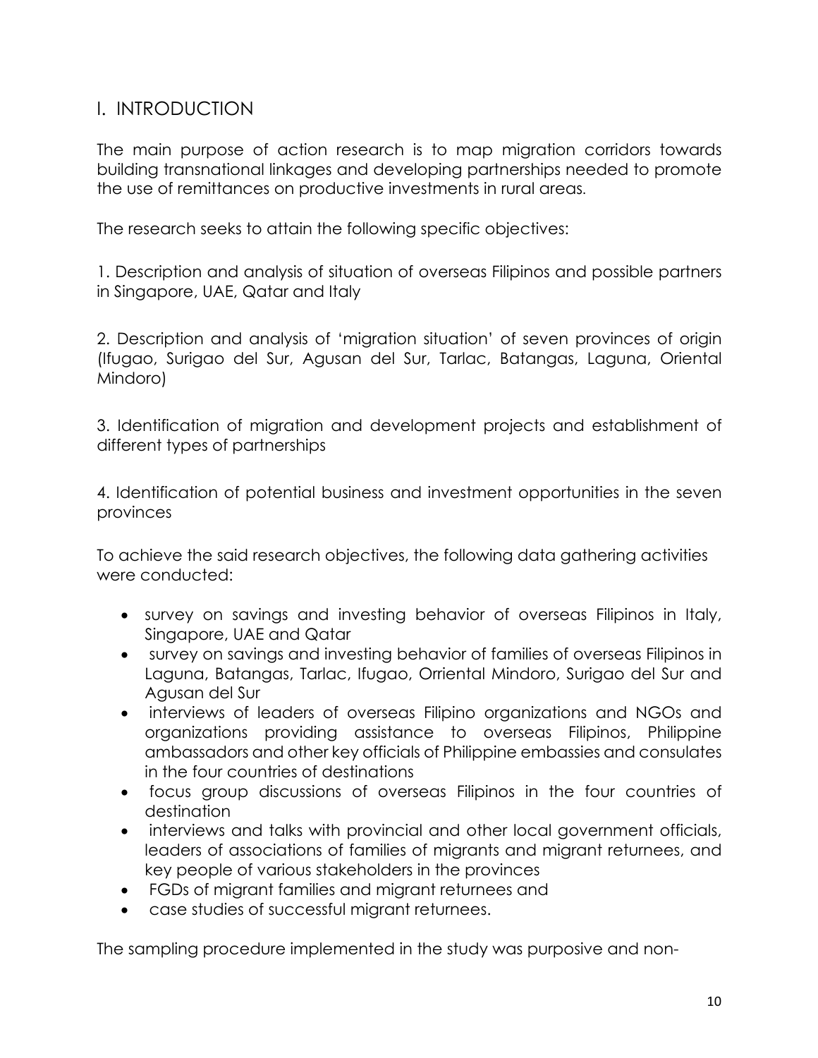## I. INTRODUCTION

The main purpose of action research is to map migration corridors towards building transnational linkages and developing partnerships needed to promote the use of remittances on productive investments in rural areas.

The research seeks to attain the following specific objectives:

1. Description and analysis of situation of overseas Filipinos and possible partners in Singapore, UAE, Qatar and Italy

2. Description and analysis of 'migration situation' of seven provinces of origin (Ifugao, Surigao del Sur, Agusan del Sur, Tarlac, Batangas, Laguna, Oriental Mindoro)

3. Identification of migration and development projects and establishment of different types of partnerships

4. Identification of potential business and investment opportunities in the seven provinces

To achieve the said research objectives, the following data gathering activities were conducted:

- survey on savings and investing behavior of overseas Filipinos in Italy, Singapore, UAE and Qatar
- survey on savings and investing behavior of families of overseas Filipinos in Laguna, Batangas, Tarlac, Ifugao, Orriental Mindoro, Surigao del Sur and Agusan del Sur
- interviews of leaders of overseas Filipino organizations and NGOs and organizations providing assistance to overseas Filipinos, Philippine ambassadors and other key officials of Philippine embassies and consulates in the four countries of destinations
- focus group discussions of overseas Filipinos in the four countries of destination
- interviews and talks with provincial and other local government officials, leaders of associations of families of migrants and migrant returnees, and key people of various stakeholders in the provinces
- FGDs of migrant families and migrant returnees and
- case studies of successful migrant returnees.

The sampling procedure implemented in the study was purposive and non-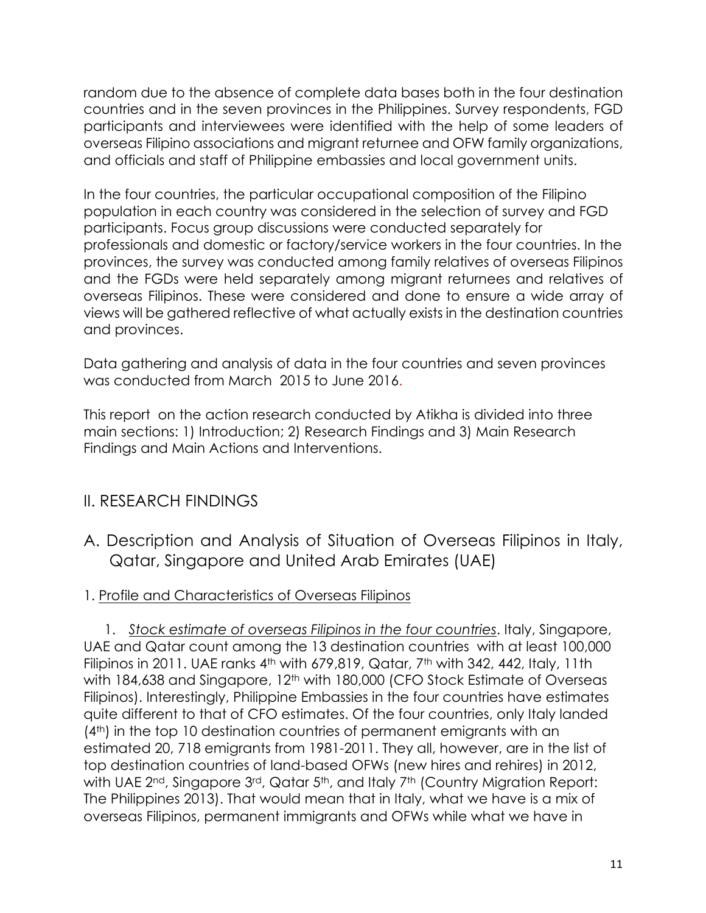random due to the absence of complete data bases both in the four destination countries and in the seven provinces in the Philippines. Survey respondents, FGD participants and interviewees were identified with the help of some leaders of overseas Filipino associations and migrant returnee and OFW family organizations, and officials and staff of Philippine embassies and local government units.

In the four countries, the particular occupational composition of the Filipino population in each country was considered in the selection of survey and FGD participants. Focus group discussions were conducted separately for professionals and domestic or factory/service workers in the four countries. In the provinces, the survey was conducted among family relatives of overseas Filipinos and the FGDs were held separately among migrant returnees and relatives of overseas Filipinos. These were considered and done to ensure a wide array of views will be gathered reflective of what actually exists in the destination countries and provinces.

Data gathering and analysis of data in the four countries and seven provinces was conducted from March 2015 to June 2016.

This report on the action research conducted by Atikha is divided into three main sections: 1) Introduction; 2) Research Findings and 3) Main Research Findings and Main Actions and Interventions.

## II. RESEARCH FINDINGS

### A. Description and Analysis of Situation of Overseas Filipinos in Italy, Qatar, Singapore and United Arab Emirates (UAE)

#### 1. Profile and Characteristics of Overseas Filipinos

1. *Stock estimate of overseas Filipinos in the four countries*. Italy, Singapore, UAE and Qatar count among the 13 destination countries with at least 100,000 Filipinos in 2011. UAE ranks 4th with 679,819, Qatar, 7th with 342, 442, Italy, 11th with 184,638 and Singapore, 12th with 180,000 (CFO Stock Estimate of Overseas Filipinos). Interestingly, Philippine Embassies in the four countries have estimates quite different to that of CFO estimates. Of the four countries, only Italy landed (4th) in the top 10 destination countries of permanent emigrants with an estimated 20, 718 emigrants from 1981-2011. They all, however, are in the list of top destination countries of land-based OFWs (new hires and rehires) in 2012, with UAE 2nd, Singapore 3rd, Qatar 5th, and Italy 7th (Country Migration Report: The Philippines 2013). That would mean that in Italy, what we have is a mix of overseas Filipinos, permanent immigrants and OFWs while what we have in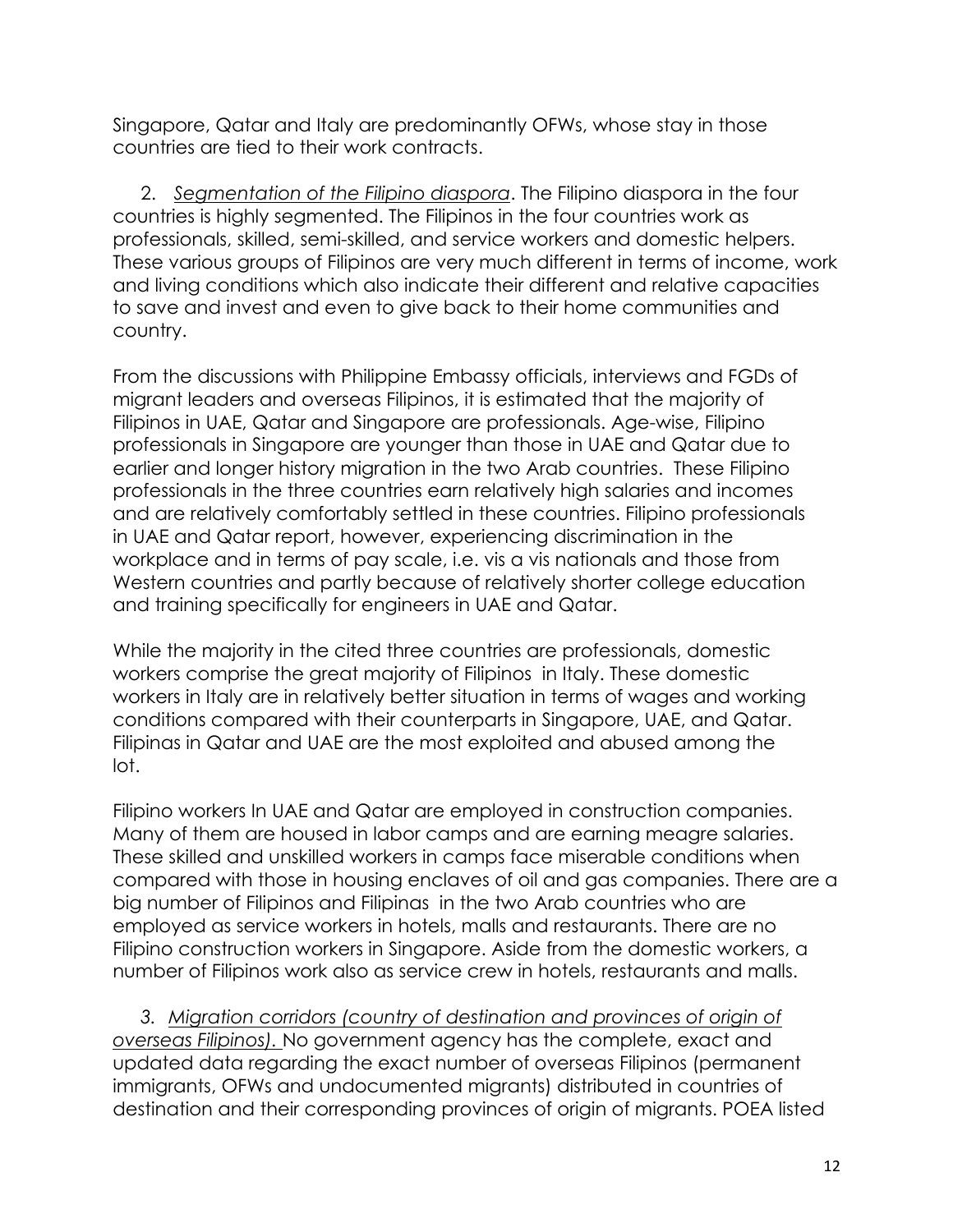Singapore, Qatar and Italy are predominantly OFWs, whose stay in those countries are tied to their work contracts.

2. *Segmentation of the Filipino diaspora*. The Filipino diaspora in the four countries is highly segmented. The Filipinos in the four countries work as professionals, skilled, semi-skilled, and service workers and domestic helpers. These various groups of Filipinos are very much different in terms of income, work and living conditions which also indicate their different and relative capacities to save and invest and even to give back to their home communities and country.

From the discussions with Philippine Embassy officials, interviews and FGDs of migrant leaders and overseas Filipinos, it is estimated that the majority of Filipinos in UAE, Qatar and Singapore are professionals. Age-wise, Filipino professionals in Singapore are younger than those in UAE and Qatar due to earlier and longer history migration in the two Arab countries. These Filipino professionals in the three countries earn relatively high salaries and incomes and are relatively comfortably settled in these countries. Filipino professionals in UAE and Qatar report, however, experiencing discrimination in the workplace and in terms of pay scale, i.e. vis a vis nationals and those from Western countries and partly because of relatively shorter college education and training specifically for engineers in UAE and Qatar.

While the majority in the cited three countries are professionals, domestic workers comprise the great majority of Filipinos in Italy. These domestic workers in Italy are in relatively better situation in terms of wages and working conditions compared with their counterparts in Singapore, UAE, and Qatar. Filipinas in Qatar and UAE are the most exploited and abused among the lot.

Filipino workers In UAE and Qatar are employed in construction companies. Many of them are housed in labor camps and are earning meagre salaries. These skilled and unskilled workers in camps face miserable conditions when compared with those in housing enclaves of oil and gas companies. There are a big number of Filipinos and Filipinas in the two Arab countries who are employed as service workers in hotels, malls and restaurants. There are no Filipino construction workers in Singapore. Aside from the domestic workers, a number of Filipinos work also as service crew in hotels, restaurants and malls.

3. *Migration corridors (country of destination and provinces of origin of overseas Filipinos).* No government agency has the complete, exact and updated data regarding the exact number of overseas Filipinos (permanent immigrants, OFWs and undocumented migrants) distributed in countries of destination and their corresponding provinces of origin of migrants. POEA listed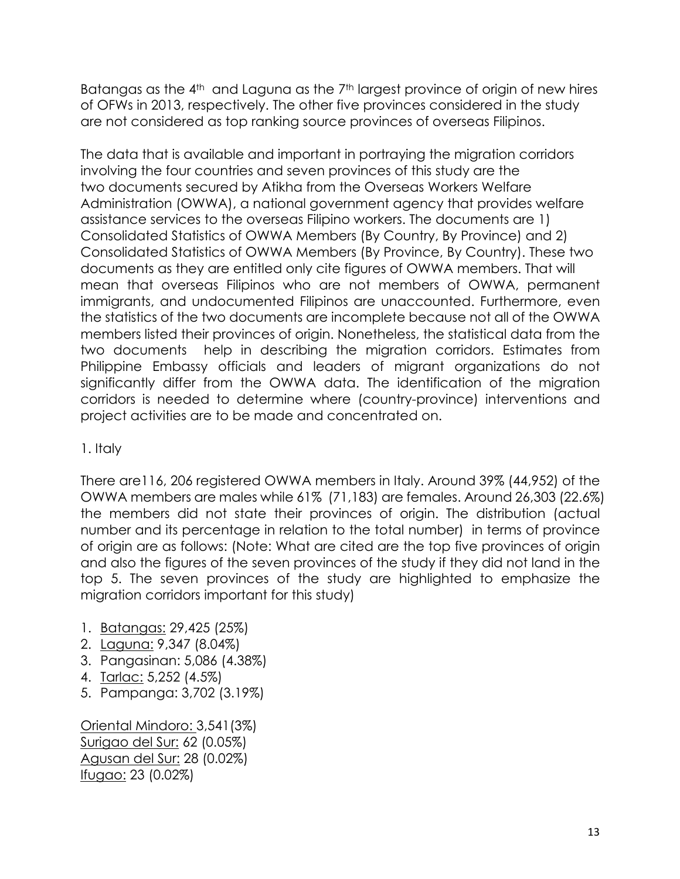Batangas as the 4th and Laguna as the 7th largest province of origin of new hires of OFWs in 2013, respectively. The other five provinces considered in the study are not considered as top ranking source provinces of overseas Filipinos.

The data that is available and important in portraying the migration corridors involving the four countries and seven provinces of this study are the two documents secured by Atikha from the Overseas Workers Welfare Administration (OWWA), a national government agency that provides welfare assistance services to the overseas Filipino workers. The documents are 1) Consolidated Statistics of OWWA Members (By Country, By Province) and 2) Consolidated Statistics of OWWA Members (By Province, By Country). These two documents as they are entitled only cite figures of OWWA members. That will mean that overseas Filipinos who are not members of OWWA, permanent immigrants, and undocumented Filipinos are unaccounted. Furthermore, even the statistics of the two documents are incomplete because not all of the OWWA members listed their provinces of origin. Nonetheless, the statistical data from the two documents help in describing the migration corridors. Estimates from Philippine Embassy officials and leaders of migrant organizations do not significantly differ from the OWWA data. The identification of the migration corridors is needed to determine where (country-province) interventions and project activities are to be made and concentrated on.

1. Italy

There are116, 206 registered OWWA members in Italy. Around 39% (44,952) of the OWWA members are males while 61% (71,183) are females. Around 26,303 (22.6%) the members did not state their provinces of origin. The distribution (actual number and its percentage in relation to the total number) in terms of province of origin are as follows: (Note: What are cited are the top five provinces of origin and also the figures of the seven provinces of the study if they did not land in the top 5. The seven provinces of the study are highlighted to emphasize the migration corridors important for this study)

1. <u>Batangas:</u> 29,425 (25%)
2. <u>Laguna:</u> 9,347 (8.04%)
3. Pangasinan: 5,086 (4.38%)
4. <u>Tarlac:</u> 5,252 (4.5%)
5. Pampanga: 3,702 (3.19%)

<u>Oriental Mindoro:</u> 3,541(3%)
<u>Surigao del Sur:</u> 62 (0.05%)
<u>Agusan del Sur:</u> 28 (0.02%)
<u>Ifugao:</u> 23 (0.02%)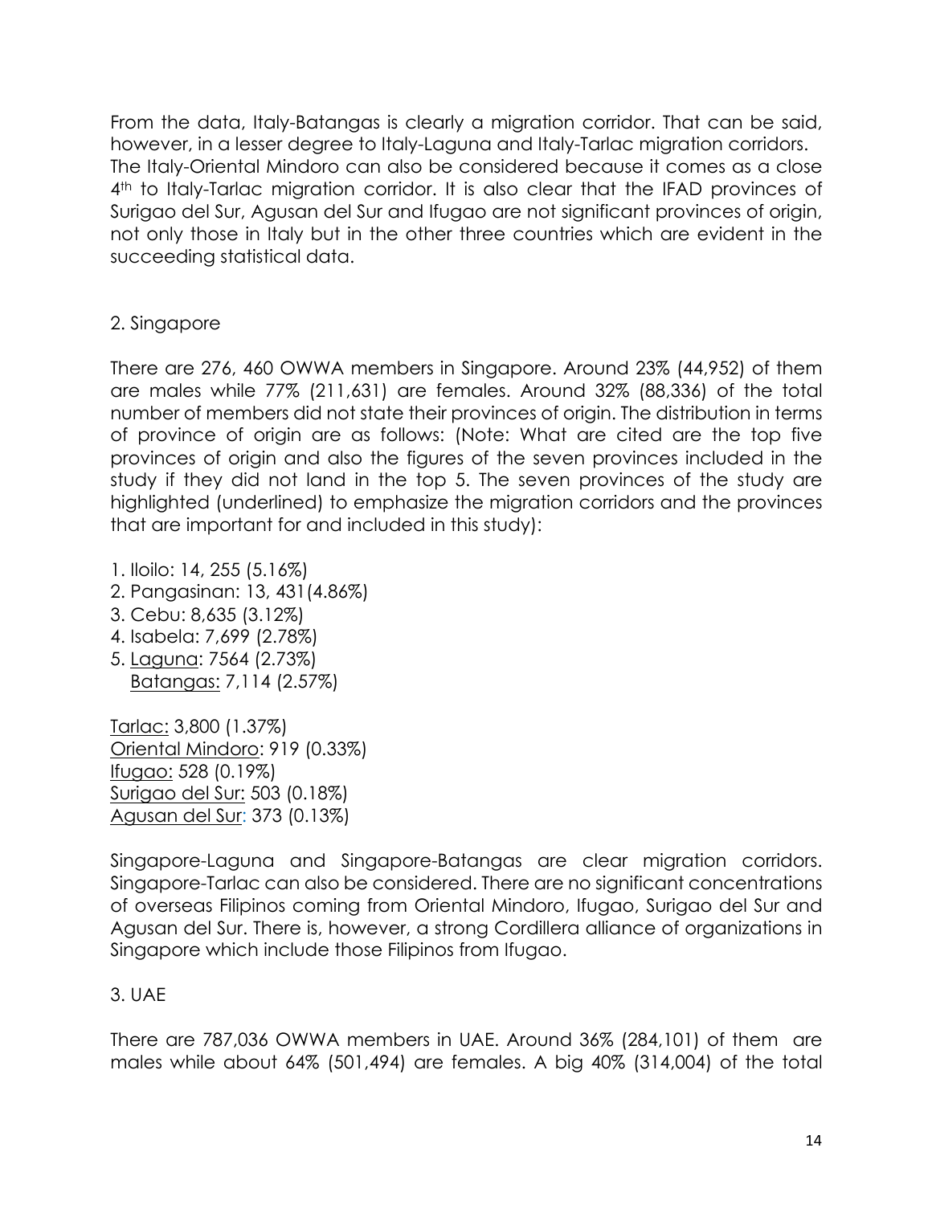From the data, Italy-Batangas is clearly a migration corridor. That can be said, however, in a lesser degree to Italy-Laguna and Italy-Tarlac migration corridors. The Italy-Oriental Mindoro can also be considered because it comes as a close 4th to Italy-Tarlac migration corridor. It is also clear that the IFAD provinces of Surigao del Sur, Agusan del Sur and Ifugao are not significant provinces of origin, not only those in Italy but in the other three countries which are evident in the succeeding statistical data.

2. Singapore

There are 276, 460 OWWA members in Singapore. Around 23% (44,952) of them are males while 77% (211,631) are females. Around 32% (88,336) of the total number of members did not state their provinces of origin. The distribution in terms of province of origin are as follows: (Note: What are cited are the top five provinces of origin and also the figures of the seven provinces included in the study if they did not land in the top 5. The seven provinces of the study are highlighted (underlined) to emphasize the migration corridors and the provinces that are important for and included in this study):

1. Iloilo: 14, 255 (5.16%)
2. Pangasinan: 13, 431(4.86%)
3. Cebu: 8,635 (3.12%)
4. Isabela: 7,699 (2.78%)
5. <u>Laguna</u>: 7564 (2.73%)
   <u>Batangas:</u> 7,114 (2.57%)

<u>Tarlac:</u> 3,800 (1.37%)
<u>Oriental Mindoro</u>: 919 (0.33%)
<u>Ifugao:</u> 528 (0.19%)
<u>Surigao del Sur:</u> 503 (0.18%)
<u>Agusan del Sur</u>: 373 (0.13%)

Singapore-Laguna and Singapore-Batangas are clear migration corridors. Singapore-Tarlac can also be considered. There are no significant concentrations of overseas Filipinos coming from Oriental Mindoro, Ifugao, Surigao del Sur and Agusan del Sur. There is, however, a strong Cordillera alliance of organizations in Singapore which include those Filipinos from Ifugao.

3. UAE

There are 787,036 OWWA members in UAE. Around 36% (284,101) of them are males while about 64% (501,494) are females. A big 40% (314,004) of the total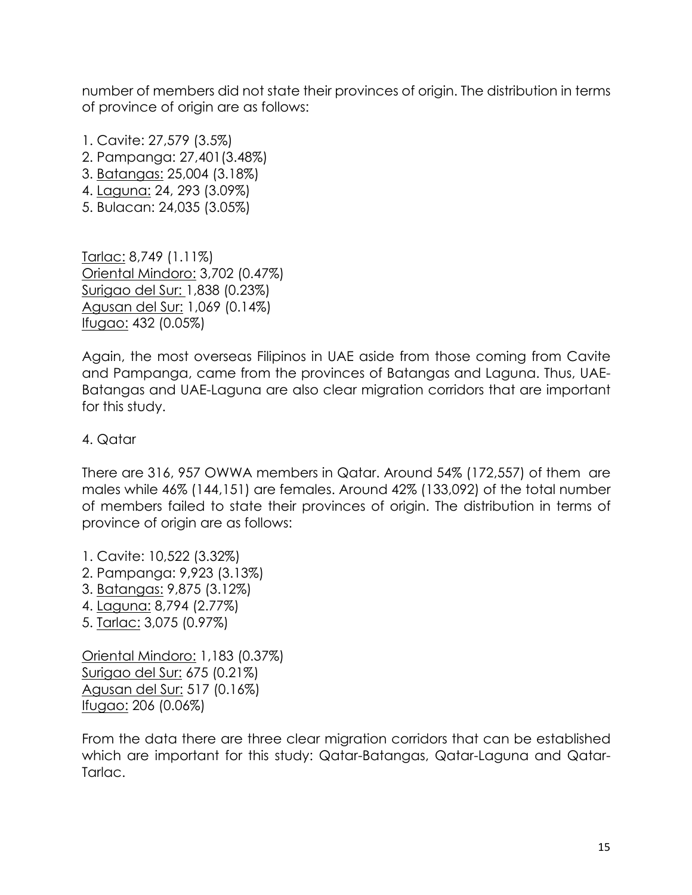number of members did not state their provinces of origin. The distribution in terms of province of origin are as follows:

1. Cavite: 27,579 (3.5%)
2. Pampanga: 27,401(3.48%)
3. <u>Batangas:</u> 25,004 (3.18%)
4. <u>Laguna:</u> 24, 293 (3.09%)
5. Bulacan: 24,035 (3.05%)

<u>Tarlac:</u> 8,749 (1.11%)
<u>Oriental Mindoro:</u> 3,702 (0.47%)
<u>Surigao del Sur:</u> 1,838 (0.23%)
<u>Agusan del Sur:</u> 1,069 (0.14%)
<u>Ifugao:</u> 432 (0.05%)

Again, the most overseas Filipinos in UAE aside from those coming from Cavite and Pampanga, came from the provinces of Batangas and Laguna. Thus, UAE-Batangas and UAE-Laguna are also clear migration corridors that are important for this study.

4. Qatar

There are 316, 957 OWWA members in Qatar. Around 54% (172,557) of them are males while 46% (144,151) are females. Around 42% (133,092) of the total number of members failed to state their provinces of origin. The distribution in terms of province of origin are as follows:

1. Cavite: 10,522 (3.32%)
2. Pampanga: 9,923 (3.13%)
3. <u>Batangas:</u> 9,875 (3.12%)
4. <u>Laguna:</u> 8,794 (2.77%)
5. <u>Tarlac:</u> 3,075 (0.97%)

<u>Oriental Mindoro:</u> 1,183 (0.37%)
<u>Surigao del Sur:</u> 675 (0.21%)
<u>Agusan del Sur:</u> 517 (0.16%)
<u>Ifugao:</u> 206 (0.06%)

From the data there are three clear migration corridors that can be established which are important for this study: Qatar-Batangas, Qatar-Laguna and Qatar-Tarlac.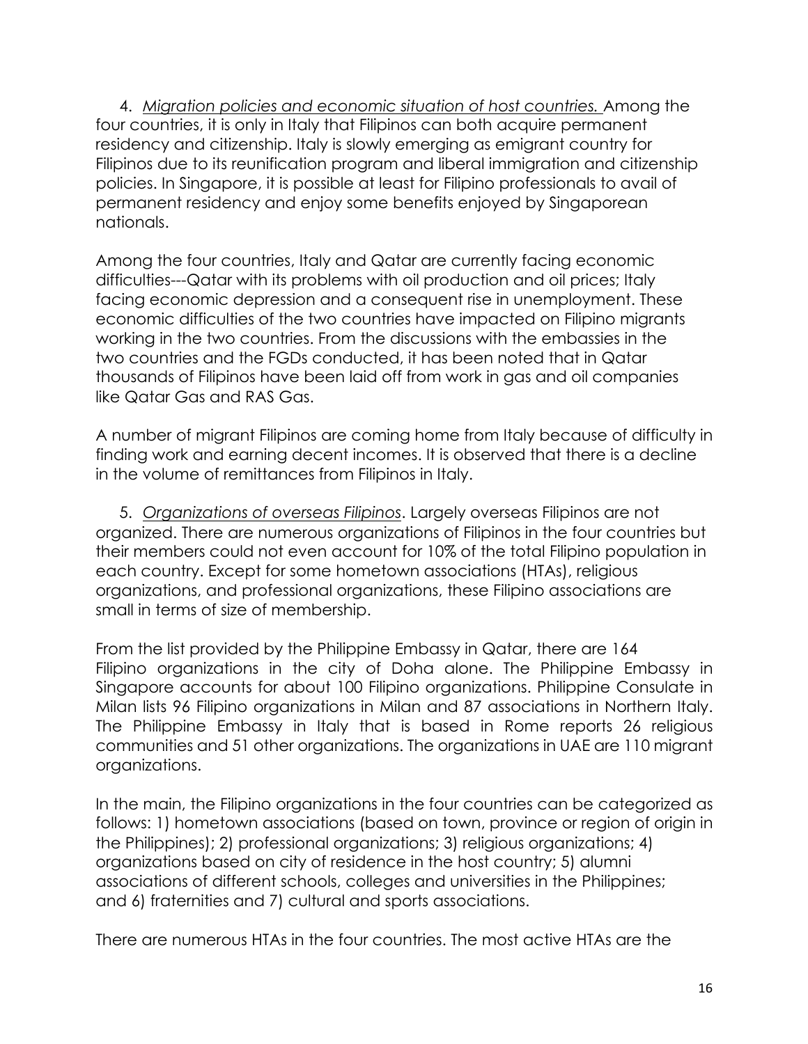4. *Migration policies and economic situation of host countries.* Among the four countries, it is only in Italy that Filipinos can both acquire permanent residency and citizenship. Italy is slowly emerging as emigrant country for Filipinos due to its reunification program and liberal immigration and citizenship policies. In Singapore, it is possible at least for Filipino professionals to avail of permanent residency and enjoy some benefits enjoyed by Singaporean nationals.

Among the four countries, Italy and Qatar are currently facing economic difficulties---Qatar with its problems with oil production and oil prices; Italy facing economic depression and a consequent rise in unemployment. These economic difficulties of the two countries have impacted on Filipino migrants working in the two countries. From the discussions with the embassies in the two countries and the FGDs conducted, it has been noted that in Qatar thousands of Filipinos have been laid off from work in gas and oil companies like Qatar Gas and RAS Gas.

A number of migrant Filipinos are coming home from Italy because of difficulty in finding work and earning decent incomes. It is observed that there is a decline in the volume of remittances from Filipinos in Italy.

5. *Organizations of overseas Filipinos*. Largely overseas Filipinos are not organized. There are numerous organizations of Filipinos in the four countries but their members could not even account for 10% of the total Filipino population in each country. Except for some hometown associations (HTAs), religious organizations, and professional organizations, these Filipino associations are small in terms of size of membership.

From the list provided by the Philippine Embassy in Qatar, there are 164 Filipino organizations in the city of Doha alone. The Philippine Embassy in Singapore accounts for about 100 Filipino organizations. Philippine Consulate in Milan lists 96 Filipino organizations in Milan and 87 associations in Northern Italy. The Philippine Embassy in Italy that is based in Rome reports 26 religious communities and 51 other organizations. The organizations in UAE are 110 migrant organizations.

In the main, the Filipino organizations in the four countries can be categorized as follows: 1) hometown associations (based on town, province or region of origin in the Philippines); 2) professional organizations; 3) religious organizations; 4) organizations based on city of residence in the host country; 5) alumni associations of different schools, colleges and universities in the Philippines; and 6) fraternities and 7) cultural and sports associations.

There are numerous HTAs in the four countries. The most active HTAs are the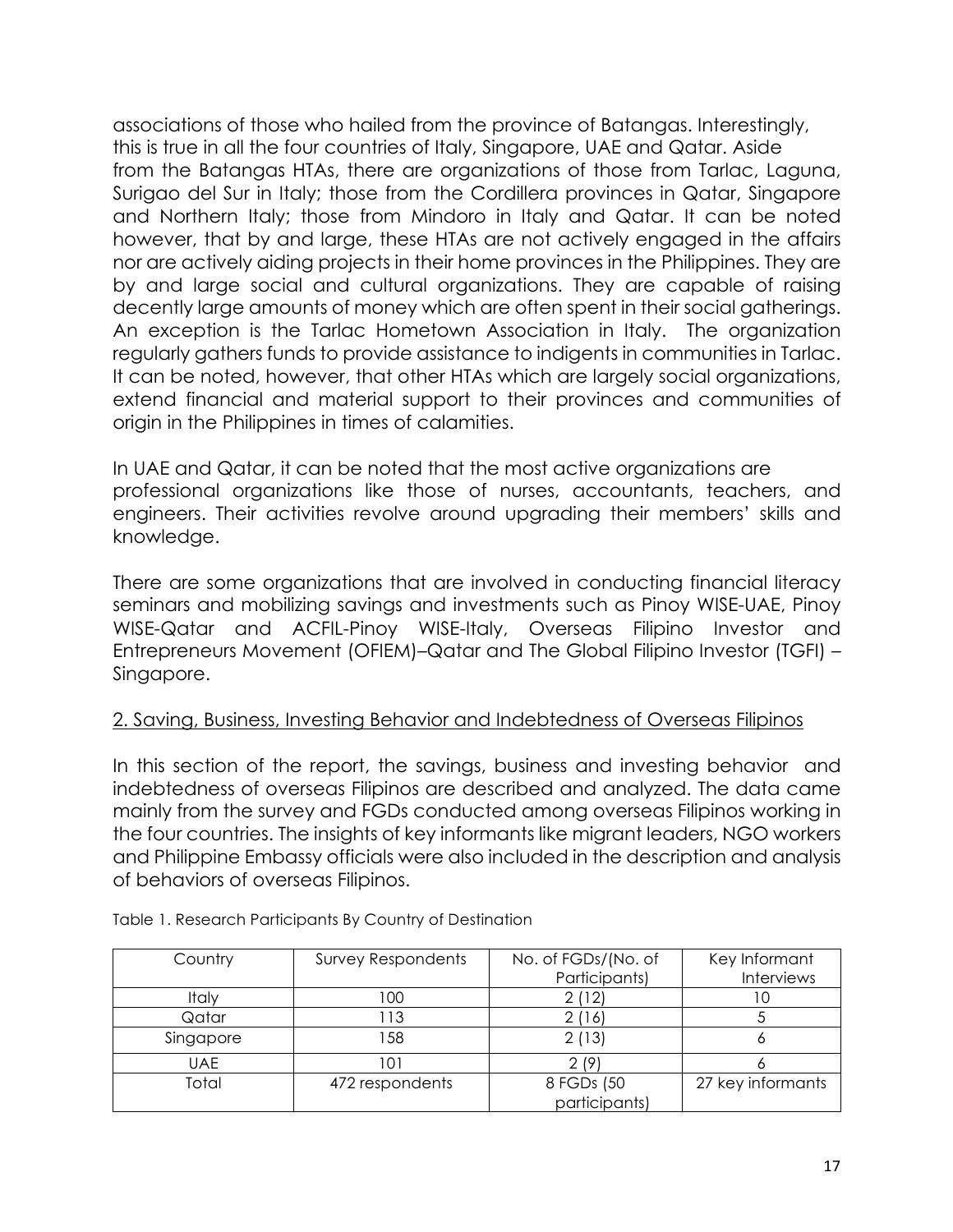associations of those who hailed from the province of Batangas. Interestingly, this is true in all the four countries of Italy, Singapore, UAE and Qatar. Aside from the Batangas HTAs, there are organizations of those from Tarlac, Laguna, Surigao del Sur in Italy; those from the Cordillera provinces in Qatar, Singapore and Northern Italy; those from Mindoro in Italy and Qatar. It can be noted however, that by and large, these HTAs are not actively engaged in the affairs nor are actively aiding projects in their home provinces in the Philippines. They are by and large social and cultural organizations. They are capable of raising decently large amounts of money which are often spent in their social gatherings. An exception is the Tarlac Hometown Association in Italy. The organization regularly gathers funds to provide assistance to indigents in communities in Tarlac. It can be noted, however, that other HTAs which are largely social organizations, extend financial and material support to their provinces and communities of origin in the Philippines in times of calamities.

In UAE and Qatar, it can be noted that the most active organizations are professional organizations like those of nurses, accountants, teachers, and engineers. Their activities revolve around upgrading their members' skills and knowledge.

There are some organizations that are involved in conducting financial literacy seminars and mobilizing savings and investments such as Pinoy WISE-UAE, Pinoy WISE-Qatar and ACFIL-Pinoy WISE-Italy, Overseas Filipino Investor and Entrepreneurs Movement (OFIEM)–Qatar and The Global Filipino Investor (TGFI) – Singapore.

## 2. Saving, Business, Investing Behavior and Indebtedness of Overseas Filipinos

In this section of the report, the savings, business and investing behavior and indebtedness of overseas Filipinos are described and analyzed. The data came mainly from the survey and FGDs conducted among overseas Filipinos working in the four countries. The insights of key informants like migrant leaders, NGO workers and Philippine Embassy officials were also included in the description and analysis of behaviors of overseas Filipinos.

Table 1. Research Participants By Country of Destination

| Country | Survey Respondents | No. of FGDs/(No. of Participants) | Key Informant Interviews |
|---|---|---|---|
| Italy | 100 | 2 (12) | 10 |
| Qatar | 113 | 2 (16) | 5 |
| Singapore | 158 | 2 (13) | 6 |
| UAE | 101 | 2 (9) | 6 |
| Total | 472 respondents | 8 FGDs (50 participants) | 27 key informants |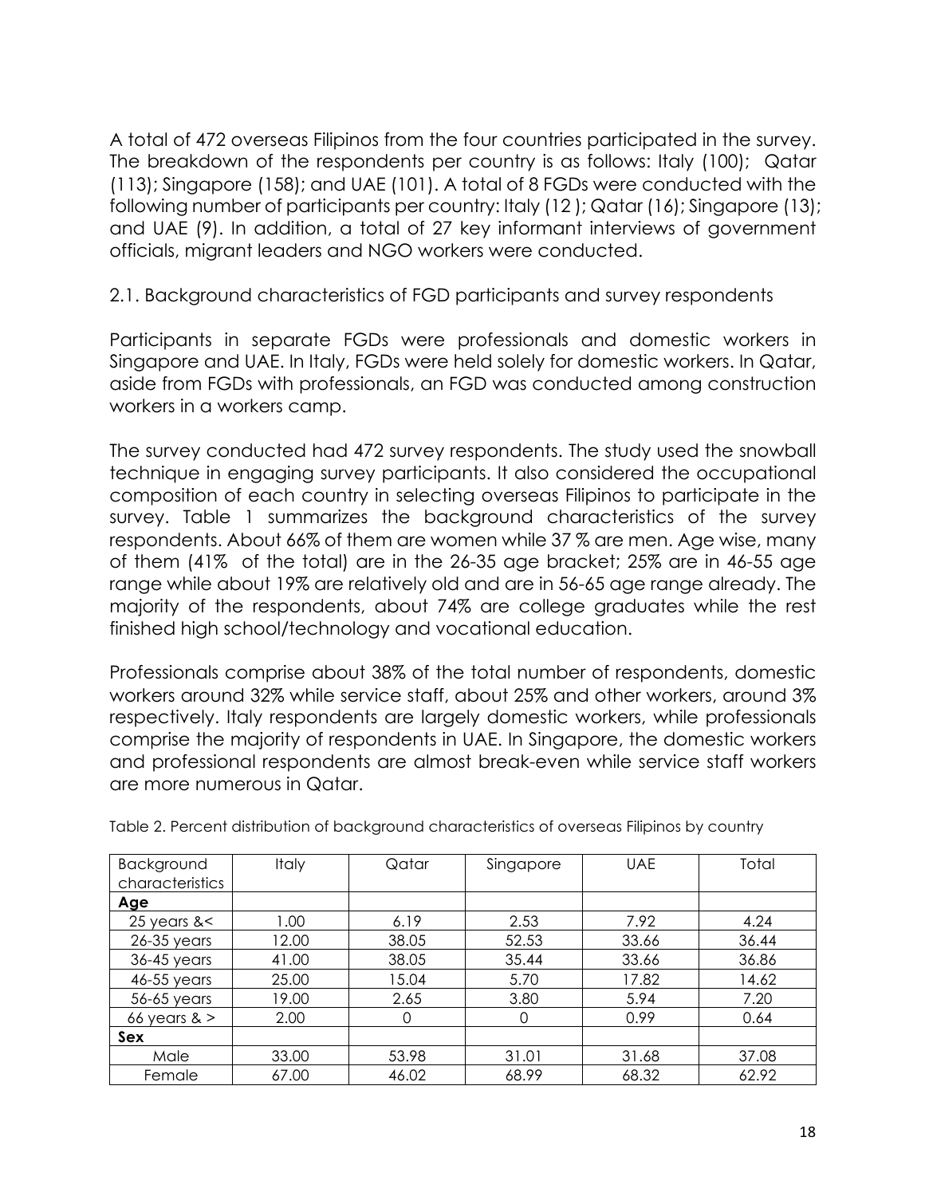A total of 472 overseas Filipinos from the four countries participated in the survey. The breakdown of the respondents per country is as follows: Italy (100); Qatar (113); Singapore (158); and UAE (101). A total of 8 FGDs were conducted with the following number of participants per country: Italy (12 ); Qatar (16); Singapore (13); and UAE (9). In addition, a total of 27 key informant interviews of government officials, migrant leaders and NGO workers were conducted.

2.1. Background characteristics of FGD participants and survey respondents

Participants in separate FGDs were professionals and domestic workers in Singapore and UAE. In Italy, FGDs were held solely for domestic workers. In Qatar, aside from FGDs with professionals, an FGD was conducted among construction workers in a workers camp.

The survey conducted had 472 survey respondents. The study used the snowball technique in engaging survey participants. It also considered the occupational composition of each country in selecting overseas Filipinos to participate in the survey. Table 1 summarizes the background characteristics of the survey respondents. About 66% of them are women while 37 % are men. Age wise, many of them (41% of the total) are in the 26-35 age bracket; 25% are in 46-55 age range while about 19% are relatively old and are in 56-65 age range already. The majority of the respondents, about 74% are college graduates while the rest finished high school/technology and vocational education.

Professionals comprise about 38% of the total number of respondents, domestic workers around 32% while service staff, about 25% and other workers, around 3% respectively. Italy respondents are largely domestic workers, while professionals comprise the majority of respondents in UAE. In Singapore, the domestic workers and professional respondents are almost break-even while service staff workers are more numerous in Qatar.

Table 2. Percent distribution of background characteristics of overseas Filipinos by country

| Background characteristics | Italy | Qatar | Singapore | UAE | Total |
|---|---|---|---|---|---|
| **Age** | | | | | |
| 25 years &< | 1.00 | 6.19 | 2.53 | 7.92 | 4.24 |
| 26-35 years | 12.00 | 38.05 | 52.53 | 33.66 | 36.44 |
| 36-45 years | 41.00 | 38.05 | 35.44 | 33.66 | 36.86 |
| 46-55 years | 25.00 | 15.04 | 5.70 | 17.82 | 14.62 |
| 56-65 years | 19.00 | 2.65 | 3.80 | 5.94 | 7.20 |
| 66 years & > | 2.00 | 0 | 0 | 0.99 | 0.64 |
| **Sex** | | | | | |
| Male | 33.00 | 53.98 | 31.01 | 31.68 | 37.08 |
| Female | 67.00 | 46.02 | 68.99 | 68.32 | 62.92 |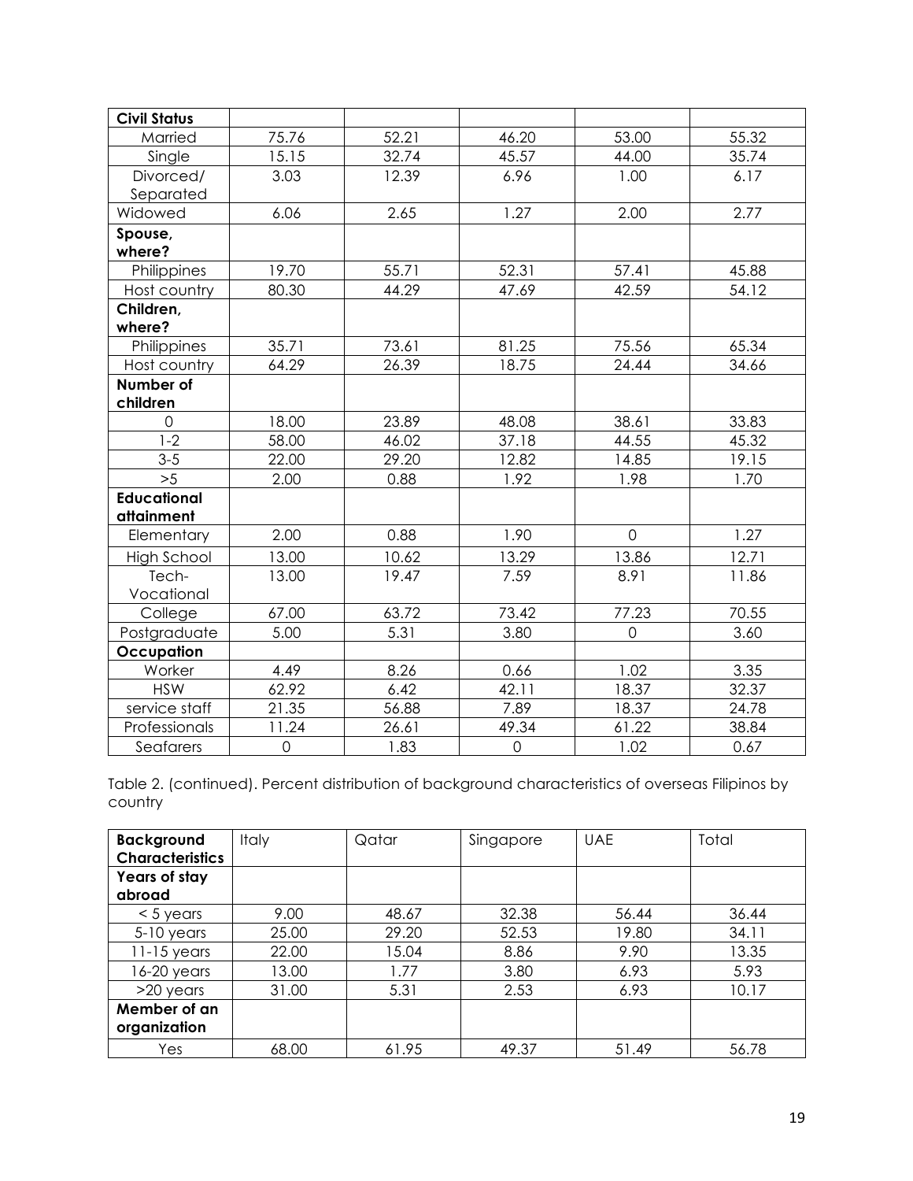| | | | | | |
|---|---|---|---|---|---|
| **Civil Status** | | | | | |
| Married | 75.76 | 52.21 | 46.20 | 53.00 | 55.32 |
| Single | 15.15 | 32.74 | 45.57 | 44.00 | 35.74 |
| Divorced/ Separated | 3.03 | 12.39 | 6.96 | 1.00 | 6.17 |
| Widowed | 6.06 | 2.65 | 1.27 | 2.00 | 2.77 |
| **Spouse, where?** | | | | | |
| Philippines | 19.70 | 55.71 | 52.31 | 57.41 | 45.88 |
| Host country | 80.30 | 44.29 | 47.69 | 42.59 | 54.12 |
| **Children, where?** | | | | | |
| Philippines | 35.71 | 73.61 | 81.25 | 75.56 | 65.34 |
| Host country | 64.29 | 26.39 | 18.75 | 24.44 | 34.66 |
| **Number of children** | | | | | |
| 0 | 18.00 | 23.89 | 48.08 | 38.61 | 33.83 |
| 1-2 | 58.00 | 46.02 | 37.18 | 44.55 | 45.32 |
| 3-5 | 22.00 | 29.20 | 12.82 | 14.85 | 19.15 |
| >5 | 2.00 | 0.88 | 1.92 | 1.98 | 1.70 |
| **Educational attainment** | | | | | |
| Elementary | 2.00 | 0.88 | 1.90 | 0 | 1.27 |
| High School | 13.00 | 10.62 | 13.29 | 13.86 | 12.71 |
| Tech-Vocational | 13.00 | 19.47 | 7.59 | 8.91 | 11.86 |
| College | 67.00 | 63.72 | 73.42 | 77.23 | 70.55 |
| Postgraduate | 5.00 | 5.31 | 3.80 | 0 | 3.60 |
| **Occupation** | | | | | |
| Worker | 4.49 | 8.26 | 0.66 | 1.02 | 3.35 |
| HSW | 62.92 | 6.42 | 42.11 | 18.37 | 32.37 |
| service staff | 21.35 | 56.88 | 7.89 | 18.37 | 24.78 |
| Professionals | 11.24 | 26.61 | 49.34 | 61.22 | 38.84 |
| Seafarers | 0 | 1.83 | 0 | 1.02 | 0.67 |

Table 2. (continued). Percent distribution of background characteristics of overseas Filipinos by country

| **Background Characteristics** | Italy | Qatar | Singapore | UAE | Total |
|---|---|---|---|---|---|
| **Years of stay abroad** | | | | | |
| < 5 years | 9.00 | 48.67 | 32.38 | 56.44 | 36.44 |
| 5-10 years | 25.00 | 29.20 | 52.53 | 19.80 | 34.11 |
| 11-15 years | 22.00 | 15.04 | 8.86 | 9.90 | 13.35 |
| 16-20 years | 13.00 | 1.77 | 3.80 | 6.93 | 5.93 |
| >20 years | 31.00 | 5.31 | 2.53 | 6.93 | 10.17 |
| **Member of an organization** | | | | | |
| Yes | 68.00 | 61.95 | 49.37 | 51.49 | 56.78 |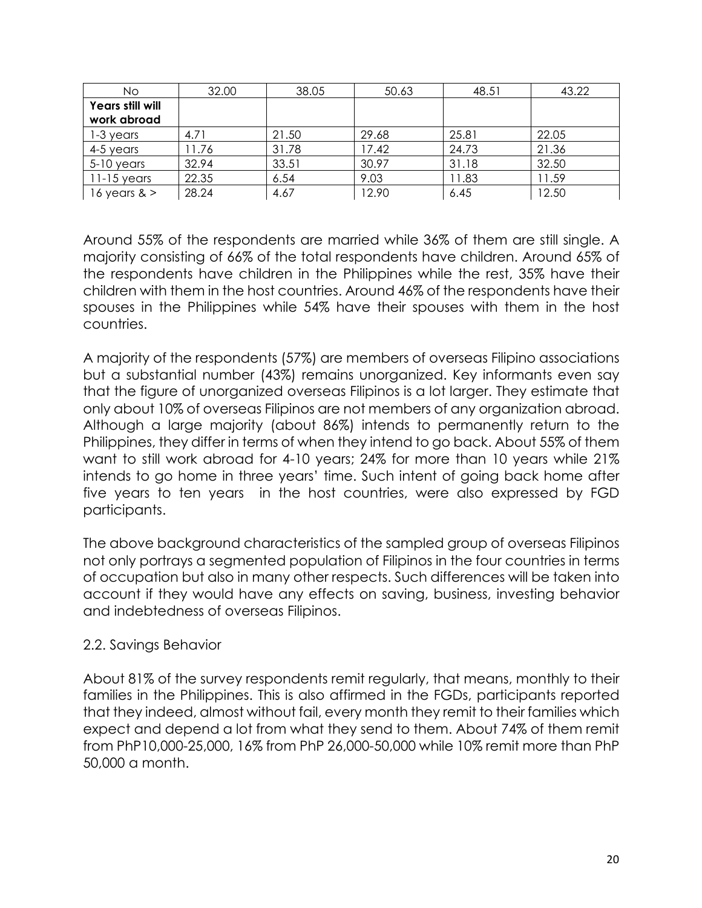| No | 32.00 | 38.05 | 50.63 | 48.51 | 43.22 |
|---|---|---|---|---|---|
| **Years still will work abroad** | | | | | |
| 1-3 years | 4.71 | 21.50 | 29.68 | 25.81 | 22.05 |
| 4-5 years | 11.76 | 31.78 | 17.42 | 24.73 | 21.36 |
| 5-10 years | 32.94 | 33.51 | 30.97 | 31.18 | 32.50 |
| 11-15 years | 22.35 | 6.54 | 9.03 | 11.83 | 11.59 |
| 16 years & > | 28.24 | 4.67 | 12.90 | 6.45 | 12.50 |

Around 55% of the respondents are married while 36% of them are still single. A majority consisting of 66% of the total respondents have children. Around 65% of the respondents have children in the Philippines while the rest, 35% have their children with them in the host countries. Around 46% of the respondents have their spouses in the Philippines while 54% have their spouses with them in the host countries.

A majority of the respondents (57%) are members of overseas Filipino associations but a substantial number (43%) remains unorganized. Key informants even say that the figure of unorganized overseas Filipinos is a lot larger. They estimate that only about 10% of overseas Filipinos are not members of any organization abroad. Although a large majority (about 86%) intends to permanently return to the Philippines, they differ in terms of when they intend to go back. About 55% of them want to still work abroad for 4-10 years; 24% for more than 10 years while 21% intends to go home in three years' time. Such intent of going back home after five years to ten years in the host countries, were also expressed by FGD participants.

The above background characteristics of the sampled group of overseas Filipinos not only portrays a segmented population of Filipinos in the four countries in terms of occupation but also in many other respects. Such differences will be taken into account if they would have any effects on saving, business, investing behavior and indebtedness of overseas Filipinos.

## 2.2. Savings Behavior

About 81% of the survey respondents remit regularly, that means, monthly to their families in the Philippines. This is also affirmed in the FGDs, participants reported that they indeed, almost without fail, every month they remit to their families which expect and depend a lot from what they send to them. About 74% of them remit from PhP10,000-25,000, 16% from PhP 26,000-50,000 while 10% remit more than PhP 50,000 a month.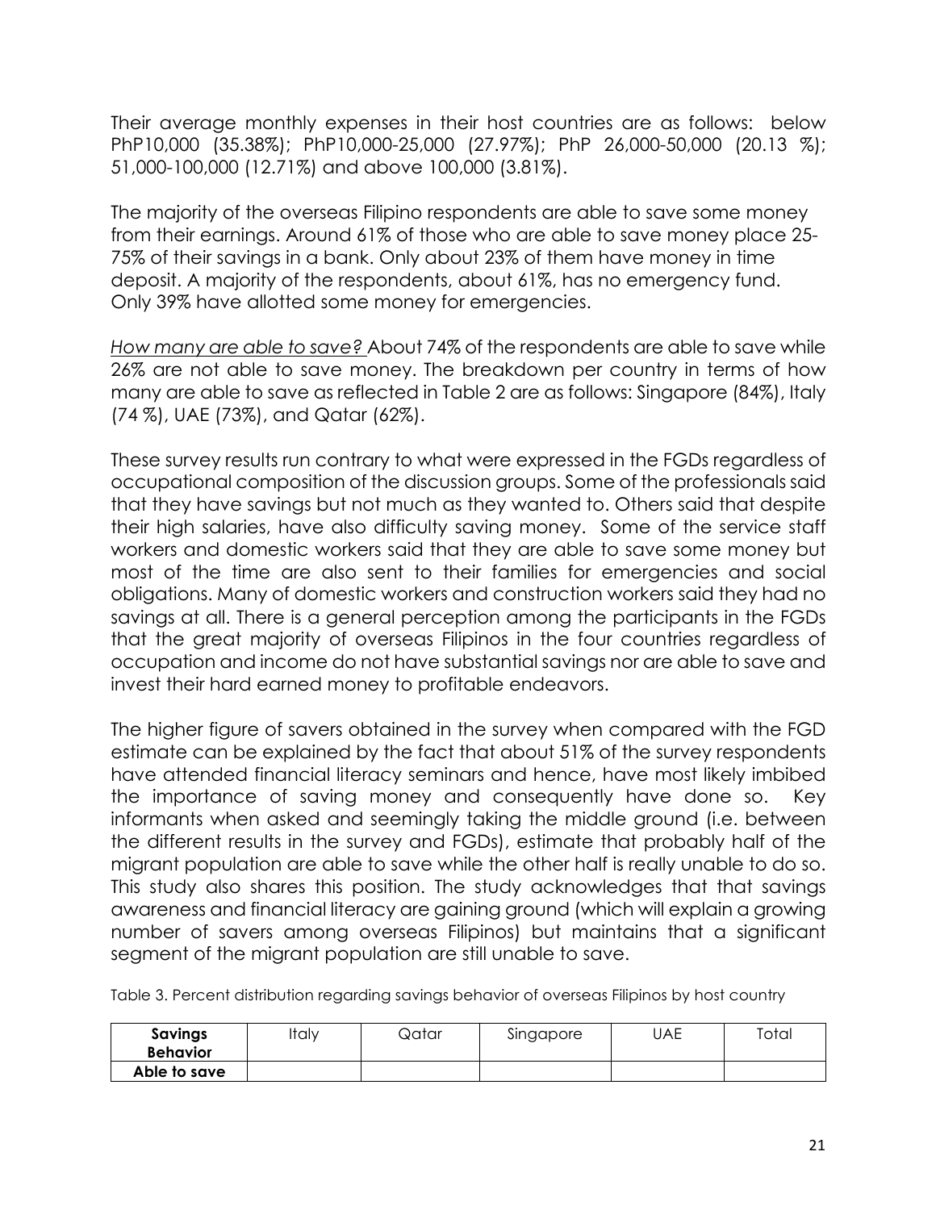Their average monthly expenses in their host countries are as follows: below PhP10,000 (35.38%); PhP10,000-25,000 (27.97%); PhP 26,000-50,000 (20.13 %); 51,000-100,000 (12.71%) and above 100,000 (3.81%).

The majority of the overseas Filipino respondents are able to save some money from their earnings. Around 61% of those who are able to save money place 25-75% of their savings in a bank. Only about 23% of them have money in time deposit. A majority of the respondents, about 61%, has no emergency fund. Only 39% have allotted some money for emergencies.

*How many are able to save?* About 74% of the respondents are able to save while 26% are not able to save money. The breakdown per country in terms of how many are able to save as reflected in Table 2 are as follows: Singapore (84%), Italy (74 %), UAE (73%), and Qatar (62%).

These survey results run contrary to what were expressed in the FGDs regardless of occupational composition of the discussion groups. Some of the professionals said that they have savings but not much as they wanted to. Others said that despite their high salaries, have also difficulty saving money. Some of the service staff workers and domestic workers said that they are able to save some money but most of the time are also sent to their families for emergencies and social obligations. Many of domestic workers and construction workers said they had no savings at all. There is a general perception among the participants in the FGDs that the great majority of overseas Filipinos in the four countries regardless of occupation and income do not have substantial savings nor are able to save and invest their hard earned money to profitable endeavors.

The higher figure of savers obtained in the survey when compared with the FGD estimate can be explained by the fact that about 51% of the survey respondents have attended financial literacy seminars and hence, have most likely imbibed the importance of saving money and consequently have done so. Key informants when asked and seemingly taking the middle ground (i.e. between the different results in the survey and FGDs), estimate that probably half of the migrant population are able to save while the other half is really unable to do so. This study also shares this position. The study acknowledges that that savings awareness and financial literacy are gaining ground (which will explain a growing number of savers among overseas Filipinos) but maintains that a significant segment of the migrant population are still unable to save.

Table 3. Percent distribution regarding savings behavior of overseas Filipinos by host country

| Savings Behavior | Italy | Qatar | Singapore | UAE | Total |
|---|---|---|---|---|---|
| **Able to save** | | | | | |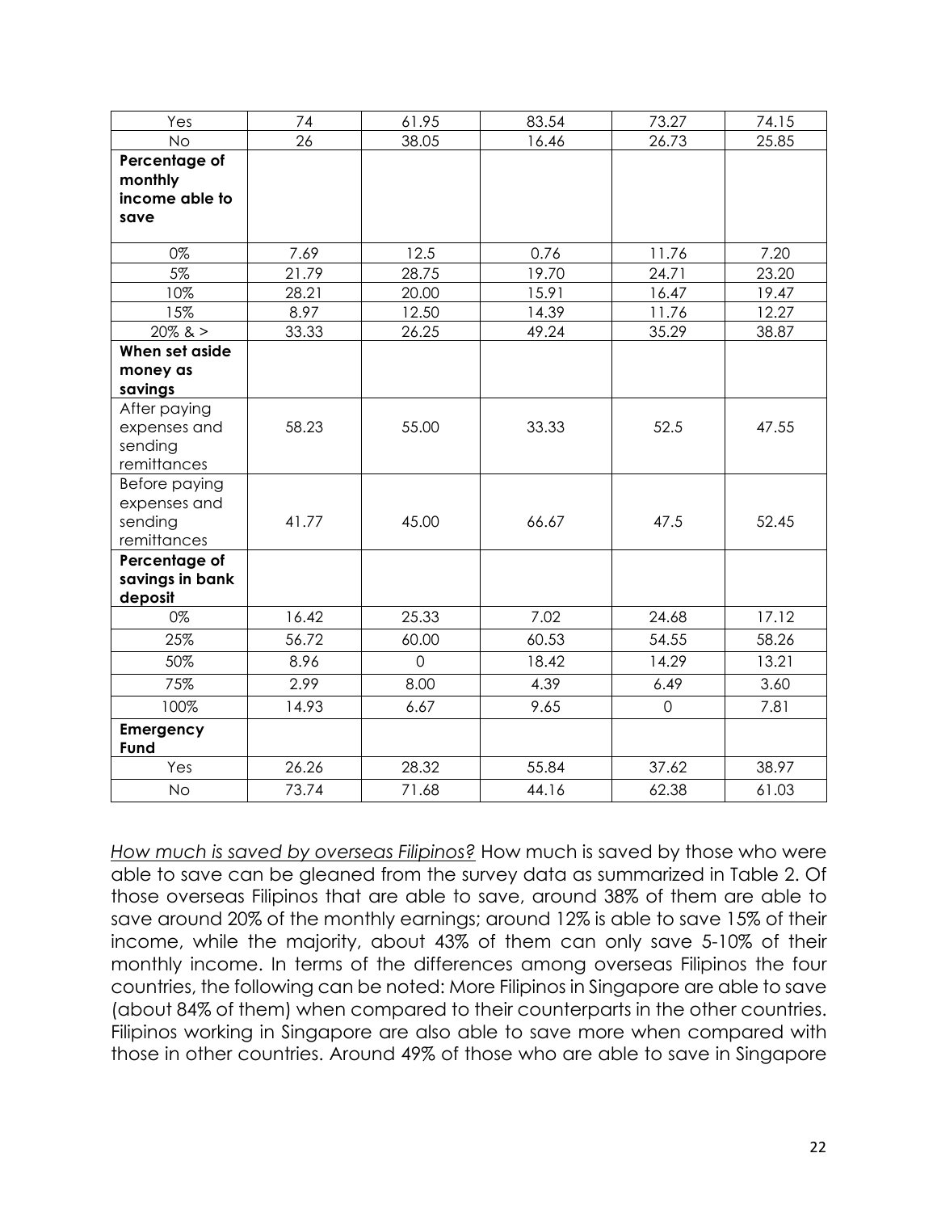|  |  |  |  |  |  |
|---|---|---|---|---|---|
| Yes | 74 | 61.95 | 83.54 | 73.27 | 74.15 |
| No | 26 | 38.05 | 16.46 | 26.73 | 25.85 |
| **Percentage of monthly income able to save** |  |  |  |  |  |
| 0% | 7.69 | 12.5 | 0.76 | 11.76 | 7.20 |
| 5% | 21.79 | 28.75 | 19.70 | 24.71 | 23.20 |
| 10% | 28.21 | 20.00 | 15.91 | 16.47 | 19.47 |
| 15% | 8.97 | 12.50 | 14.39 | 11.76 | 12.27 |
| 20% & > | 33.33 | 26.25 | 49.24 | 35.29 | 38.87 |
| **When set aside money as savings** |  |  |  |  |  |
| After paying expenses and sending remittances | 58.23 | 55.00 | 33.33 | 52.5 | 47.55 |
| Before paying expenses and sending remittances | 41.77 | 45.00 | 66.67 | 47.5 | 52.45 |
| **Percentage of savings in bank deposit** |  |  |  |  |  |
| 0% | 16.42 | 25.33 | 7.02 | 24.68 | 17.12 |
| 25% | 56.72 | 60.00 | 60.53 | 54.55 | 58.26 |
| 50% | 8.96 | 0 | 18.42 | 14.29 | 13.21 |
| 75% | 2.99 | 8.00 | 4.39 | 6.49 | 3.60 |
| 100% | 14.93 | 6.67 | 9.65 | 0 | 7.81 |
| **Emergency Fund** |  |  |  |  |  |
| Yes | 26.26 | 28.32 | 55.84 | 37.62 | 38.97 |
| No | 73.74 | 71.68 | 44.16 | 62.38 | 61.03 |

*How much is saved by overseas Filipinos?* How much is saved by those who were able to save can be gleaned from the survey data as summarized in Table 2. Of those overseas Filipinos that are able to save, around 38% of them are able to save around 20% of the monthly earnings; around 12% is able to save 15% of their income, while the majority, about 43% of them can only save 5-10% of their monthly income. In terms of the differences among overseas Filipinos the four countries, the following can be noted: More Filipinos in Singapore are able to save (about 84% of them) when compared to their counterparts in the other countries. Filipinos working in Singapore are also able to save more when compared with those in other countries. Around 49% of those who are able to save in Singapore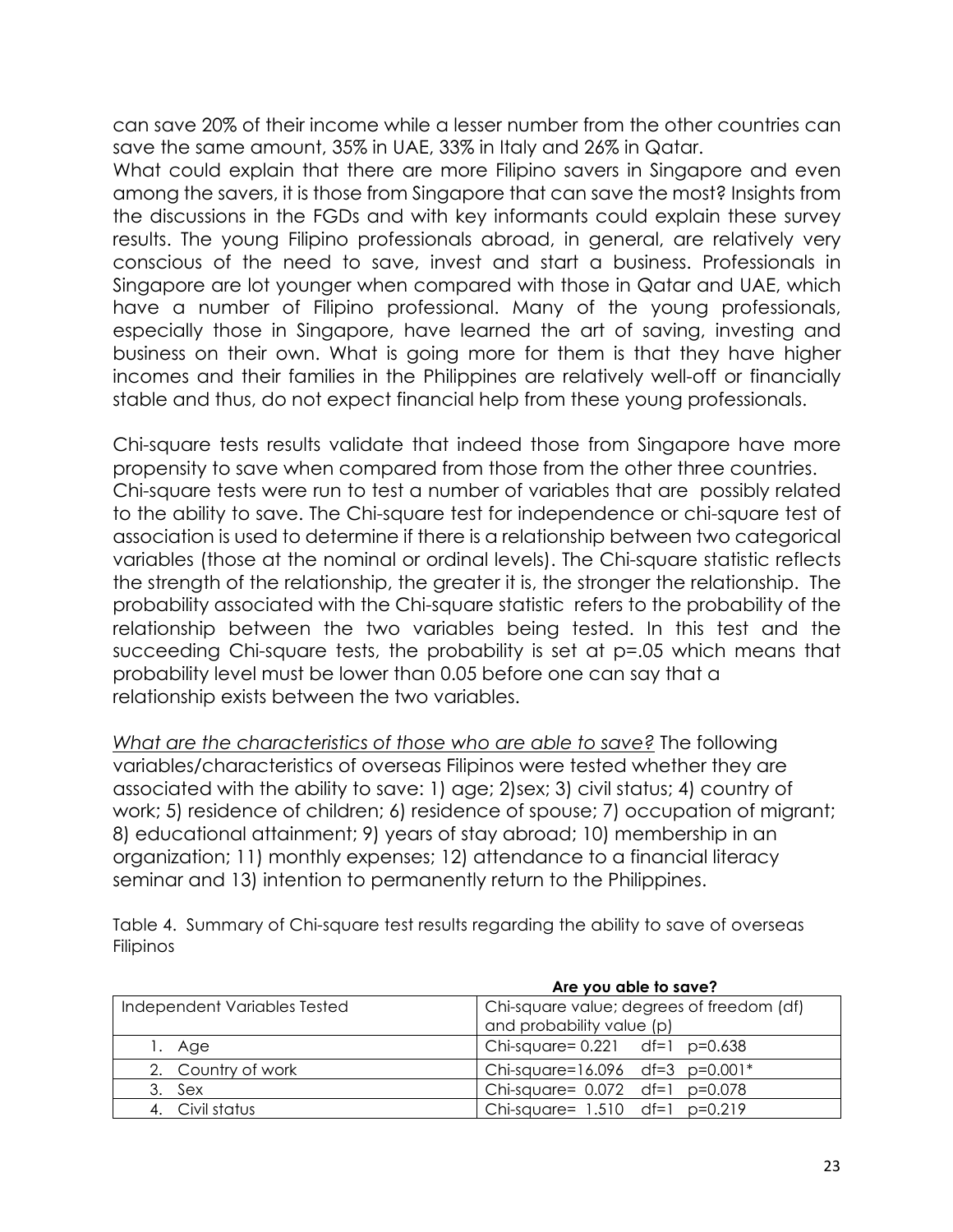can save 20% of their income while a lesser number from the other countries can save the same amount, 35% in UAE, 33% in Italy and 26% in Qatar.

What could explain that there are more Filipino savers in Singapore and even among the savers, it is those from Singapore that can save the most? Insights from the discussions in the FGDs and with key informants could explain these survey results. The young Filipino professionals abroad, in general, are relatively very conscious of the need to save, invest and start a business. Professionals in Singapore are lot younger when compared with those in Qatar and UAE, which have a number of Filipino professional. Many of the young professionals, especially those in Singapore, have learned the art of saving, investing and business on their own. What is going more for them is that they have higher incomes and their families in the Philippines are relatively well-off or financially stable and thus, do not expect financial help from these young professionals.

Chi-square tests results validate that indeed those from Singapore have more propensity to save when compared from those from the other three countries. Chi-square tests were run to test a number of variables that are possibly related to the ability to save. The Chi-square test for independence or chi-square test of association is used to determine if there is a relationship between two categorical variables (those at the nominal or ordinal levels). The Chi-square statistic reflects the strength of the relationship, the greater it is, the stronger the relationship. The probability associated with the Chi-square statistic refers to the probability of the relationship between the two variables being tested. In this test and the succeeding Chi-square tests, the probability is set at p=.05 which means that probability level must be lower than 0.05 before one can say that a relationship exists between the two variables.

<u>*What are the characteristics of those who are able to save?*</u> The following variables/characteristics of overseas Filipinos were tested whether they are associated with the ability to save: 1) age; 2)sex; 3) civil status; 4) country of work; 5) residence of children; 6) residence of spouse; 7) occupation of migrant; 8) educational attainment; 9) years of stay abroad; 10) membership in an organization; 11) monthly expenses; 12) attendance to a financial literacy seminar and 13) intention to permanently return to the Philippines.

Table 4. Summary of Chi-square test results regarding the ability to save of overseas Filipinos

| | **Are you able to save?** |
|---|---|
| Independent Variables Tested | Chi-square value; degrees of freedom (df) and probability value (p) |
| 1. Age | Chi-square= 0.221 df=1 p=0.638 |
| 2. Country of work | Chi-square=16.096 df=3 p=0.001* |
| 3. Sex | Chi-square= 0.072 df=1 p=0.078 |
| 4. Civil status | Chi-square= 1.510 df=1 p=0.219 |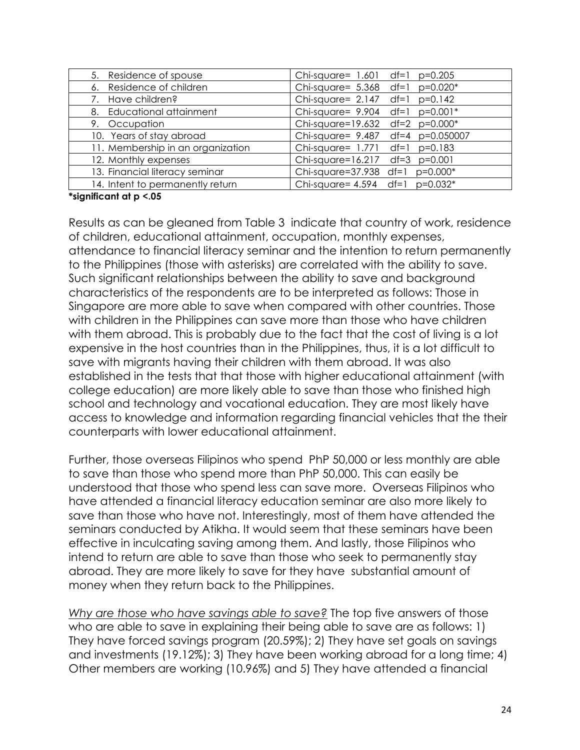| | |
|---|---|
| 5. Residence of spouse | Chi-square= 1.601 df=1 p=0.205 |
| 6. Residence of children | Chi-square= 5.368 df=1 p=0.020* |
| 7. Have children? | Chi-square= 2.147 df=1 p=0.142 |
| 8. Educational attainment | Chi-square= 9.904 df=1 p=0.001* |
| 9. Occupation | Chi-square=19.632 df=2 p=0.000* |
| 10. Years of stay abroad | Chi-square= 9.487 df=4 p=0.050007 |
| 11. Membership in an organization | Chi-square= 1.771 df=1 p=0.183 |
| 12. Monthly expenses | Chi-square=16.217 df=3 p=0.001 |
| 13. Financial literacy seminar | Chi-square=37.938 df=1 p=0.000* |
| 14. Intent to permanently return | Chi-square= 4.594 df=1 p=0.032* |

**\*significant at p <.05**

Results as can be gleaned from Table 3 indicate that country of work, residence of children, educational attainment, occupation, monthly expenses, attendance to financial literacy seminar and the intention to return permanently to the Philippines (those with asterisks) are correlated with the ability to save. Such significant relationships between the ability to save and background characteristics of the respondents are to be interpreted as follows: Those in Singapore are more able to save when compared with other countries. Those with children in the Philippines can save more than those who have children with them abroad. This is probably due to the fact that the cost of living is a lot expensive in the host countries than in the Philippines, thus, it is a lot difficult to save with migrants having their children with them abroad. It was also established in the tests that that those with higher educational attainment (with college education) are more likely able to save than those who finished high school and technology and vocational education. They are most likely have access to knowledge and information regarding financial vehicles that the their counterparts with lower educational attainment.

Further, those overseas Filipinos who spend PhP 50,000 or less monthly are able to save than those who spend more than PhP 50,000. This can easily be understood that those who spend less can save more. Overseas Filipinos who have attended a financial literacy education seminar are also more likely to save than those who have not. Interestingly, most of them have attended the seminars conducted by Atikha. It would seem that these seminars have been effective in inculcating saving among them. And lastly, those Filipinos who intend to return are able to save than those who seek to permanently stay abroad. They are more likely to save for they have substantial amount of money when they return back to the Philippines.

*Why are those who have savings able to save?* The top five answers of those who are able to save in explaining their being able to save are as follows: 1) They have forced savings program (20.59%); 2) They have set goals on savings and investments (19.12%); 3) They have been working abroad for a long time; 4) Other members are working (10.96%) and 5) They have attended a financial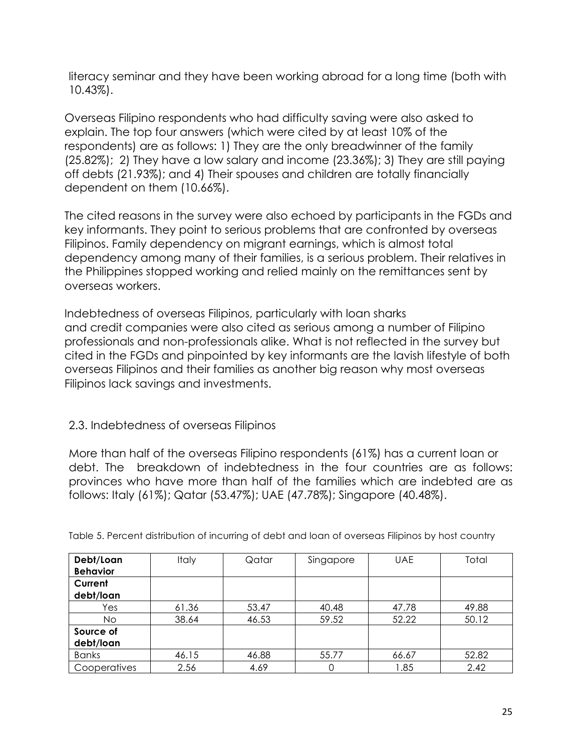literacy seminar and they have been working abroad for a long time (both with 10.43%).

Overseas Filipino respondents who had difficulty saving were also asked to explain. The top four answers (which were cited by at least 10% of the respondents) are as follows: 1) They are the only breadwinner of the family (25.82%); 2) They have a low salary and income (23.36%); 3) They are still paying off debts (21.93%); and 4) Their spouses and children are totally financially dependent on them (10.66%).

The cited reasons in the survey were also echoed by participants in the FGDs and key informants. They point to serious problems that are confronted by overseas Filipinos. Family dependency on migrant earnings, which is almost total dependency among many of their families, is a serious problem. Their relatives in the Philippines stopped working and relied mainly on the remittances sent by overseas workers.

Indebtedness of overseas Filipinos, particularly with loan sharks and credit companies were also cited as serious among a number of Filipino professionals and non-professionals alike. What is not reflected in the survey but cited in the FGDs and pinpointed by key informants are the lavish lifestyle of both overseas Filipinos and their families as another big reason why most overseas Filipinos lack savings and investments.

## 2.3. Indebtedness of overseas Filipinos

More than half of the overseas Filipino respondents (61%) has a current loan or debt. The breakdown of indebtedness in the four countries are as follows: provinces who have more than half of the families which are indebted are as follows: Italy (61%); Qatar (53.47%); UAE (47.78%); Singapore (40.48%).

Table 5. Percent distribution of incurring of debt and loan of overseas Filipinos by host country

| Debt/Loan Behavior | Italy | Qatar | Singapore | UAE | Total |
|---|---|---|---|---|---|
| **Current debt/loan** | | | | | |
| Yes | 61.36 | 53.47 | 40.48 | 47.78 | 49.88 |
| No | 38.64 | 46.53 | 59.52 | 52.22 | 50.12 |
| **Source of debt/loan** | | | | | |
| Banks | 46.15 | 46.88 | 55.77 | 66.67 | 52.82 |
| Cooperatives | 2.56 | 4.69 | 0 | 1.85 | 2.42 |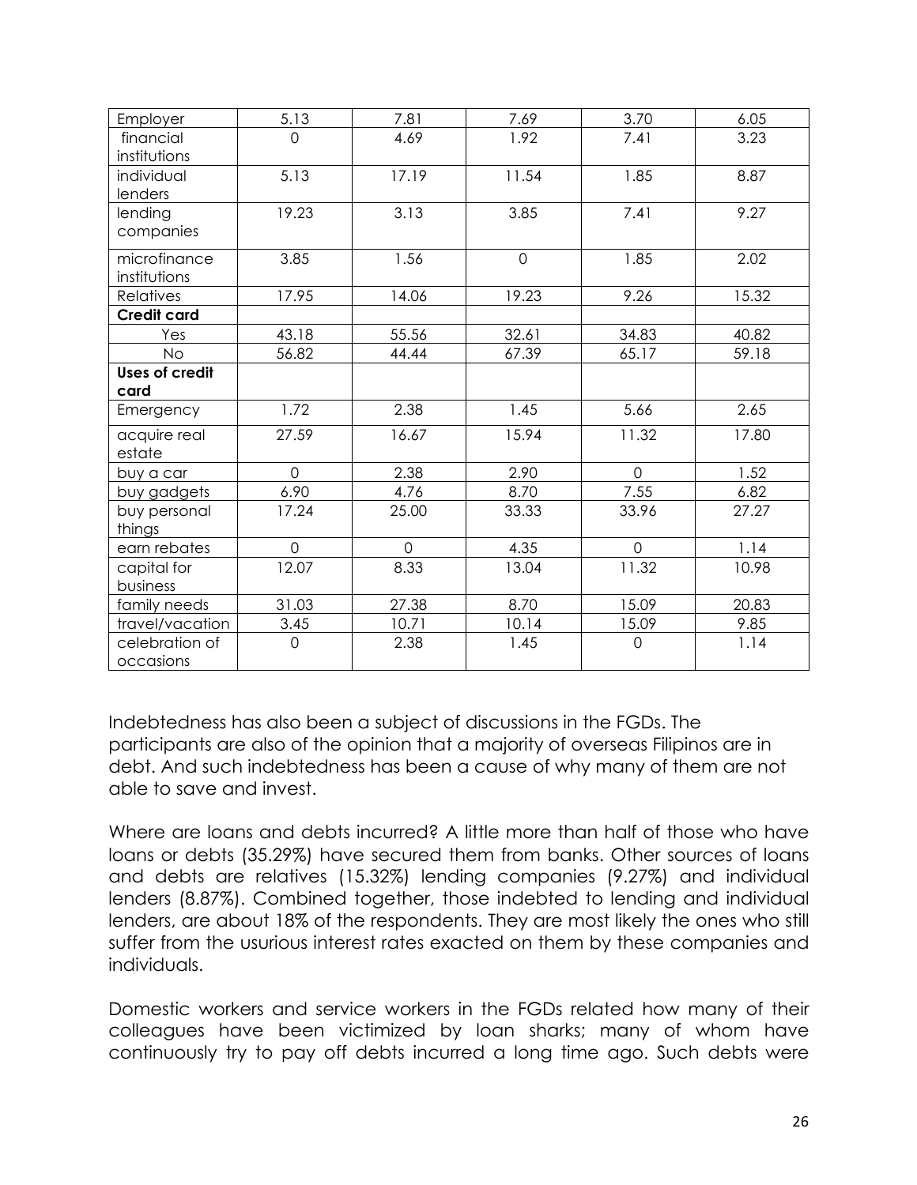| | | | | | |
|---|---|---|---|---|---|
| Employer | 5.13 | 7.81 | 7.69 | 3.70 | 6.05 |
| financial institutions | 0 | 4.69 | 1.92 | 7.41 | 3.23 |
| individual lenders | 5.13 | 17.19 | 11.54 | 1.85 | 8.87 |
| lending companies | 19.23 | 3.13 | 3.85 | 7.41 | 9.27 |
| microfinance institutions | 3.85 | 1.56 | 0 | 1.85 | 2.02 |
| Relatives | 17.95 | 14.06 | 19.23 | 9.26 | 15.32 |
| **Credit card** | | | | | |
| Yes | 43.18 | 55.56 | 32.61 | 34.83 | 40.82 |
| No | 56.82 | 44.44 | 67.39 | 65.17 | 59.18 |
| **Uses of credit card** | | | | | |
| Emergency | 1.72 | 2.38 | 1.45 | 5.66 | 2.65 |
| acquire real estate | 27.59 | 16.67 | 15.94 | 11.32 | 17.80 |
| buy a car | 0 | 2.38 | 2.90 | 0 | 1.52 |
| buy gadgets | 6.90 | 4.76 | 8.70 | 7.55 | 6.82 |
| buy personal things | 17.24 | 25.00 | 33.33 | 33.96 | 27.27 |
| earn rebates | 0 | 0 | 4.35 | 0 | 1.14 |
| capital for business | 12.07 | 8.33 | 13.04 | 11.32 | 10.98 |
| family needs | 31.03 | 27.38 | 8.70 | 15.09 | 20.83 |
| travel/vacation | 3.45 | 10.71 | 10.14 | 15.09 | 9.85 |
| celebration of occasions | 0 | 2.38 | 1.45 | 0 | 1.14 |

Indebtedness has also been a subject of discussions in the FGDs. The participants are also of the opinion that a majority of overseas Filipinos are in debt. And such indebtedness has been a cause of why many of them are not able to save and invest.

Where are loans and debts incurred? A little more than half of those who have loans or debts (35.29%) have secured them from banks. Other sources of loans and debts are relatives (15.32%) lending companies (9.27%) and individual lenders (8.87%). Combined together, those indebted to lending and individual lenders, are about 18% of the respondents. They are most likely the ones who still suffer from the usurious interest rates exacted on them by these companies and individuals.

Domestic workers and service workers in the FGDs related how many of their colleagues have been victimized by loan sharks; many of whom have continuously try to pay off debts incurred a long time ago. Such debts were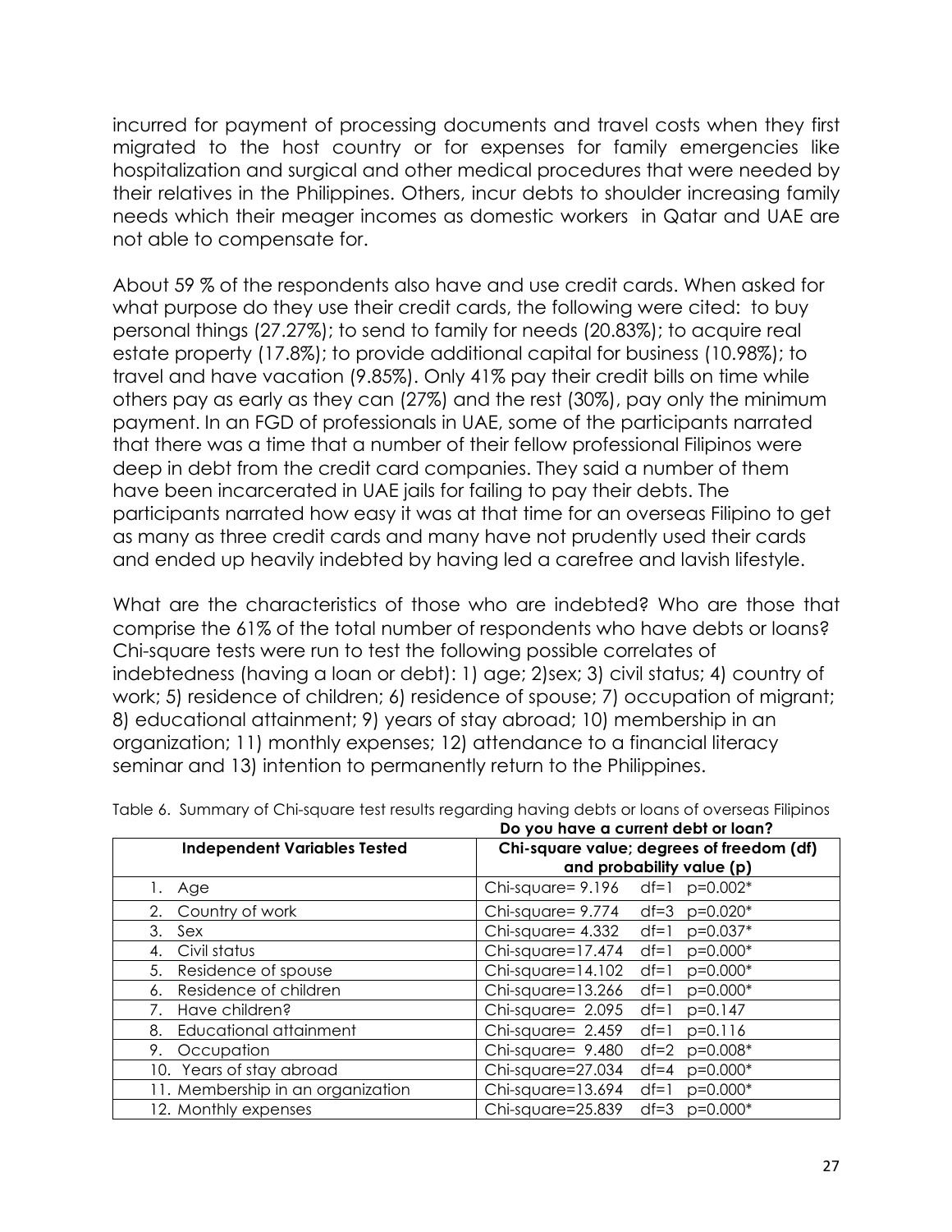incurred for payment of processing documents and travel costs when they first migrated to the host country or for expenses for family emergencies like hospitalization and surgical and other medical procedures that were needed by their relatives in the Philippines. Others, incur debts to shoulder increasing family needs which their meager incomes as domestic workers in Qatar and UAE are not able to compensate for.

About 59 % of the respondents also have and use credit cards. When asked for what purpose do they use their credit cards, the following were cited: to buy personal things (27.27%); to send to family for needs (20.83%); to acquire real estate property (17.8%); to provide additional capital for business (10.98%); to travel and have vacation (9.85%). Only 41% pay their credit bills on time while others pay as early as they can (27%) and the rest (30%), pay only the minimum payment. In an FGD of professionals in UAE, some of the participants narrated that there was a time that a number of their fellow professional Filipinos were deep in debt from the credit card companies. They said a number of them have been incarcerated in UAE jails for failing to pay their debts. The participants narrated how easy it was at that time for an overseas Filipino to get as many as three credit cards and many have not prudently used their cards and ended up heavily indebted by having led a carefree and lavish lifestyle.

What are the characteristics of those who are indebted? Who are those that comprise the 61% of the total number of respondents who have debts or loans? Chi-square tests were run to test the following possible correlates of indebtedness (having a loan or debt): 1) age; 2)sex; 3) civil status; 4) country of work; 5) residence of children; 6) residence of spouse; 7) occupation of migrant; 8) educational attainment; 9) years of stay abroad; 10) membership in an organization; 11) monthly expenses; 12) attendance to a financial literacy seminar and 13) intention to permanently return to the Philippines.

Table 6. Summary of Chi-square test results regarding having debts or loans of overseas Filipinos

| | **Do you have a current debt or loan?** |
|---|---|
| **Independent Variables Tested** | **Chi-square value; degrees of freedom (df) and probability value (p)** |
| 1. Age | Chi-square= 9.196 df=1 p=0.002* |
| 2. Country of work | Chi-square= 9.774 df=3 p=0.020* |
| 3. Sex | Chi-square= 4.332 df=1 p=0.037* |
| 4. Civil status | Chi-square=17.474 df=1 p=0.000* |
| 5. Residence of spouse | Chi-square=14.102 df=1 p=0.000* |
| 6. Residence of children | Chi-square=13.266 df=1 p=0.000* |
| 7. Have children? | Chi-square= 2.095 df=1 p=0.147 |
| 8. Educational attainment | Chi-square= 2.459 df=1 p=0.116 |
| 9. Occupation | Chi-square= 9.480 df=2 p=0.008* |
| 10. Years of stay abroad | Chi-square=27.034 df=4 p=0.000* |
| 11. Membership in an organization | Chi-square=13.694 df=1 p=0.000* |
| 12. Monthly expenses | Chi-square=25.839 df=3 p=0.000* |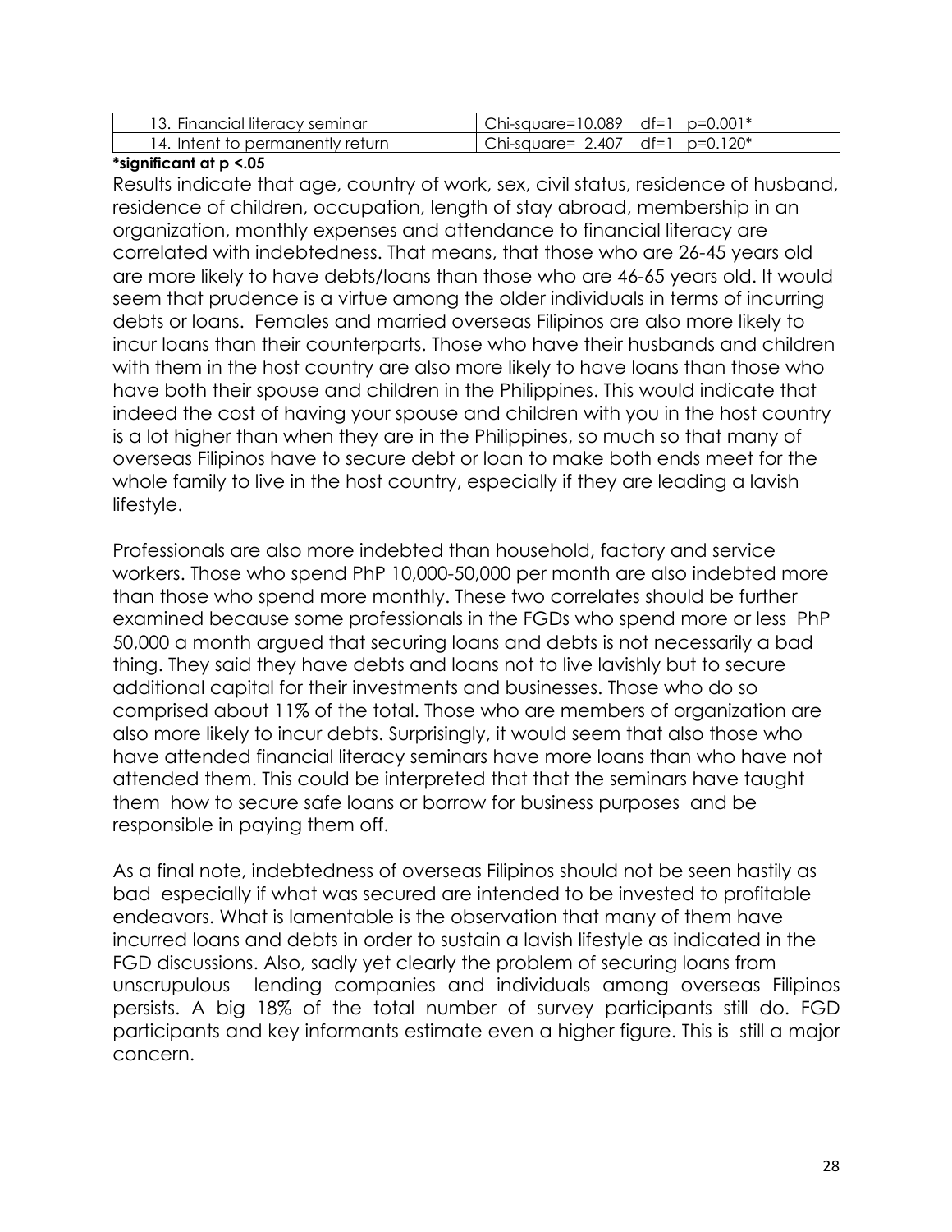| | |
|---|---|
| 13. Financial literacy seminar | Chi-square=10.089 df=1 p=0.001* |
| 14. Intent to permanently return | Chi-square= 2.407 df=1 p=0.120* |

**\*significant at p <.05**

Results indicate that age, country of work, sex, civil status, residence of husband, residence of children, occupation, length of stay abroad, membership in an organization, monthly expenses and attendance to financial literacy are correlated with indebtedness. That means, that those who are 26-45 years old are more likely to have debts/loans than those who are 46-65 years old. It would seem that prudence is a virtue among the older individuals in terms of incurring debts or loans. Females and married overseas Filipinos are also more likely to incur loans than their counterparts. Those who have their husbands and children with them in the host country are also more likely to have loans than those who have both their spouse and children in the Philippines. This would indicate that indeed the cost of having your spouse and children with you in the host country is a lot higher than when they are in the Philippines, so much so that many of overseas Filipinos have to secure debt or loan to make both ends meet for the whole family to live in the host country, especially if they are leading a lavish lifestyle.

Professionals are also more indebted than household, factory and service workers. Those who spend PhP 10,000-50,000 per month are also indebted more than those who spend more monthly. These two correlates should be further examined because some professionals in the FGDs who spend more or less PhP 50,000 a month argued that securing loans and debts is not necessarily a bad thing. They said they have debts and loans not to live lavishly but to secure additional capital for their investments and businesses. Those who do so comprised about 11% of the total. Those who are members of organization are also more likely to incur debts. Surprisingly, it would seem that also those who have attended financial literacy seminars have more loans than who have not attended them. This could be interpreted that that the seminars have taught them how to secure safe loans or borrow for business purposes and be responsible in paying them off.

As a final note, indebtedness of overseas Filipinos should not be seen hastily as bad especially if what was secured are intended to be invested to profitable endeavors. What is lamentable is the observation that many of them have incurred loans and debts in order to sustain a lavish lifestyle as indicated in the FGD discussions. Also, sadly yet clearly the problem of securing loans from unscrupulous lending companies and individuals among overseas Filipinos persists. A big 18% of the total number of survey participants still do. FGD participants and key informants estimate even a higher figure. This is still a major concern.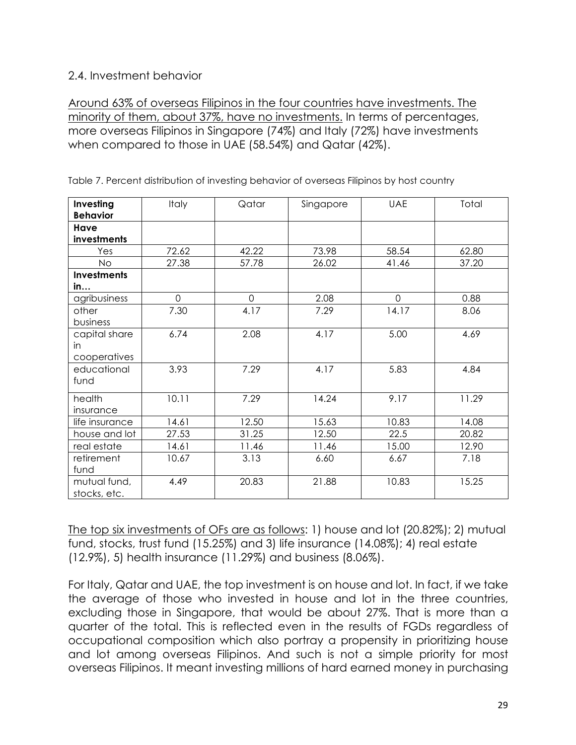## 2.4. Investment behavior

Around 63% of overseas Filipinos in the four countries have investments. The minority of them, about 37%, have no investments. In terms of percentages, more overseas Filipinos in Singapore (74%) and Italy (72%) have investments when compared to those in UAE (58.54%) and Qatar (42%).

Table 7. Percent distribution of investing behavior of overseas Filipinos by host country

| **Investing Behavior** | Italy | Qatar | Singapore | UAE | Total |
|---|---|---|---|---|---|
| **Have investments** | | | | | |
| Yes | 72.62 | 42.22 | 73.98 | 58.54 | 62.80 |
| No | 27.38 | 57.78 | 26.02 | 41.46 | 37.20 |
| **Investments in…** | | | | | |
| agribusiness | 0 | 0 | 2.08 | 0 | 0.88 |
| other business | 7.30 | 4.17 | 7.29 | 14.17 | 8.06 |
| capital share in cooperatives | 6.74 | 2.08 | 4.17 | 5.00 | 4.69 |
| educational fund | 3.93 | 7.29 | 4.17 | 5.83 | 4.84 |
| health insurance | 10.11 | 7.29 | 14.24 | 9.17 | 11.29 |
| life insurance | 14.61 | 12.50 | 15.63 | 10.83 | 14.08 |
| house and lot | 27.53 | 31.25 | 12.50 | 22.5 | 20.82 |
| real estate | 14.61 | 11.46 | 11.46 | 15.00 | 12.90 |
| retirement fund | 10.67 | 3.13 | 6.60 | 6.67 | 7.18 |
| mutual fund, stocks, etc. | 4.49 | 20.83 | 21.88 | 10.83 | 15.25 |

The top six investments of OFs are as follows: 1) house and lot (20.82%); 2) mutual fund, stocks, trust fund (15.25%) and 3) life insurance (14.08%); 4) real estate (12.9%), 5) health insurance (11.29%) and business (8.06%).

For Italy, Qatar and UAE, the top investment is on house and lot. In fact, if we take the average of those who invested in house and lot in the three countries, excluding those in Singapore, that would be about 27%. That is more than a quarter of the total. This is reflected even in the results of FGDs regardless of occupational composition which also portray a propensity in prioritizing house and lot among overseas Filipinos. And such is not a simple priority for most overseas Filipinos. It meant investing millions of hard earned money in purchasing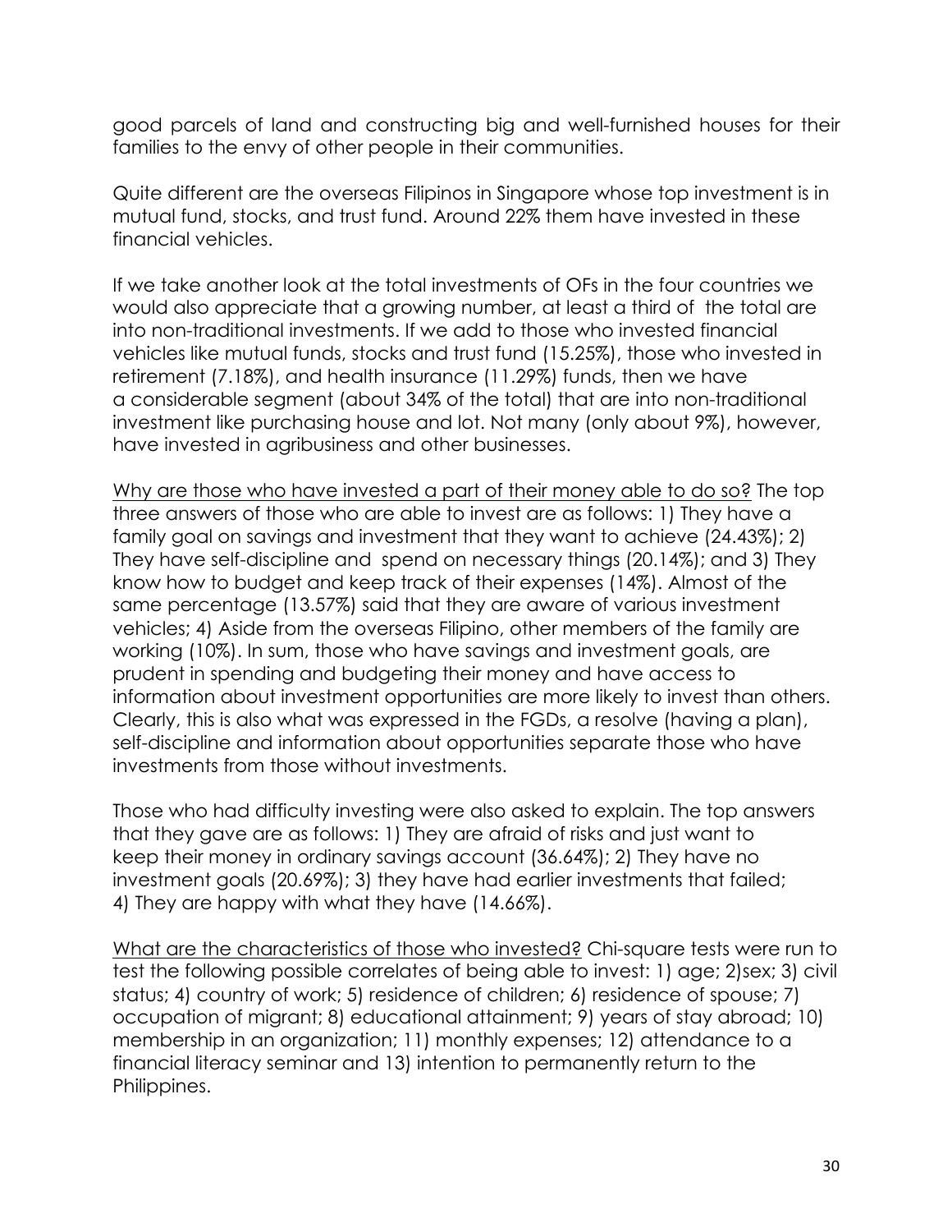good parcels of land and constructing big and well-furnished houses for their families to the envy of other people in their communities.

Quite different are the overseas Filipinos in Singapore whose top investment is in mutual fund, stocks, and trust fund. Around 22% them have invested in these financial vehicles.

If we take another look at the total investments of OFs in the four countries we would also appreciate that a growing number, at least a third of the total are into non-traditional investments. If we add to those who invested financial vehicles like mutual funds, stocks and trust fund (15.25%), those who invested in retirement (7.18%), and health insurance (11.29%) funds, then we have a considerable segment (about 34% of the total) that are into non-traditional investment like purchasing house and lot. Not many (only about 9%), however, have invested in agribusiness and other businesses.

Why are those who have invested a part of their money able to do so? The top three answers of those who are able to invest are as follows: 1) They have a family goal on savings and investment that they want to achieve (24.43%); 2) They have self-discipline and spend on necessary things (20.14%); and 3) They know how to budget and keep track of their expenses (14%). Almost of the same percentage (13.57%) said that they are aware of various investment vehicles; 4) Aside from the overseas Filipino, other members of the family are working (10%). In sum, those who have savings and investment goals, are prudent in spending and budgeting their money and have access to information about investment opportunities are more likely to invest than others. Clearly, this is also what was expressed in the FGDs, a resolve (having a plan), self-discipline and information about opportunities separate those who have investments from those without investments.

Those who had difficulty investing were also asked to explain. The top answers that they gave are as follows: 1) They are afraid of risks and just want to keep their money in ordinary savings account (36.64%); 2) They have no investment goals (20.69%); 3) they have had earlier investments that failed; 4) They are happy with what they have (14.66%).

What are the characteristics of those who invested? Chi-square tests were run to test the following possible correlates of being able to invest: 1) age; 2)sex; 3) civil status; 4) country of work; 5) residence of children; 6) residence of spouse; 7) occupation of migrant; 8) educational attainment; 9) years of stay abroad; 10) membership in an organization; 11) monthly expenses; 12) attendance to a financial literacy seminar and 13) intention to permanently return to the Philippines.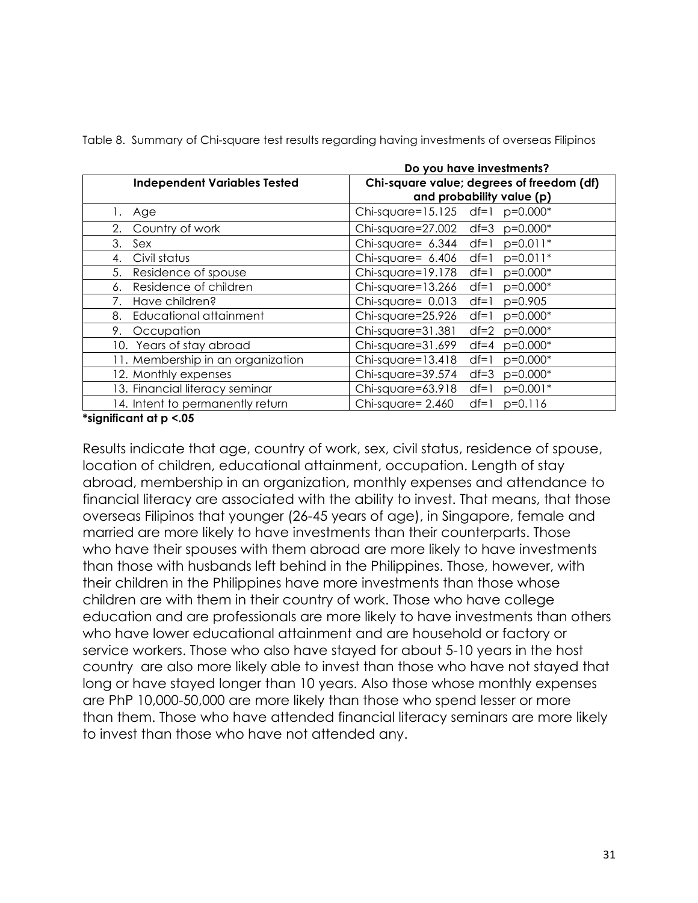Table 8. Summary of Chi-square test results regarding having investments of overseas Filipinos

| Independent Variables Tested | Do you have investments? Chi-square value; degrees of freedom (df) and probability value (p) |
|---|---|
| 1. Age | Chi-square=15.125 df=1 p=0.000* |
| 2. Country of work | Chi-square=27.002 df=3 p=0.000* |
| 3. Sex | Chi-square= 6.344 df=1 p=0.011* |
| 4. Civil status | Chi-square= 6.406 df=1 p=0.011* |
| 5. Residence of spouse | Chi-square=19.178 df=1 p=0.000* |
| 6. Residence of children | Chi-square=13.266 df=1 p=0.000* |
| 7. Have children? | Chi-square= 0.013 df=1 p=0.905 |
| 8. Educational attainment | Chi-square=25.926 df=1 p=0.000* |
| 9. Occupation | Chi-square=31.381 df=2 p=0.000* |
| 10. Years of stay abroad | Chi-square=31.699 df=4 p=0.000* |
| 11. Membership in an organization | Chi-square=13.418 df=1 p=0.000* |
| 12. Monthly expenses | Chi-square=39.574 df=3 p=0.000* |
| 13. Financial literacy seminar | Chi-square=63.918 df=1 p=0.001* |
| 14. Intent to permanently return | Chi-square= 2.460 df=1 p=0.116 |

**\*significant at p <.05**

Results indicate that age, country of work, sex, civil status, residence of spouse, location of children, educational attainment, occupation. Length of stay abroad, membership in an organization, monthly expenses and attendance to financial literacy are associated with the ability to invest. That means, that those overseas Filipinos that younger (26-45 years of age), in Singapore, female and married are more likely to have investments than their counterparts. Those who have their spouses with them abroad are more likely to have investments than those with husbands left behind in the Philippines. Those, however, with their children in the Philippines have more investments than those whose children are with them in their country of work. Those who have college education and are professionals are more likely to have investments than others who have lower educational attainment and are household or factory or service workers. Those who also have stayed for about 5-10 years in the host country are also more likely able to invest than those who have not stayed that long or have stayed longer than 10 years. Also those whose monthly expenses are PhP 10,000-50,000 are more likely than those who spend lesser or more than them. Those who have attended financial literacy seminars are more likely to invest than those who have not attended any.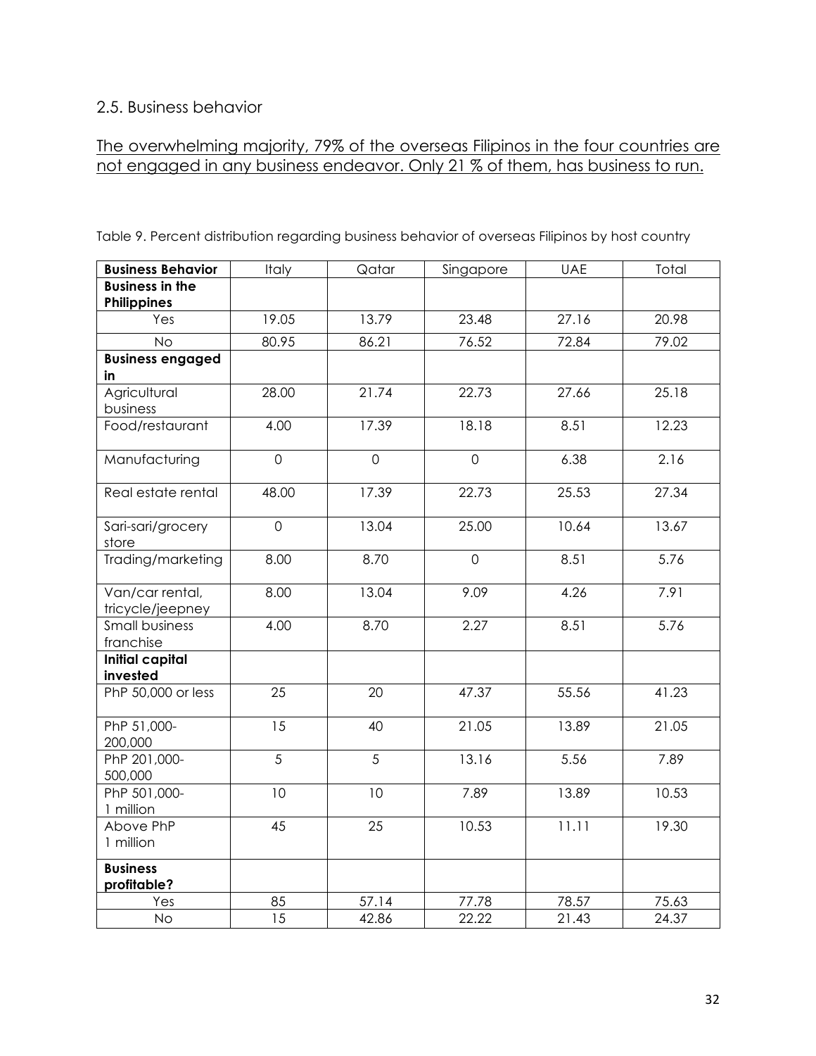## 2.5. Business behavior

<u>The overwhelming majority, 79% of the overseas Filipinos in the four countries are not engaged in any business endeavor. Only 21 % of them, has business to run.</u>

Table 9. Percent distribution regarding business behavior of overseas Filipinos by host country

| Business Behavior | Italy | Qatar | Singapore | UAE | Total |
|---|---|---|---|---|---|
| **Business in the Philippines** | | | | | |
| Yes | 19.05 | 13.79 | 23.48 | 27.16 | 20.98 |
| No | 80.95 | 86.21 | 76.52 | 72.84 | 79.02 |
| **Business engaged in** | | | | | |
| Agricultural business | 28.00 | 21.74 | 22.73 | 27.66 | 25.18 |
| Food/restaurant | 4.00 | 17.39 | 18.18 | 8.51 | 12.23 |
| Manufacturing | 0 | 0 | 0 | 6.38 | 2.16 |
| Real estate rental | 48.00 | 17.39 | 22.73 | 25.53 | 27.34 |
| Sari-sari/grocery store | 0 | 13.04 | 25.00 | 10.64 | 13.67 |
| Trading/marketing | 8.00 | 8.70 | 0 | 8.51 | 5.76 |
| Van/car rental, tricycle/jeepney | 8.00 | 13.04 | 9.09 | 4.26 | 7.91 |
| Small business franchise | 4.00 | 8.70 | 2.27 | 8.51 | 5.76 |
| **Initial capital invested** | | | | | |
| PhP 50,000 or less | 25 | 20 | 47.37 | 55.56 | 41.23 |
| PhP 51,000-200,000 | 15 | 40 | 21.05 | 13.89 | 21.05 |
| PhP 201,000-500,000 | 5 | 5 | 13.16 | 5.56 | 7.89 |
| PhP 501,000-1 million | 10 | 10 | 7.89 | 13.89 | 10.53 |
| Above PhP 1 million | 45 | 25 | 10.53 | 11.11 | 19.30 |
| **Business profitable?** | | | | | |
| Yes | 85 | 57.14 | 77.78 | 78.57 | 75.63 |
| No | 15 | 42.86 | 22.22 | 21.43 | 24.37 |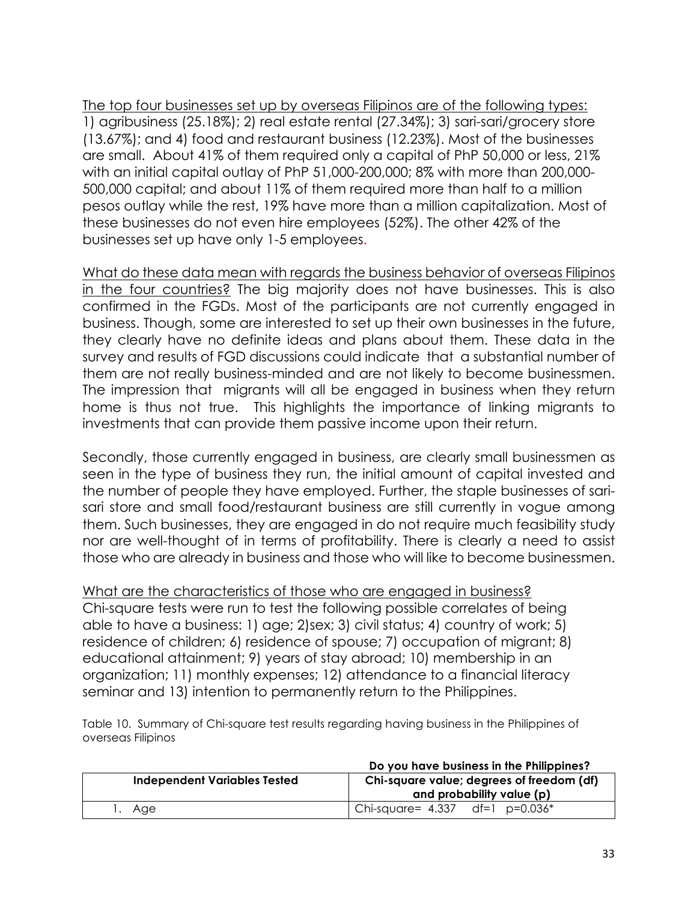The top four businesses set up by overseas Filipinos are of the following types: 1) agribusiness (25.18%); 2) real estate rental (27.34%); 3) sari-sari/grocery store (13.67%); and 4) food and restaurant business (12.23%). Most of the businesses are small. About 41% of them required only a capital of PhP 50,000 or less, 21% with an initial capital outlay of PhP 51,000-200,000; 8% with more than 200,000-500,000 capital; and about 11% of them required more than half to a million pesos outlay while the rest, 19% have more than a million capitalization. Most of these businesses do not even hire employees (52%). The other 42% of the businesses set up have only 1-5 employees.

What do these data mean with regards the business behavior of overseas Filipinos in the four countries? The big majority does not have businesses. This is also confirmed in the FGDs. Most of the participants are not currently engaged in business. Though, some are interested to set up their own businesses in the future, they clearly have no definite ideas and plans about them. These data in the survey and results of FGD discussions could indicate that a substantial number of them are not really business-minded and are not likely to become businessmen. The impression that migrants will all be engaged in business when they return home is thus not true. This highlights the importance of linking migrants to investments that can provide them passive income upon their return.

Secondly, those currently engaged in business, are clearly small businessmen as seen in the type of business they run, the initial amount of capital invested and the number of people they have employed. Further, the staple businesses of sari-sari store and small food/restaurant business are still currently in vogue among them. Such businesses, they are engaged in do not require much feasibility study nor are well-thought of in terms of profitability. There is clearly a need to assist those who are already in business and those who will like to become businessmen.

What are the characteristics of those who are engaged in business? Chi-square tests were run to test the following possible correlates of being able to have a business: 1) age; 2)sex; 3) civil status; 4) country of work; 5) residence of children; 6) residence of spouse; 7) occupation of migrant; 8) educational attainment; 9) years of stay abroad; 10) membership in an organization; 11) monthly expenses; 12) attendance to a financial literacy seminar and 13) intention to permanently return to the Philippines.

Table 10. Summary of Chi-square test results regarding having business in the Philippines of overseas Filipinos

| | **Do you have business in the Philippines?** |
|---|---|
| **Independent Variables Tested** | **Chi-square value; degrees of freedom (df) and probability value (p)** |
| 1. Age | Chi-square= 4.337 df=1 p=0.036* |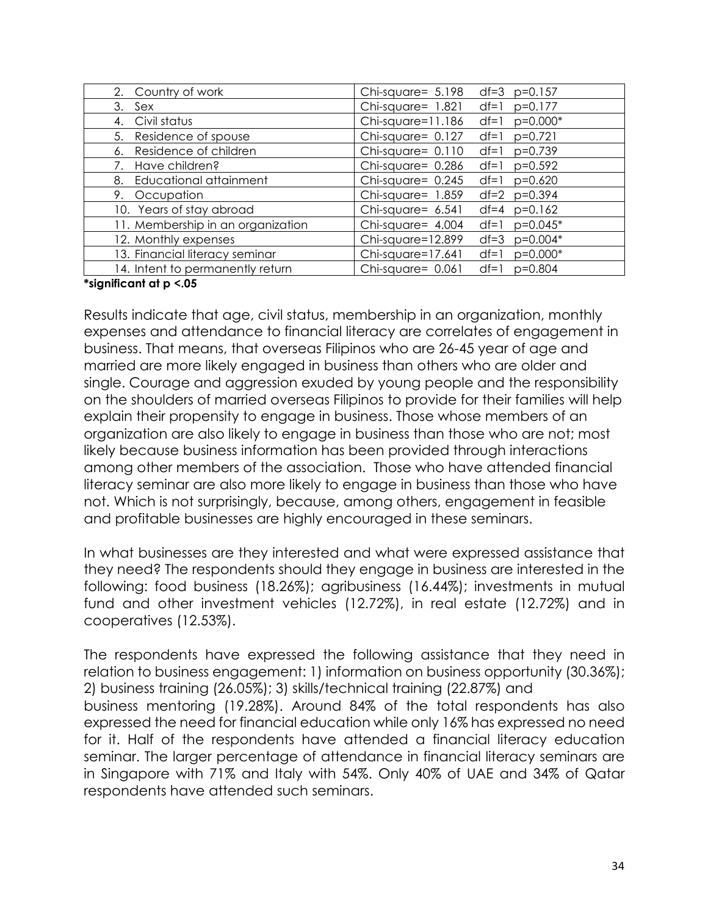| | | | |
|---|---|---|---|
| 2. Country of work | Chi-square= 5.198 | df=3 | p=0.157 |
| 3. Sex | Chi-square= 1.821 | df=1 | p=0.177 |
| 4. Civil status | Chi-square=11.186 | df=1 | p=0.000* |
| 5. Residence of spouse | Chi-square= 0.127 | df=1 | p=0.721 |
| 6. Residence of children | Chi-square= 0.110 | df=1 | p=0.739 |
| 7. Have children? | Chi-square= 0.286 | df=1 | p=0.592 |
| 8. Educational attainment | Chi-square= 0.245 | df=1 | p=0.620 |
| 9. Occupation | Chi-square= 1.859 | df=2 | p=0.394 |
| 10. Years of stay abroad | Chi-square= 6.541 | df=4 | p=0.162 |
| 11. Membership in an organization | Chi-square= 4.004 | df=1 | p=0.045* |
| 12. Monthly expenses | Chi-square=12.899 | df=3 | p=0.004* |
| 13. Financial literacy seminar | Chi-square=17.641 | df=1 | p=0.000* |
| 14. Intent to permanently return | Chi-square= 0.061 | df=1 | p=0.804 |

**\*significant at p <.05**

Results indicate that age, civil status, membership in an organization, monthly expenses and attendance to financial literacy are correlates of engagement in business. That means, that overseas Filipinos who are 26-45 year of age and married are more likely engaged in business than others who are older and single. Courage and aggression exuded by young people and the responsibility on the shoulders of married overseas Filipinos to provide for their families will help explain their propensity to engage in business. Those whose members of an organization are also likely to engage in business than those who are not; most likely because business information has been provided through interactions among other members of the association. Those who have attended financial literacy seminar are also more likely to engage in business than those who have not. Which is not surprisingly, because, among others, engagement in feasible and profitable businesses are highly encouraged in these seminars.

In what businesses are they interested and what were expressed assistance that they need? The respondents should they engage in business are interested in the following: food business (18.26%); agribusiness (16.44%); investments in mutual fund and other investment vehicles (12.72%), in real estate (12.72%) and in cooperatives (12.53%).

The respondents have expressed the following assistance that they need in relation to business engagement: 1) information on business opportunity (30.36%); 2) business training (26.05%); 3) skills/technical training (22.87%) and business mentoring (19.28%). Around 84% of the total respondents has also expressed the need for financial education while only 16% has expressed no need for it. Half of the respondents have attended a financial literacy education seminar. The larger percentage of attendance in financial literacy seminars are in Singapore with 71% and Italy with 54%. Only 40% of UAE and 34% of Qatar respondents have attended such seminars.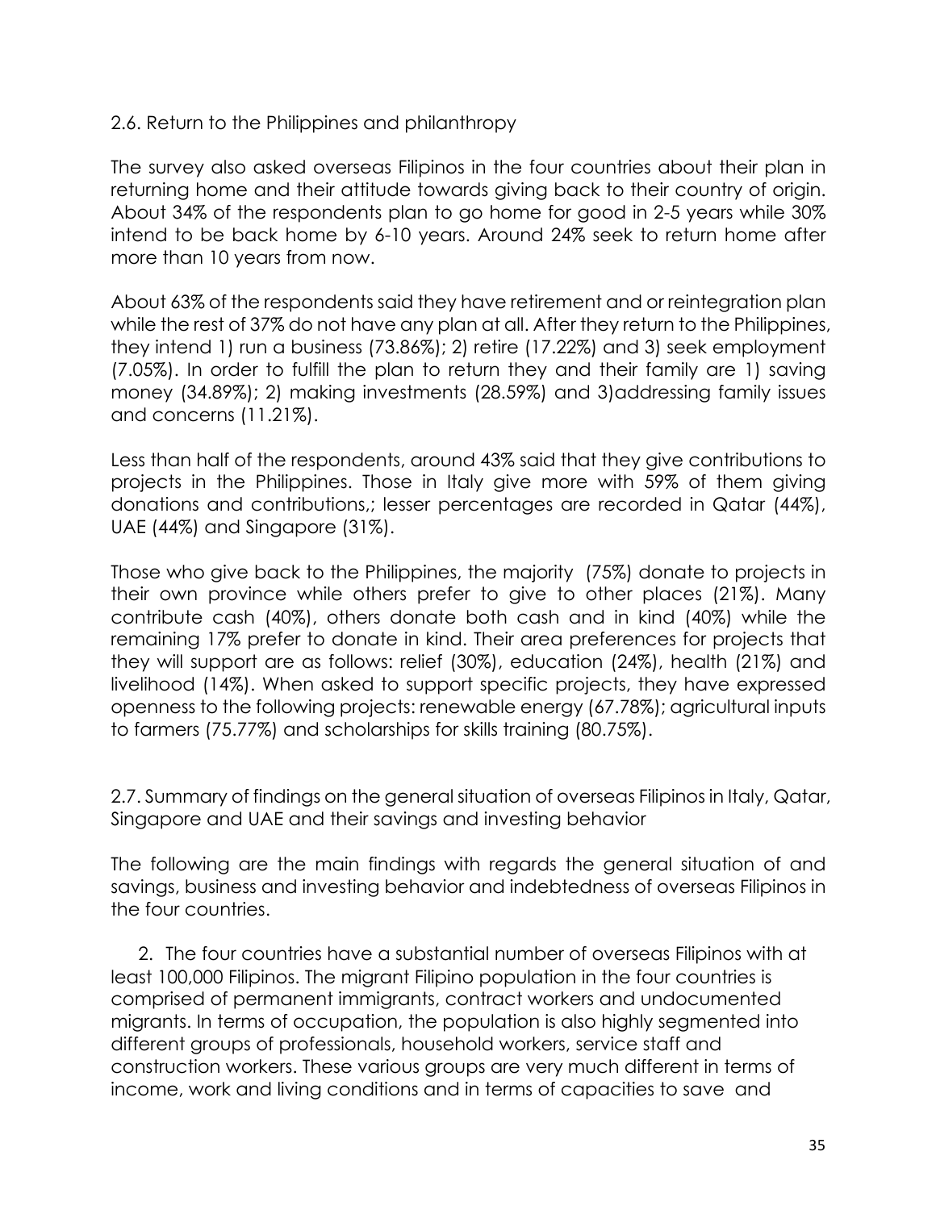## 2.6. Return to the Philippines and philanthropy

The survey also asked overseas Filipinos in the four countries about their plan in returning home and their attitude towards giving back to their country of origin. About 34% of the respondents plan to go home for good in 2-5 years while 30% intend to be back home by 6-10 years. Around 24% seek to return home after more than 10 years from now.

About 63% of the respondents said they have retirement and or reintegration plan while the rest of 37% do not have any plan at all. After they return to the Philippines, they intend 1) run a business (73.86%); 2) retire (17.22%) and 3) seek employment (7.05%). In order to fulfill the plan to return they and their family are 1) saving money (34.89%); 2) making investments (28.59%) and 3)addressing family issues and concerns (11.21%).

Less than half of the respondents, around 43% said that they give contributions to projects in the Philippines. Those in Italy give more with 59% of them giving donations and contributions,; lesser percentages are recorded in Qatar (44%), UAE (44%) and Singapore (31%).

Those who give back to the Philippines, the majority (75%) donate to projects in their own province while others prefer to give to other places (21%). Many contribute cash (40%), others donate both cash and in kind (40%) while the remaining 17% prefer to donate in kind. Their area preferences for projects that they will support are as follows: relief (30%), education (24%), health (21%) and livelihood (14%). When asked to support specific projects, they have expressed openness to the following projects: renewable energy (67.78%); agricultural inputs to farmers (75.77%) and scholarships for skills training (80.75%).

## 2.7. Summary of findings on the general situation of overseas Filipinos in Italy, Qatar, Singapore and UAE and their savings and investing behavior

The following are the main findings with regards the general situation of and savings, business and investing behavior and indebtedness of overseas Filipinos in the four countries.

2. The four countries have a substantial number of overseas Filipinos with at least 100,000 Filipinos. The migrant Filipino population in the four countries is comprised of permanent immigrants, contract workers and undocumented migrants. In terms of occupation, the population is also highly segmented into different groups of professionals, household workers, service staff and construction workers. These various groups are very much different in terms of income, work and living conditions and in terms of capacities to save and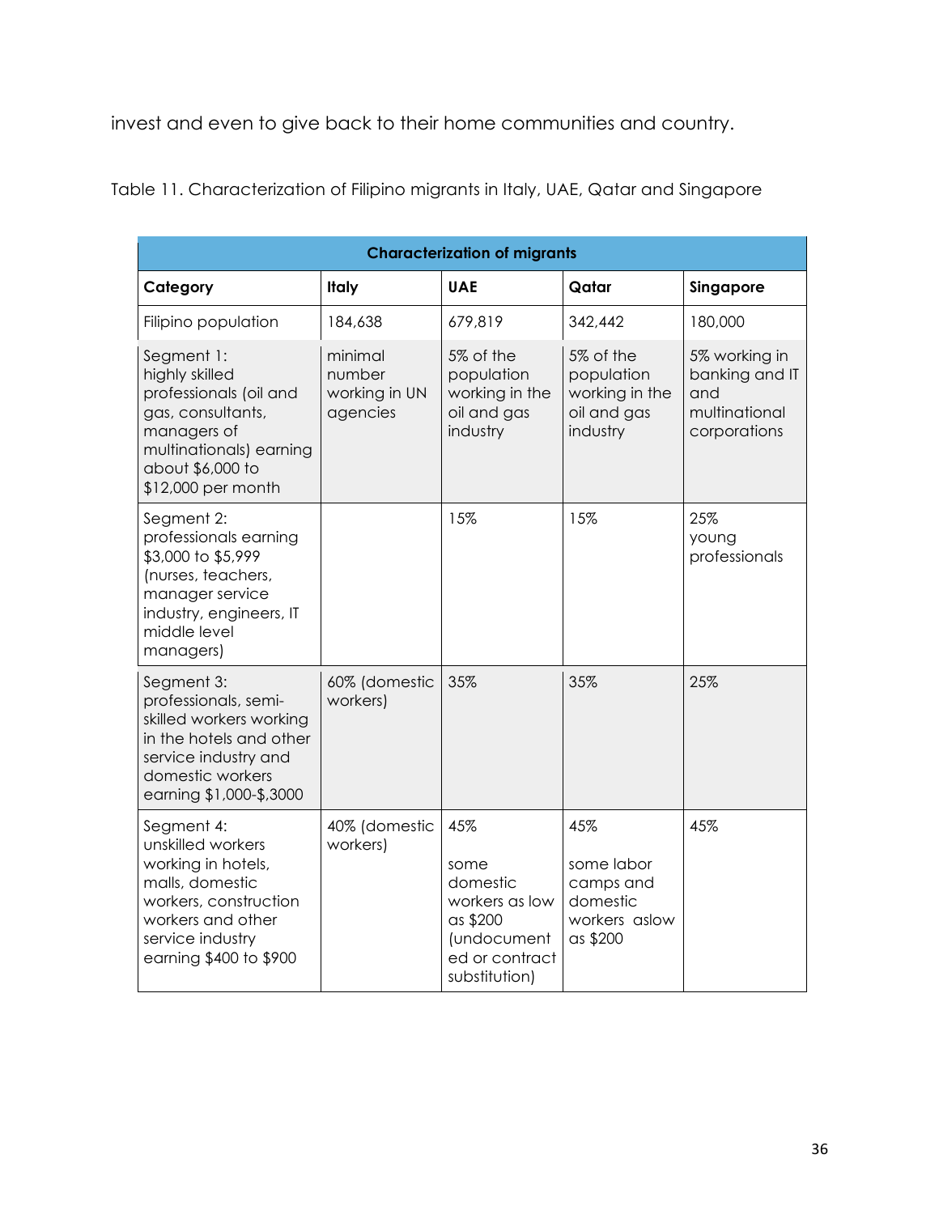invest and even to give back to their home communities and country.

Table 11. Characterization of Filipino migrants in Italy, UAE, Qatar and Singapore

| Characterization of migrants | | | | |
|---|---|---|---|---|
| **Category** | **Italy** | **UAE** | **Qatar** | **Singapore** |
| Filipino population | 184,638 | 679,819 | 342,442 | 180,000 |
| Segment 1: highly skilled professionals (oil and gas, consultants, managers of multinationals) earning about $6,000 to $12,000 per month | minimal number working in UN agencies | 5% of the population working in the oil and gas industry | 5% of the population working in the oil and gas industry | 5% working in banking and IT and multinational corporations |
| Segment 2: professionals earning $3,000 to $5,999 (nurses, teachers, manager service industry, engineers, IT middle level managers) | | 15% | 15% | 25% young professionals |
| Segment 3: professionals, semi-skilled workers working in the hotels and other service industry and domestic workers earning $1,000-$,3000 | 60% (domestic workers) | 35% | 35% | 25% |
| Segment 4: unskilled workers working in hotels, malls, domestic workers, construction workers and other service industry earning $400 to $900 | 40% (domestic workers) | 45%<br><br>some domestic workers as low as $200 (undocumented or contract substitution) | 45%<br><br>some labor camps and domestic workers aslow as $200 | 45% |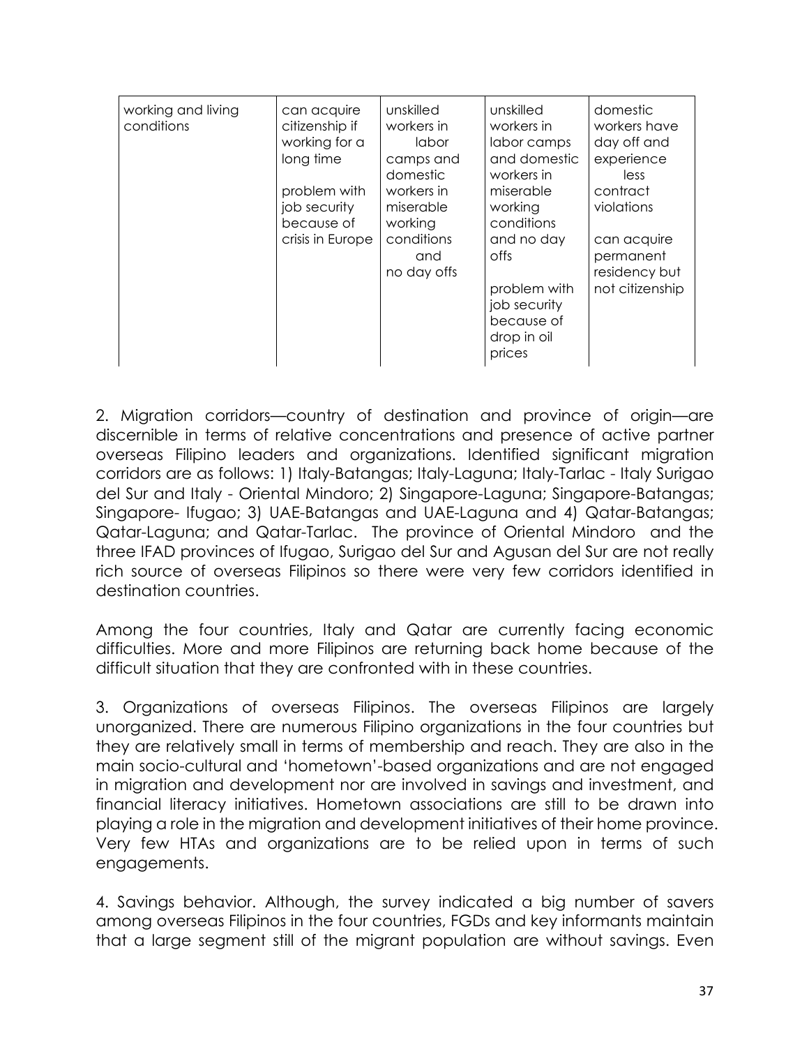| working and living conditions | can acquire citizenship if working for a long time<br><br>problem with job security because of crisis in Europe | unskilled workers in labor camps and domestic workers in miserable working conditions and no day offs | unskilled workers in labor camps and domestic workers in miserable working conditions and no day offs<br><br>problem with job security because of drop in oil prices | domestic workers have day off and experience less contract violations<br><br>can acquire permanent residency but not citizenship |
|---|---|---|---|---|

2. Migration corridors—country of destination and province of origin—are discernible in terms of relative concentrations and presence of active partner overseas Filipino leaders and organizations. Identified significant migration corridors are as follows: 1) Italy-Batangas; Italy-Laguna; Italy-Tarlac - Italy Surigao del Sur and Italy - Oriental Mindoro; 2) Singapore-Laguna; Singapore-Batangas; Singapore- Ifugao; 3) UAE-Batangas and UAE-Laguna and 4) Qatar-Batangas; Qatar-Laguna; and Qatar-Tarlac. The province of Oriental Mindoro and the three IFAD provinces of Ifugao, Surigao del Sur and Agusan del Sur are not really rich source of overseas Filipinos so there were very few corridors identified in destination countries.

Among the four countries, Italy and Qatar are currently facing economic difficulties. More and more Filipinos are returning back home because of the difficult situation that they are confronted with in these countries.

3. Organizations of overseas Filipinos. The overseas Filipinos are largely unorganized. There are numerous Filipino organizations in the four countries but they are relatively small in terms of membership and reach. They are also in the main socio-cultural and 'hometown'-based organizations and are not engaged in migration and development nor are involved in savings and investment, and financial literacy initiatives. Hometown associations are still to be drawn into playing a role in the migration and development initiatives of their home province. Very few HTAs and organizations are to be relied upon in terms of such engagements.

4. Savings behavior. Although, the survey indicated a big number of savers among overseas Filipinos in the four countries, FGDs and key informants maintain that a large segment still of the migrant population are without savings. Even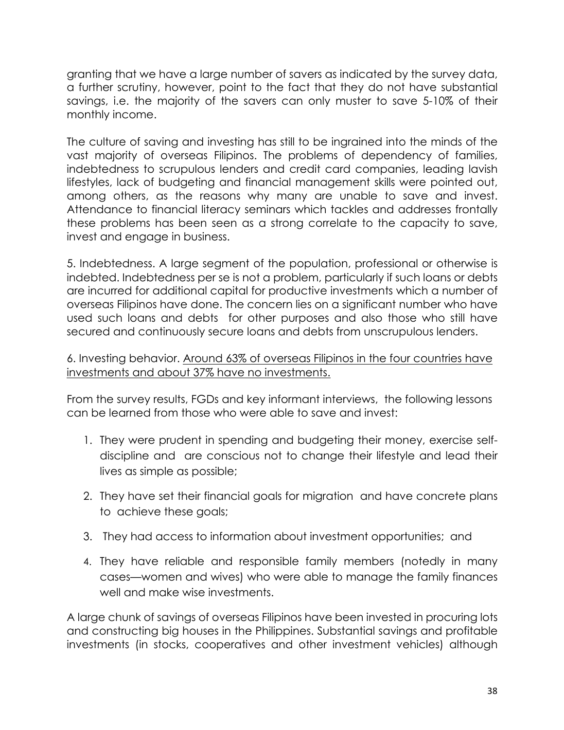granting that we have a large number of savers as indicated by the survey data, a further scrutiny, however, point to the fact that they do not have substantial savings, i.e. the majority of the savers can only muster to save 5-10% of their monthly income.

The culture of saving and investing has still to be ingrained into the minds of the vast majority of overseas Filipinos. The problems of dependency of families, indebtedness to scrupulous lenders and credit card companies, leading lavish lifestyles, lack of budgeting and financial management skills were pointed out, among others, as the reasons why many are unable to save and invest. Attendance to financial literacy seminars which tackles and addresses frontally these problems has been seen as a strong correlate to the capacity to save, invest and engage in business.

5. Indebtedness. A large segment of the population, professional or otherwise is indebted. Indebtedness per se is not a problem, particularly if such loans or debts are incurred for additional capital for productive investments which a number of overseas Filipinos have done. The concern lies on a significant number who have used such loans and debts for other purposes and also those who still have secured and continuously secure loans and debts from unscrupulous lenders.

6. Investing behavior. <u>Around 63% of overseas Filipinos in the four countries have investments and about 37% have no investments.</u>

From the survey results, FGDs and key informant interviews, the following lessons can be learned from those who were able to save and invest:

1. They were prudent in spending and budgeting their money, exercise self-discipline and are conscious not to change their lifestyle and lead their lives as simple as possible;
2. They have set their financial goals for migration and have concrete plans to achieve these goals;
3. They had access to information about investment opportunities; and
4. They have reliable and responsible family members (notedly in many cases—women and wives) who were able to manage the family finances well and make wise investments.

A large chunk of savings of overseas Filipinos have been invested in procuring lots and constructing big houses in the Philippines. Substantial savings and profitable investments (in stocks, cooperatives and other investment vehicles) although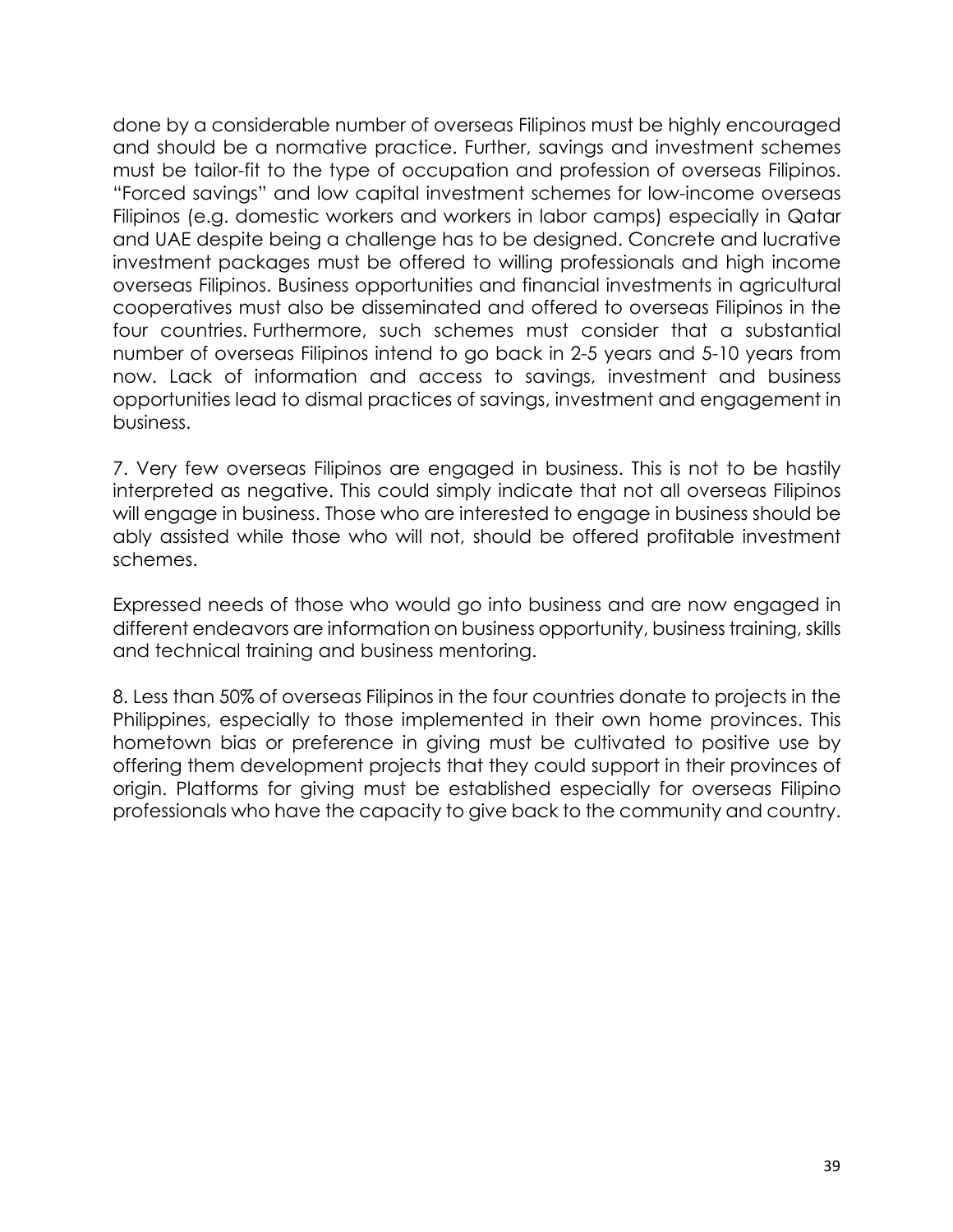done by a considerable number of overseas Filipinos must be highly encouraged and should be a normative practice. Further, savings and investment schemes must be tailor-fit to the type of occupation and profession of overseas Filipinos. "Forced savings" and low capital investment schemes for low-income overseas Filipinos (e.g. domestic workers and workers in labor camps) especially in Qatar and UAE despite being a challenge has to be designed. Concrete and lucrative investment packages must be offered to willing professionals and high income overseas Filipinos. Business opportunities and financial investments in agricultural cooperatives must also be disseminated and offered to overseas Filipinos in the four countries. Furthermore, such schemes must consider that a substantial number of overseas Filipinos intend to go back in 2-5 years and 5-10 years from now. Lack of information and access to savings, investment and business opportunities lead to dismal practices of savings, investment and engagement in business.

7. Very few overseas Filipinos are engaged in business. This is not to be hastily interpreted as negative. This could simply indicate that not all overseas Filipinos will engage in business. Those who are interested to engage in business should be ably assisted while those who will not, should be offered profitable investment schemes.

Expressed needs of those who would go into business and are now engaged in different endeavors are information on business opportunity, business training, skills and technical training and business mentoring.

8. Less than 50% of overseas Filipinos in the four countries donate to projects in the Philippines, especially to those implemented in their own home provinces. This hometown bias or preference in giving must be cultivated to positive use by offering them development projects that they could support in their provinces of origin. Platforms for giving must be established especially for overseas Filipino professionals who have the capacity to give back to the community and country.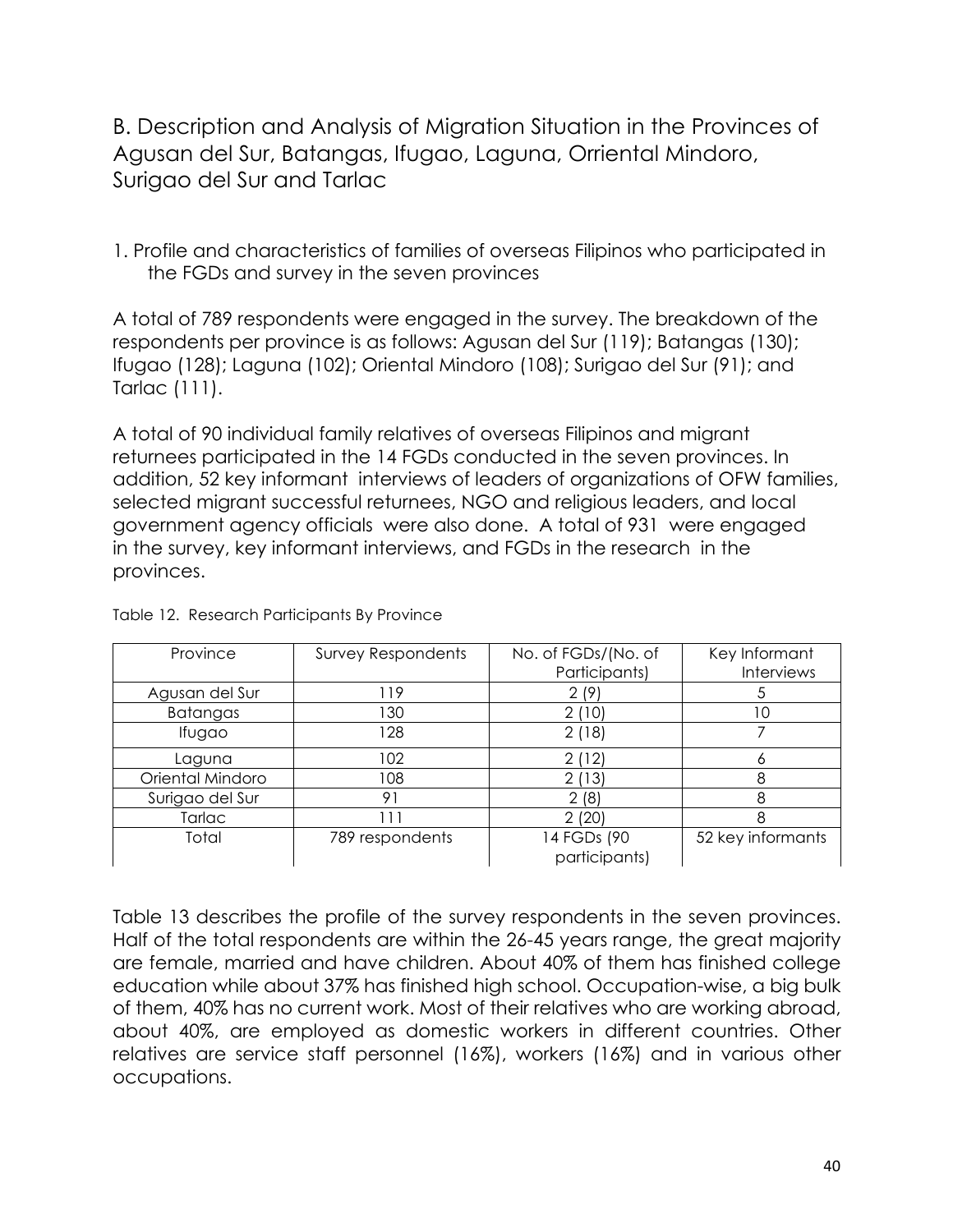## B. Description and Analysis of Migration Situation in the Provinces of Agusan del Sur, Batangas, Ifugao, Laguna, Orriental Mindoro, Surigao del Sur and Tarlac

### 1. Profile and characteristics of families of overseas Filipinos who participated in the FGDs and survey in the seven provinces

A total of 789 respondents were engaged in the survey. The breakdown of the respondents per province is as follows: Agusan del Sur (119); Batangas (130); Ifugao (128); Laguna (102); Oriental Mindoro (108); Surigao del Sur (91); and Tarlac (111).

A total of 90 individual family relatives of overseas Filipinos and migrant returnees participated in the 14 FGDs conducted in the seven provinces. In addition, 52 key informant interviews of leaders of organizations of OFW families, selected migrant successful returnees, NGO and religious leaders, and local government agency officials were also done. A total of 931 were engaged in the survey, key informant interviews, and FGDs in the research in the provinces.

Table 12. Research Participants By Province

| Province | Survey Respondents | No. of FGDs/(No. of Participants) | Key Informant Interviews |
|---|---|---|---|
| Agusan del Sur | 119 | 2 (9) | 5 |
| Batangas | 130 | 2 (10) | 10 |
| Ifugao | 128 | 2 (18) | 7 |
| Laguna | 102 | 2 (12) | 6 |
| Oriental Mindoro | 108 | 2 (13) | 8 |
| Surigao del Sur | 91 | 2 (8) | 8 |
| Tarlac | 111 | 2 (20) | 8 |
| Total | 789 respondents | 14 FGDs (90 participants) | 52 key informants |

Table 13 describes the profile of the survey respondents in the seven provinces. Half of the total respondents are within the 26-45 years range, the great majority are female, married and have children. About 40% of them has finished college education while about 37% has finished high school. Occupation-wise, a big bulk of them, 40% has no current work. Most of their relatives who are working abroad, about 40%, are employed as domestic workers in different countries. Other relatives are service staff personnel (16%), workers (16%) and in various other occupations.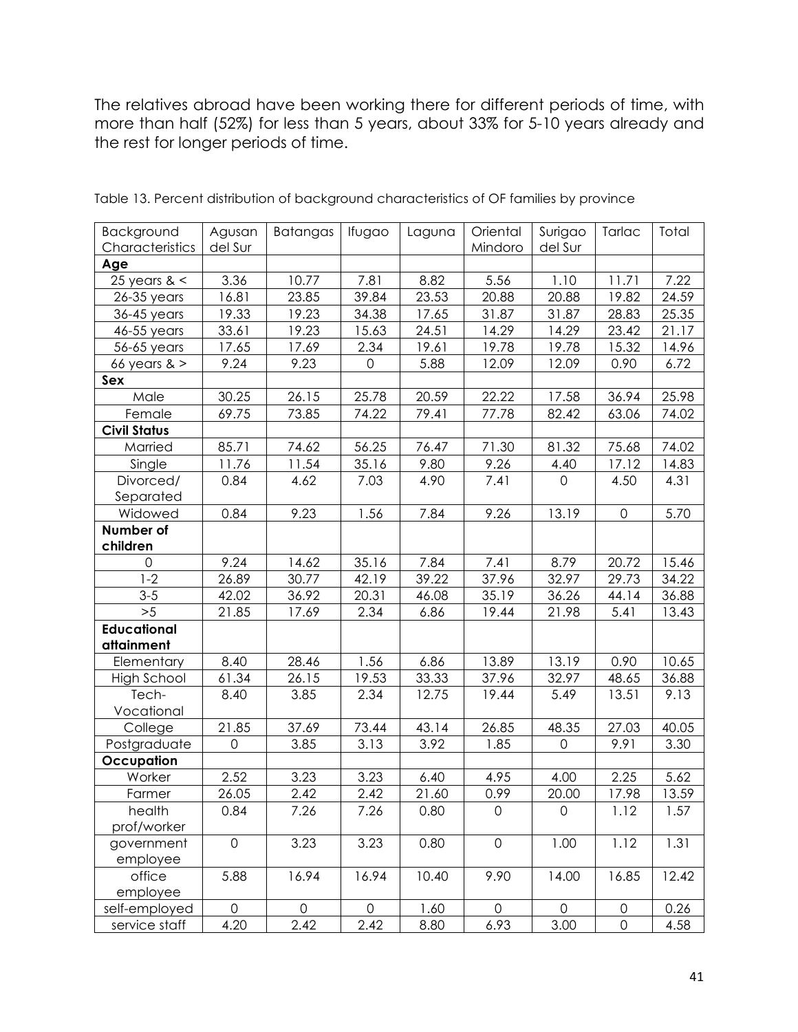The relatives abroad have been working there for different periods of time, with more than half (52%) for less than 5 years, about 33% for 5-10 years already and the rest for longer periods of time.

Table 13. Percent distribution of background characteristics of OF families by province

| Background Characteristics | Agusan del Sur | Batangas | Ifugao | Laguna | Oriental Mindoro | Surigao del Sur | Tarlac | Total |
|---|---|---|---|---|---|---|---|---|
| **Age** | | | | | | | | |
| 25 years & < | 3.36 | 10.77 | 7.81 | 8.82 | 5.56 | 1.10 | 11.71 | 7.22 |
| 26-35 years | 16.81 | 23.85 | 39.84 | 23.53 | 20.88 | 20.88 | 19.82 | 24.59 |
| 36-45 years | 19.33 | 19.23 | 34.38 | 17.65 | 31.87 | 31.87 | 28.83 | 25.35 |
| 46-55 years | 33.61 | 19.23 | 15.63 | 24.51 | 14.29 | 14.29 | 23.42 | 21.17 |
| 56-65 years | 17.65 | 17.69 | 2.34 | 19.61 | 19.78 | 19.78 | 15.32 | 14.96 |
| 66 years & > | 9.24 | 9.23 | 0 | 5.88 | 12.09 | 12.09 | 0.90 | 6.72 |
| **Sex** | | | | | | | | |
| Male | 30.25 | 26.15 | 25.78 | 20.59 | 22.22 | 17.58 | 36.94 | 25.98 |
| Female | 69.75 | 73.85 | 74.22 | 79.41 | 77.78 | 82.42 | 63.06 | 74.02 |
| **Civil Status** | | | | | | | | |
| Married | 85.71 | 74.62 | 56.25 | 76.47 | 71.30 | 81.32 | 75.68 | 74.02 |
| Single | 11.76 | 11.54 | 35.16 | 9.80 | 9.26 | 4.40 | 17.12 | 14.83 |
| Divorced/ Separated | 0.84 | 4.62 | 7.03 | 4.90 | 7.41 | 0 | 4.50 | 4.31 |
| Widowed | 0.84 | 9.23 | 1.56 | 7.84 | 9.26 | 13.19 | 0 | 5.70 |
| **Number of children** | | | | | | | | |
| 0 | 9.24 | 14.62 | 35.16 | 7.84 | 7.41 | 8.79 | 20.72 | 15.46 |
| 1-2 | 26.89 | 30.77 | 42.19 | 39.22 | 37.96 | 32.97 | 29.73 | 34.22 |
| 3-5 | 42.02 | 36.92 | 20.31 | 46.08 | 35.19 | 36.26 | 44.14 | 36.88 |
| >5 | 21.85 | 17.69 | 2.34 | 6.86 | 19.44 | 21.98 | 5.41 | 13.43 |
| **Educational attainment** | | | | | | | | |
| Elementary | 8.40 | 28.46 | 1.56 | 6.86 | 13.89 | 13.19 | 0.90 | 10.65 |
| High School | 61.34 | 26.15 | 19.53 | 33.33 | 37.96 | 32.97 | 48.65 | 36.88 |
| Tech-Vocational | 8.40 | 3.85 | 2.34 | 12.75 | 19.44 | 5.49 | 13.51 | 9.13 |
| College | 21.85 | 37.69 | 73.44 | 43.14 | 26.85 | 48.35 | 27.03 | 40.05 |
| Postgraduate | 0 | 3.85 | 3.13 | 3.92 | 1.85 | 0 | 9.91 | 3.30 |
| **Occupation** | | | | | | | | |
| Worker | 2.52 | 3.23 | 3.23 | 6.40 | 4.95 | 4.00 | 2.25 | 5.62 |
| Farmer | 26.05 | 2.42 | 2.42 | 21.60 | 0.99 | 20.00 | 17.98 | 13.59 |
| health prof/worker | 0.84 | 7.26 | 7.26 | 0.80 | 0 | 0 | 1.12 | 1.57 |
| government employee | 0 | 3.23 | 3.23 | 0.80 | 0 | 1.00 | 1.12 | 1.31 |
| office employee | 5.88 | 16.94 | 16.94 | 10.40 | 9.90 | 14.00 | 16.85 | 12.42 |
| self-employed | 0 | 0 | 0 | 1.60 | 0 | 0 | 0 | 0.26 |
| service staff | 4.20 | 2.42 | 2.42 | 8.80 | 6.93 | 3.00 | 0 | 4.58 |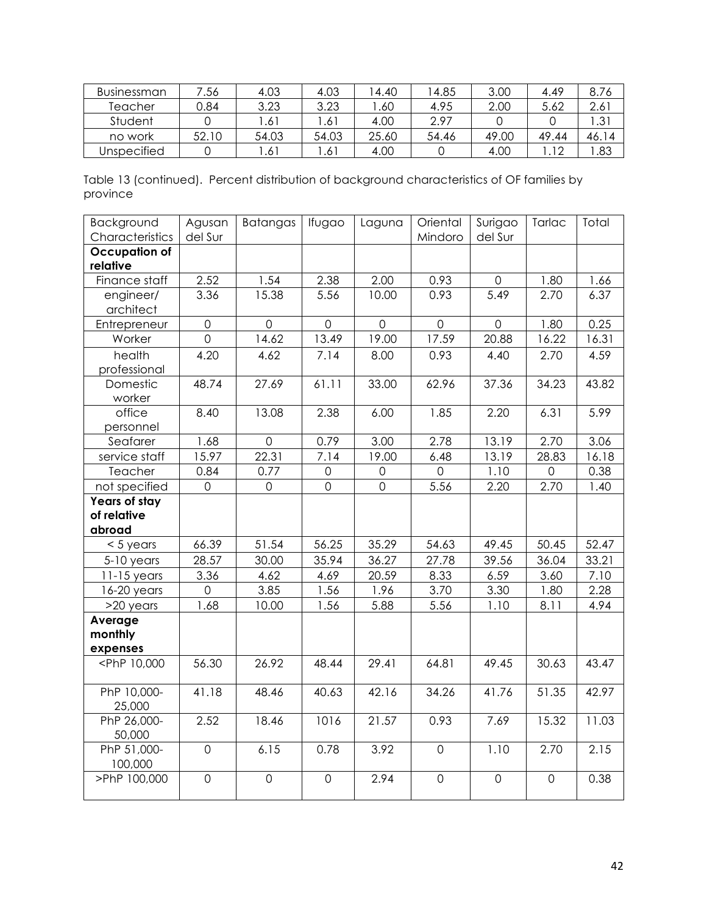| Businessman | 7.56 | 4.03 | 4.03 | 14.40 | 14.85 | 3.00 | 4.49 | 8.76 |
|---|---|---|---|---|---|---|---|---|
| Teacher | 0.84 | 3.23 | 3.23 | 1.60 | 4.95 | 2.00 | 5.62 | 2.61 |
| Student | 0 | 1.61 | 1.61 | 4.00 | 2.97 | 0 | 0 | 1.31 |
| no work | 52.10 | 54.03 | 54.03 | 25.60 | 54.46 | 49.00 | 49.44 | 46.14 |
| Unspecified | 0 | 1.61 | 1.61 | 4.00 | 0 | 4.00 | 1.12 | 1.83 |

Table 13 (continued). Percent distribution of background characteristics of OF families by province

| Background Characteristics | Agusan del Sur | Batangas | Ifugao | Laguna | Oriental Mindoro | Surigao del Sur | Tarlac | Total |
|---|---|---|---|---|---|---|---|---|
| **Occupation of relative** | | | | | | | | |
| Finance staff | 2.52 | 1.54 | 2.38 | 2.00 | 0.93 | 0 | 1.80 | 1.66 |
| engineer/ architect | 3.36 | 15.38 | 5.56 | 10.00 | 0.93 | 5.49 | 2.70 | 6.37 |
| Entrepreneur | 0 | 0 | 0 | 0 | 0 | 0 | 1.80 | 0.25 |
| Worker | 0 | 14.62 | 13.49 | 19.00 | 17.59 | 20.88 | 16.22 | 16.31 |
| health professional | 4.20 | 4.62 | 7.14 | 8.00 | 0.93 | 4.40 | 2.70 | 4.59 |
| Domestic worker | 48.74 | 27.69 | 61.11 | 33.00 | 62.96 | 37.36 | 34.23 | 43.82 |
| office personnel | 8.40 | 13.08 | 2.38 | 6.00 | 1.85 | 2.20 | 6.31 | 5.99 |
| Seafarer | 1.68 | 0 | 0.79 | 3.00 | 2.78 | 13.19 | 2.70 | 3.06 |
| service staff | 15.97 | 22.31 | 7.14 | 19.00 | 6.48 | 13.19 | 28.83 | 16.18 |
| Teacher | 0.84 | 0.77 | 0 | 0 | 0 | 1.10 | 0 | 0.38 |
| not specified | 0 | 0 | 0 | 0 | 5.56 | 2.20 | 2.70 | 1.40 |
| **Years of stay of relative abroad** | | | | | | | | |
| < 5 years | 66.39 | 51.54 | 56.25 | 35.29 | 54.63 | 49.45 | 50.45 | 52.47 |
| 5-10 years | 28.57 | 30.00 | 35.94 | 36.27 | 27.78 | 39.56 | 36.04 | 33.21 |
| 11-15 years | 3.36 | 4.62 | 4.69 | 20.59 | 8.33 | 6.59 | 3.60 | 7.10 |
| 16-20 years | 0 | 3.85 | 1.56 | 1.96 | 3.70 | 3.30 | 1.80 | 2.28 |
| >20 years | 1.68 | 10.00 | 1.56 | 5.88 | 5.56 | 1.10 | 8.11 | 4.94 |
| **Average monthly expenses** | | | | | | | | |
| <PhP 10,000 | 56.30 | 26.92 | 48.44 | 29.41 | 64.81 | 49.45 | 30.63 | 43.47 |
| PhP 10,000-25,000 | 41.18 | 48.46 | 40.63 | 42.16 | 34.26 | 41.76 | 51.35 | 42.97 |
| PhP 26,000-50,000 | 2.52 | 18.46 | 1016 | 21.57 | 0.93 | 7.69 | 15.32 | 11.03 |
| PhP 51,000-100,000 | 0 | 6.15 | 0.78 | 3.92 | 0 | 1.10 | 2.70 | 2.15 |
| >PhP 100,000 | 0 | 0 | 0 | 2.94 | 0 | 0 | 0 | 0.38 |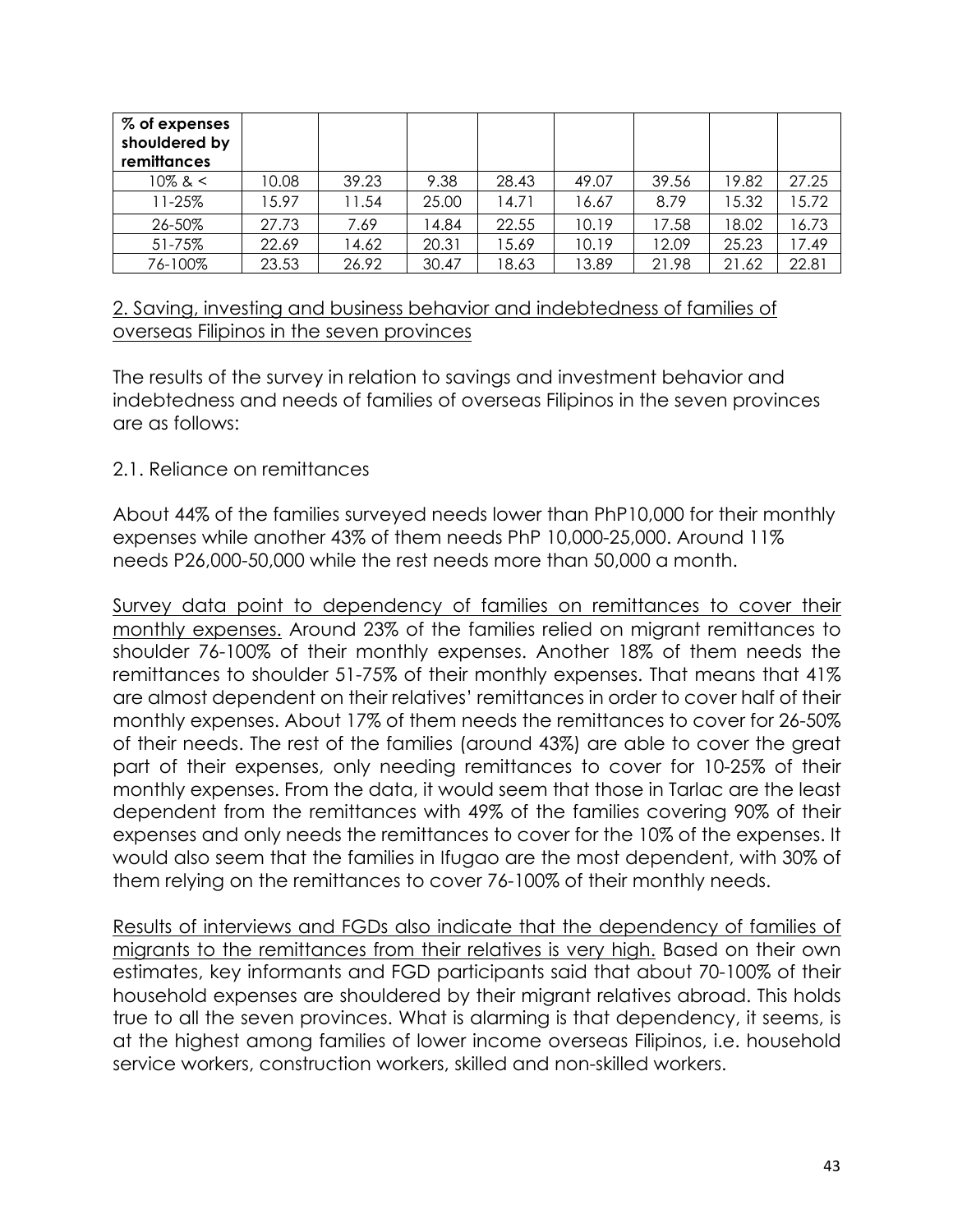| % of expenses shouldered by remittances | | | | | | | | |
|---|---|---|---|---|---|---|---|---|
| 10% & < | 10.08 | 39.23 | 9.38 | 28.43 | 49.07 | 39.56 | 19.82 | 27.25 |
| 11-25% | 15.97 | 11.54 | 25.00 | 14.71 | 16.67 | 8.79 | 15.32 | 15.72 |
| 26-50% | 27.73 | 7.69 | 14.84 | 22.55 | 10.19 | 17.58 | 18.02 | 16.73 |
| 51-75% | 22.69 | 14.62 | 20.31 | 15.69 | 10.19 | 12.09 | 25.23 | 17.49 |
| 76-100% | 23.53 | 26.92 | 30.47 | 18.63 | 13.89 | 21.98 | 21.62 | 22.81 |

<u>2. Saving, investing and business behavior and indebtedness of families of overseas Filipinos in the seven provinces</u>

The results of the survey in relation to savings and investment behavior and indebtedness and needs of families of overseas Filipinos in the seven provinces are as follows:

2.1. Reliance on remittances

About 44% of the families surveyed needs lower than PhP10,000 for their monthly expenses while another 43% of them needs PhP 10,000-25,000. Around 11% needs P26,000-50,000 while the rest needs more than 50,000 a month.

<u>Survey data point to dependency of families on remittances to cover their monthly expenses.</u> Around 23% of the families relied on migrant remittances to shoulder 76-100% of their monthly expenses. Another 18% of them needs the remittances to shoulder 51-75% of their monthly expenses. That means that 41% are almost dependent on their relatives' remittances in order to cover half of their monthly expenses. About 17% of them needs the remittances to cover for 26-50% of their needs. The rest of the families (around 43%) are able to cover the great part of their expenses, only needing remittances to cover for 10-25% of their monthly expenses. From the data, it would seem that those in Tarlac are the least dependent from the remittances with 49% of the families covering 90% of their expenses and only needs the remittances to cover for the 10% of the expenses. It would also seem that the families in Ifugao are the most dependent, with 30% of them relying on the remittances to cover 76-100% of their monthly needs.

<u>Results of interviews and FGDs also indicate that the dependency of families of migrants to the remittances from their relatives is very high.</u> Based on their own estimates, key informants and FGD participants said that about 70-100% of their household expenses are shouldered by their migrant relatives abroad. This holds true to all the seven provinces. What is alarming is that dependency, it seems, is at the highest among families of lower income overseas Filipinos, i.e. household service workers, construction workers, skilled and non-skilled workers.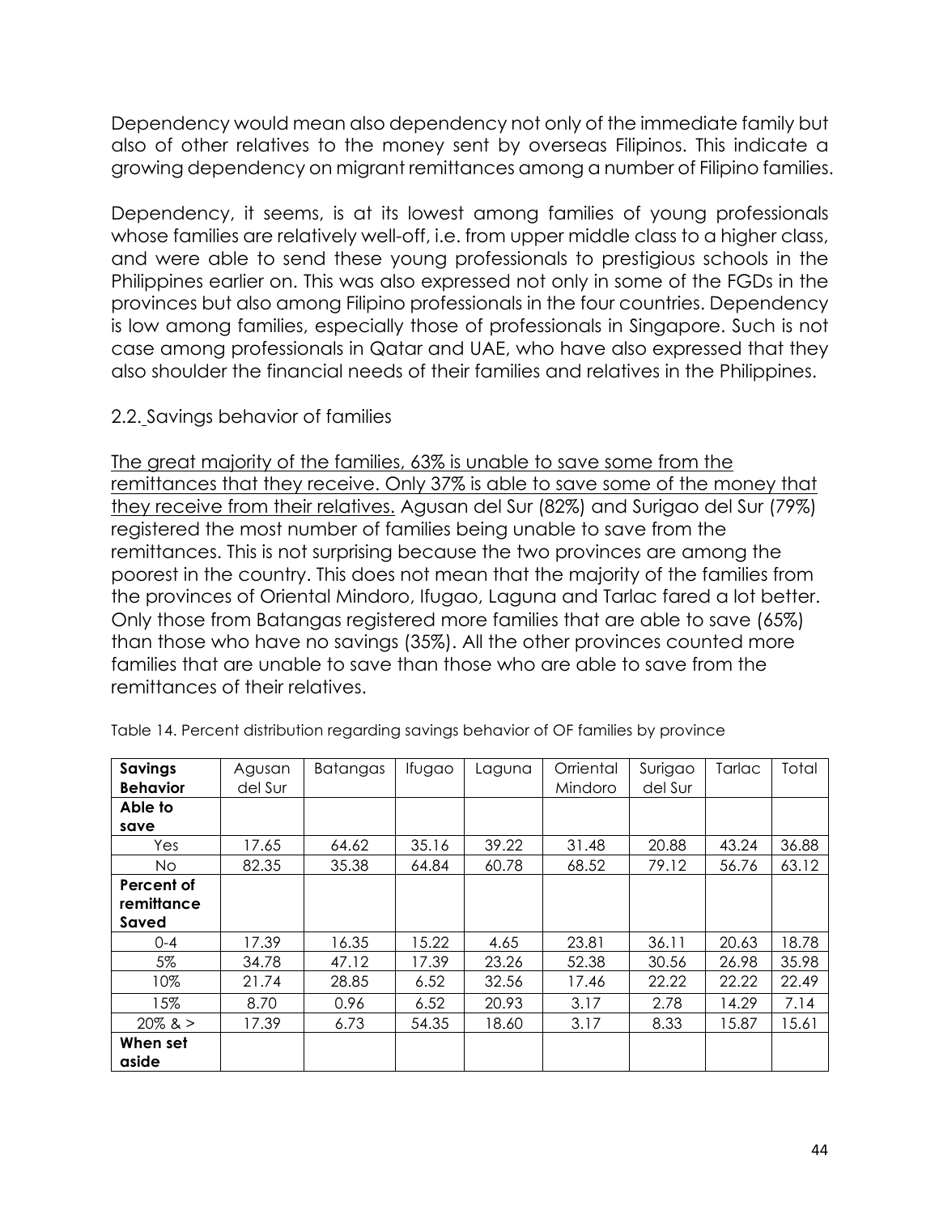Dependency would mean also dependency not only of the immediate family but also of other relatives to the money sent by overseas Filipinos. This indicate a growing dependency on migrant remittances among a number of Filipino families.

Dependency, it seems, is at its lowest among families of young professionals whose families are relatively well-off, i.e. from upper middle class to a higher class, and were able to send these young professionals to prestigious schools in the Philippines earlier on. This was also expressed not only in some of the FGDs in the provinces but also among Filipino professionals in the four countries. Dependency is low among families, especially those of professionals in Singapore. Such is not case among professionals in Qatar and UAE, who have also expressed that they also shoulder the financial needs of their families and relatives in the Philippines.

## 2.2. Savings behavior of families

<u>The great majority of the families, 63% is unable to save some from the remittances that they receive. Only 37% is able to save some of the money that they receive from their relatives.</u> Agusan del Sur (82%) and Surigao del Sur (79%) registered the most number of families being unable to save from the remittances. This is not surprising because the two provinces are among the poorest in the country. This does not mean that the majority of the families from the provinces of Oriental Mindoro, Ifugao, Laguna and Tarlac fared a lot better. Only those from Batangas registered more families that are able to save (65%) than those who have no savings (35%). All the other provinces counted more families that are unable to save than those who are able to save from the remittances of their relatives.

Table 14. Percent distribution regarding savings behavior of OF families by province

| Savings Behavior | Agusan del Sur | Batangas | Ifugao | Laguna | Orriental Mindoro | Surigao del Sur | Tarlac | Total |
|---|---|---|---|---|---|---|---|---|
| **Able to save** | | | | | | | | |
| Yes | 17.65 | 64.62 | 35.16 | 39.22 | 31.48 | 20.88 | 43.24 | 36.88 |
| No | 82.35 | 35.38 | 64.84 | 60.78 | 68.52 | 79.12 | 56.76 | 63.12 |
| **Percent of remittance Saved** | | | | | | | | |
| 0-4 | 17.39 | 16.35 | 15.22 | 4.65 | 23.81 | 36.11 | 20.63 | 18.78 |
| 5% | 34.78 | 47.12 | 17.39 | 23.26 | 52.38 | 30.56 | 26.98 | 35.98 |
| 10% | 21.74 | 28.85 | 6.52 | 32.56 | 17.46 | 22.22 | 22.22 | 22.49 |
| 15% | 8.70 | 0.96 | 6.52 | 20.93 | 3.17 | 2.78 | 14.29 | 7.14 |
| 20% & > | 17.39 | 6.73 | 54.35 | 18.60 | 3.17 | 8.33 | 15.87 | 15.61 |
| **When set aside** | | | | | | | | |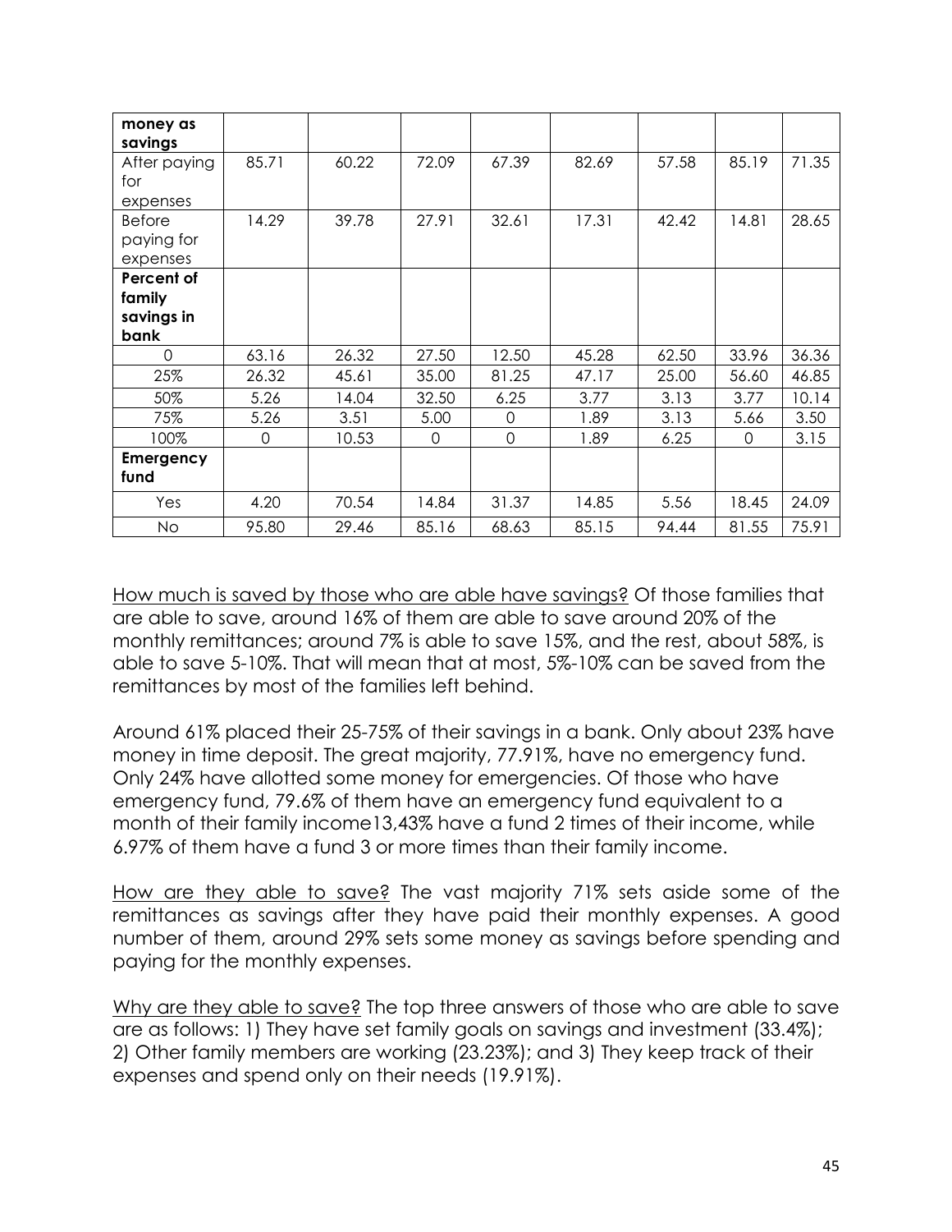| **money as savings** | | | | | | | | |
|---|---|---|---|---|---|---|---|---|
| After paying for expenses | 85.71 | 60.22 | 72.09 | 67.39 | 82.69 | 57.58 | 85.19 | 71.35 |
| Before paying for expenses | 14.29 | 39.78 | 27.91 | 32.61 | 17.31 | 42.42 | 14.81 | 28.65 |
| **Percent of family savings in bank** | | | | | | | | |
| 0 | 63.16 | 26.32 | 27.50 | 12.50 | 45.28 | 62.50 | 33.96 | 36.36 |
| 25% | 26.32 | 45.61 | 35.00 | 81.25 | 47.17 | 25.00 | 56.60 | 46.85 |
| 50% | 5.26 | 14.04 | 32.50 | 6.25 | 3.77 | 3.13 | 3.77 | 10.14 |
| 75% | 5.26 | 3.51 | 5.00 | 0 | 1.89 | 3.13 | 5.66 | 3.50 |
| 100% | 0 | 10.53 | 0 | 0 | 1.89 | 6.25 | 0 | 3.15 |
| **Emergency fund** | | | | | | | | |
| Yes | 4.20 | 70.54 | 14.84 | 31.37 | 14.85 | 5.56 | 18.45 | 24.09 |
| No | 95.80 | 29.46 | 85.16 | 68.63 | 85.15 | 94.44 | 81.55 | 75.91 |

How much is saved by those who are able have savings? Of those families that are able to save, around 16% of them are able to save around 20% of the monthly remittances; around 7% is able to save 15%, and the rest, about 58%, is able to save 5-10%. That will mean that at most, 5%-10% can be saved from the remittances by most of the families left behind.

Around 61% placed their 25-75% of their savings in a bank. Only about 23% have money in time deposit. The great majority, 77.91%, have no emergency fund. Only 24% have allotted some money for emergencies. Of those who have emergency fund, 79.6% of them have an emergency fund equivalent to a month of their family income13,43% have a fund 2 times of their income, while 6.97% of them have a fund 3 or more times than their family income.

How are they able to save? The vast majority 71% sets aside some of the remittances as savings after they have paid their monthly expenses. A good number of them, around 29% sets some money as savings before spending and paying for the monthly expenses.

Why are they able to save? The top three answers of those who are able to save are as follows: 1) They have set family goals on savings and investment (33.4%); 2) Other family members are working (23.23%); and 3) They keep track of their expenses and spend only on their needs (19.91%).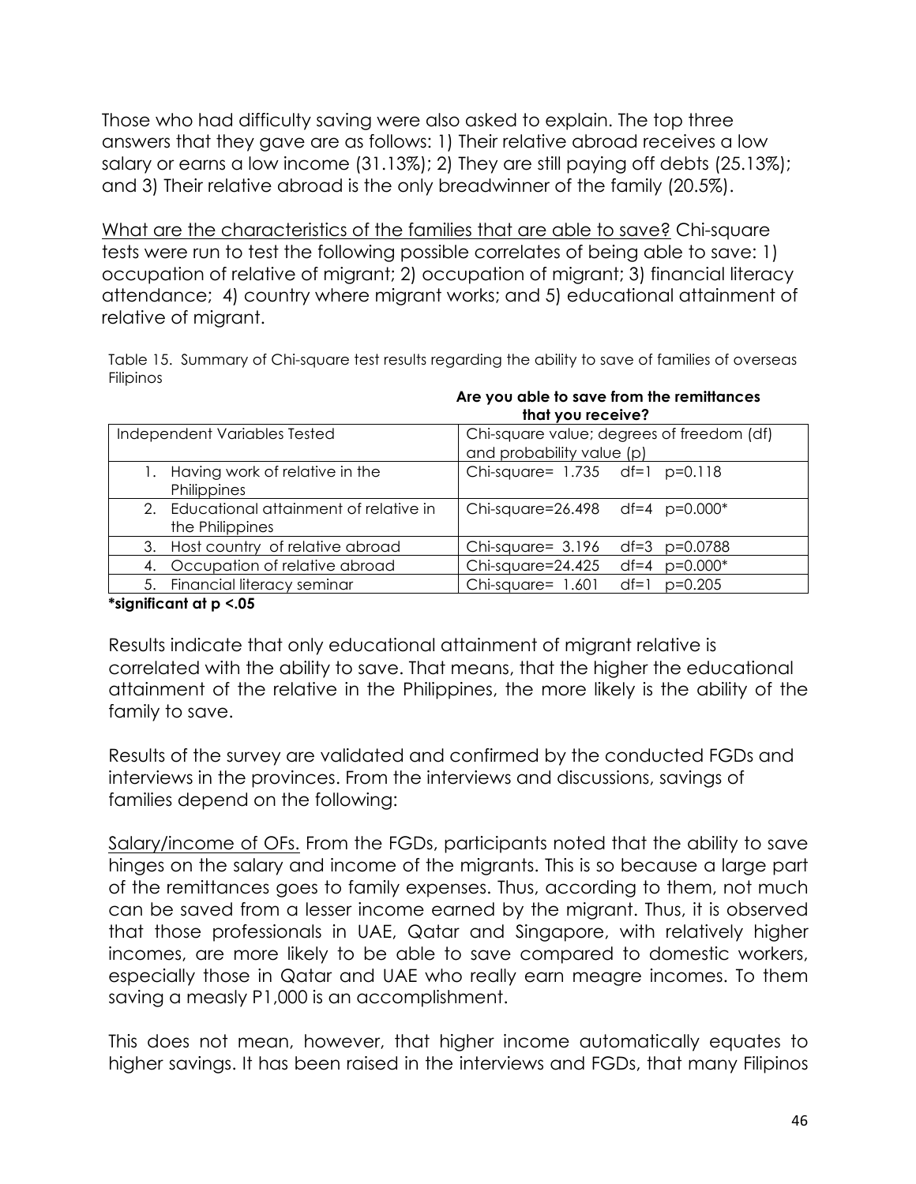Those who had difficulty saving were also asked to explain. The top three answers that they gave are as follows: 1) Their relative abroad receives a low salary or earns a low income (31.13%); 2) They are still paying off debts (25.13%); and 3) Their relative abroad is the only breadwinner of the family (20.5%).

<u>What are the characteristics of the families that are able to save?</u> Chi-square tests were run to test the following possible correlates of being able to save: 1) occupation of relative of migrant; 2) occupation of migrant; 3) financial literacy attendance; 4) country where migrant works; and 5) educational attainment of relative of migrant.

Table 15. Summary of Chi-square test results regarding the ability to save of families of overseas Filipinos

| | **Are you able to save from the remittances that you receive?** |
|---|---|
| Independent Variables Tested | Chi-square value; degrees of freedom (df) and probability value (p) |
| 1. Having work of relative in the Philippines | Chi-square= 1.735 df=1 p=0.118 |
| 2. Educational attainment of relative in the Philippines | Chi-square=26.498 df=4 p=0.000* |
| 3. Host country of relative abroad | Chi-square= 3.196 df=3 p=0.0788 |
| 4. Occupation of relative abroad | Chi-square=24.425 df=4 p=0.000* |
| 5. Financial literacy seminar | Chi-square= 1.601 df=1 p=0.205 |

**\*significant at p <.05**

Results indicate that only educational attainment of migrant relative is correlated with the ability to save. That means, that the higher the educational attainment of the relative in the Philippines, the more likely is the ability of the family to save.

Results of the survey are validated and confirmed by the conducted FGDs and interviews in the provinces. From the interviews and discussions, savings of families depend on the following:

<u>Salary/income of OFs.</u> From the FGDs, participants noted that the ability to save hinges on the salary and income of the migrants. This is so because a large part of the remittances goes to family expenses. Thus, according to them, not much can be saved from a lesser income earned by the migrant. Thus, it is observed that those professionals in UAE, Qatar and Singapore, with relatively higher incomes, are more likely to be able to save compared to domestic workers, especially those in Qatar and UAE who really earn meagre incomes. To them saving a measly P1,000 is an accomplishment.

This does not mean, however, that higher income automatically equates to higher savings. It has been raised in the interviews and FGDs, that many Filipinos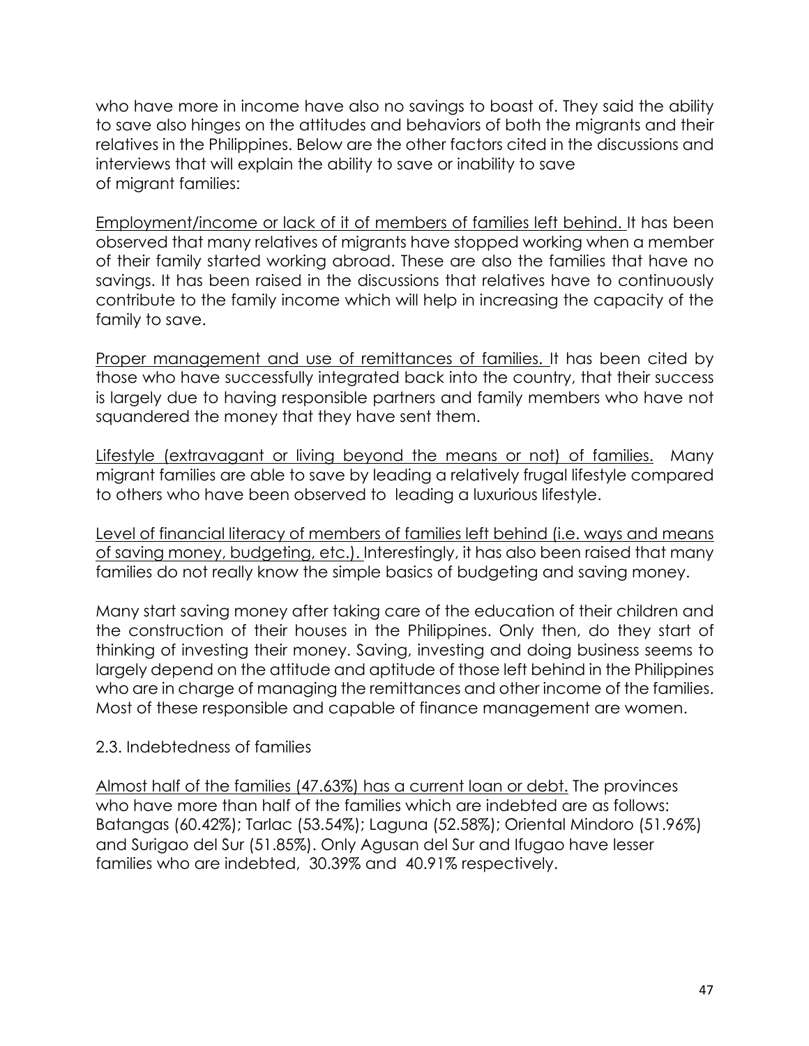who have more in income have also no savings to boast of. They said the ability to save also hinges on the attitudes and behaviors of both the migrants and their relatives in the Philippines. Below are the other factors cited in the discussions and interviews that will explain the ability to save or inability to save of migrant families:

<u>Employment/income or lack of it of members of families left behind.</u> It has been observed that many relatives of migrants have stopped working when a member of their family started working abroad. These are also the families that have no savings. It has been raised in the discussions that relatives have to continuously contribute to the family income which will help in increasing the capacity of the family to save.

<u>Proper management and use of remittances of families.</u> It has been cited by those who have successfully integrated back into the country, that their success is largely due to having responsible partners and family members who have not squandered the money that they have sent them.

<u>Lifestyle (extravagant or living beyond the means or not) of families.</u> Many migrant families are able to save by leading a relatively frugal lifestyle compared to others who have been observed to leading a luxurious lifestyle.

<u>Level of financial literacy of members of families left behind (i.e. ways and means of saving money, budgeting, etc.).</u> Interestingly, it has also been raised that many families do not really know the simple basics of budgeting and saving money.

Many start saving money after taking care of the education of their children and the construction of their houses in the Philippines. Only then, do they start of thinking of investing their money. Saving, investing and doing business seems to largely depend on the attitude and aptitude of those left behind in the Philippines who are in charge of managing the remittances and other income of the families. Most of these responsible and capable of finance management are women.

### 2.3. Indebtedness of families

<u>Almost half of the families (47.63%) has a current loan or debt.</u> The provinces who have more than half of the families which are indebted are as follows: Batangas (60.42%); Tarlac (53.54%); Laguna (52.58%); Oriental Mindoro (51.96%) and Surigao del Sur (51.85%). Only Agusan del Sur and Ifugao have lesser families who are indebted, 30.39% and 40.91% respectively.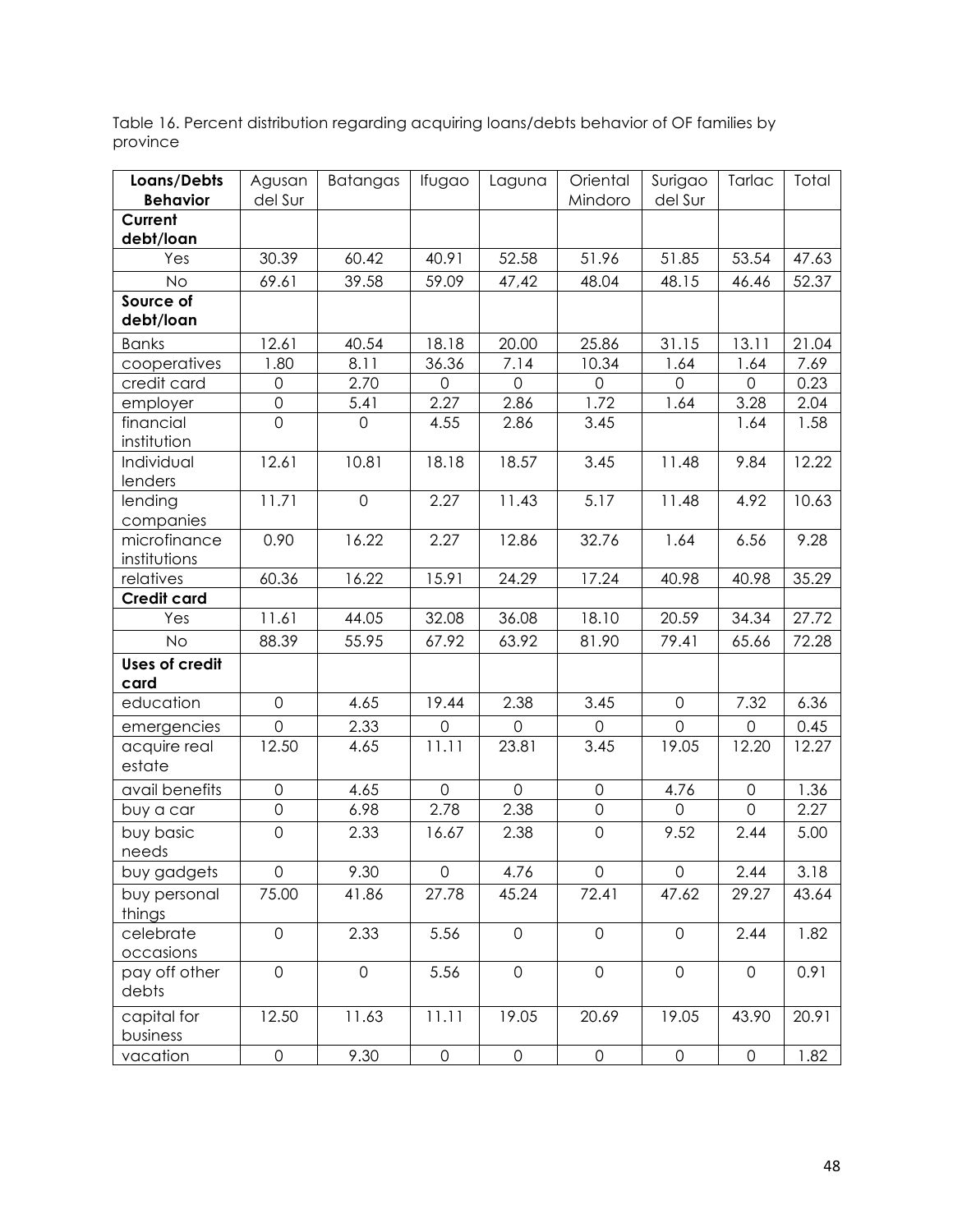Table 16. Percent distribution regarding acquiring loans/debts behavior of OF families by province

| Loans/Debts Behavior | Agusan del Sur | Batangas | Ifugao | Laguna | Oriental Mindoro | Surigao del Sur | Tarlac | Total |
|---|---|---|---|---|---|---|---|---|
| **Current debt/loan** | | | | | | | | |
| Yes | 30.39 | 60.42 | 40.91 | 52.58 | 51.96 | 51.85 | 53.54 | 47.63 |
| No | 69.61 | 39.58 | 59.09 | 47,42 | 48.04 | 48.15 | 46.46 | 52.37 |
| **Source of debt/loan** | | | | | | | | |
| Banks | 12.61 | 40.54 | 18.18 | 20.00 | 25.86 | 31.15 | 13.11 | 21.04 |
| cooperatives | 1.80 | 8.11 | 36.36 | 7.14 | 10.34 | 1.64 | 1.64 | 7.69 |
| credit card | 0 | 2.70 | 0 | 0 | 0 | 0 | 0 | 0.23 |
| employer | 0 | 5.41 | 2.27 | 2.86 | 1.72 | 1.64 | 3.28 | 2.04 |
| financial institution | 0 | 0 | 4.55 | 2.86 | 3.45 | | 1.64 | 1.58 |
| Individual lenders | 12.61 | 10.81 | 18.18 | 18.57 | 3.45 | 11.48 | 9.84 | 12.22 |
| lending companies | 11.71 | 0 | 2.27 | 11.43 | 5.17 | 11.48 | 4.92 | 10.63 |
| microfinance institutions | 0.90 | 16.22 | 2.27 | 12.86 | 32.76 | 1.64 | 6.56 | 9.28 |
| relatives | 60.36 | 16.22 | 15.91 | 24.29 | 17.24 | 40.98 | 40.98 | 35.29 |
| **Credit card** | | | | | | | | |
| Yes | 11.61 | 44.05 | 32.08 | 36.08 | 18.10 | 20.59 | 34.34 | 27.72 |
| No | 88.39 | 55.95 | 67.92 | 63.92 | 81.90 | 79.41 | 65.66 | 72.28 |
| **Uses of credit card** | | | | | | | | |
| education | 0 | 4.65 | 19.44 | 2.38 | 3.45 | 0 | 7.32 | 6.36 |
| emergencies | 0 | 2.33 | 0 | 0 | 0 | 0 | 0 | 0.45 |
| acquire real estate | 12.50 | 4.65 | 11.11 | 23.81 | 3.45 | 19.05 | 12.20 | 12.27 |
| avail benefits | 0 | 4.65 | 0 | 0 | 0 | 4.76 | 0 | 1.36 |
| buy a car | 0 | 6.98 | 2.78 | 2.38 | 0 | 0 | 0 | 2.27 |
| buy basic needs | 0 | 2.33 | 16.67 | 2.38 | 0 | 9.52 | 2.44 | 5.00 |
| buy gadgets | 0 | 9.30 | 0 | 4.76 | 0 | 0 | 2.44 | 3.18 |
| buy personal things | 75.00 | 41.86 | 27.78 | 45.24 | 72.41 | 47.62 | 29.27 | 43.64 |
| celebrate occasions | 0 | 2.33 | 5.56 | 0 | 0 | 0 | 2.44 | 1.82 |
| pay off other debts | 0 | 0 | 5.56 | 0 | 0 | 0 | 0 | 0.91 |
| capital for business | 12.50 | 11.63 | 11.11 | 19.05 | 20.69 | 19.05 | 43.90 | 20.91 |
| vacation | 0 | 9.30 | 0 | 0 | 0 | 0 | 0 | 1.82 |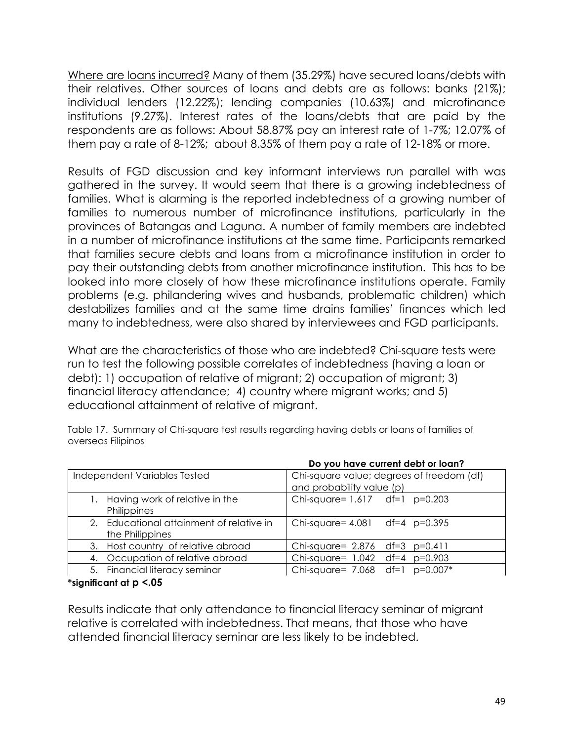<u>Where are loans incurred?</u> Many of them (35.29%) have secured loans/debts with their relatives. Other sources of loans and debts are as follows: banks (21%); individual lenders (12.22%); lending companies (10.63%) and microfinance institutions (9.27%). Interest rates of the loans/debts that are paid by the respondents are as follows: About 58.87% pay an interest rate of 1-7%; 12.07% of them pay a rate of 8-12%; about 8.35% of them pay a rate of 12-18% or more.

Results of FGD discussion and key informant interviews run parallel with was gathered in the survey. It would seem that there is a growing indebtedness of families. What is alarming is the reported indebtedness of a growing number of families to numerous number of microfinance institutions, particularly in the provinces of Batangas and Laguna. A number of family members are indebted in a number of microfinance institutions at the same time. Participants remarked that families secure debts and loans from a microfinance institution in order to pay their outstanding debts from another microfinance institution. This has to be looked into more closely of how these microfinance institutions operate. Family problems (e.g. philandering wives and husbands, problematic children) which destabilizes families and at the same time drains families' finances which led many to indebtedness, were also shared by interviewees and FGD participants.

What are the characteristics of those who are indebted? Chi-square tests were run to test the following possible correlates of indebtedness (having a loan or debt): 1) occupation of relative of migrant; 2) occupation of migrant; 3) financial literacy attendance; 4) country where migrant works; and 5) educational attainment of relative of migrant.

Table 17. Summary of Chi-square test results regarding having debts or loans of families of overseas Filipinos

| | **Do you have current debt or loan?** |
|---|---|
| Independent Variables Tested | Chi-square value; degrees of freedom (df) and probability value (p) |
| 1. Having work of relative in the Philippines | Chi-square= 1.617 df=1 p=0.203 |
| 2. Educational attainment of relative in the Philippines | Chi-square= 4.081 df=4 p=0.395 |
| 3. Host country of relative abroad | Chi-square= 2.876 df=3 p=0.411 |
| 4. Occupation of relative abroad | Chi-square= 1.042 df=4 p=0.903 |
| 5. Financial literacy seminar | Chi-square= 7.068 df=1 p=0.007* |

**\*significant at p <.05**

Results indicate that only attendance to financial literacy seminar of migrant relative is correlated with indebtedness. That means, that those who have attended financial literacy seminar are less likely to be indebted.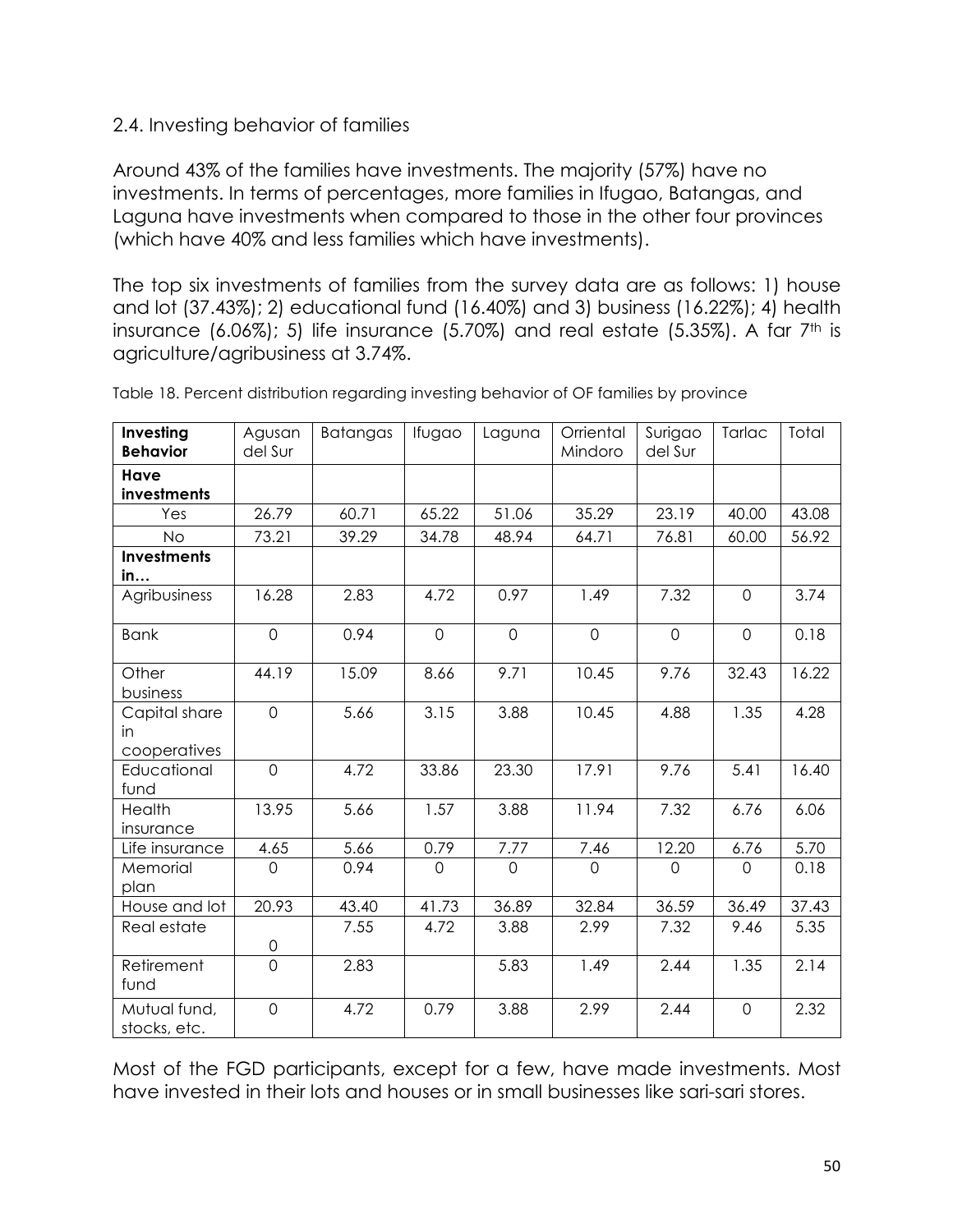## 2.4. Investing behavior of families

Around 43% of the families have investments. The majority (57%) have no investments. In terms of percentages, more families in Ifugao, Batangas, and Laguna have investments when compared to those in the other four provinces (which have 40% and less families which have investments).

The top six investments of families from the survey data are as follows: 1) house and lot (37.43%); 2) educational fund (16.40%) and 3) business (16.22%); 4) health insurance (6.06%); 5) life insurance (5.70%) and real estate (5.35%). A far 7th is agriculture/agribusiness at 3.74%.

Table 18. Percent distribution regarding investing behavior of OF families by province

| **Investing Behavior** | Agusan del Sur | Batangas | Ifugao | Laguna | Orriental Mindoro | Surigao del Sur | Tarlac | Total |
|---|---|---|---|---|---|---|---|---|
| **Have investments** | | | | | | | | |
| Yes | 26.79 | 60.71 | 65.22 | 51.06 | 35.29 | 23.19 | 40.00 | 43.08 |
| No | 73.21 | 39.29 | 34.78 | 48.94 | 64.71 | 76.81 | 60.00 | 56.92 |
| **Investments in…** | | | | | | | | |
| Agribusiness | 16.28 | 2.83 | 4.72 | 0.97 | 1.49 | 7.32 | 0 | 3.74 |
| Bank | 0 | 0.94 | 0 | 0 | 0 | 0 | 0 | 0.18 |
| Other business | 44.19 | 15.09 | 8.66 | 9.71 | 10.45 | 9.76 | 32.43 | 16.22 |
| Capital share in cooperatives | 0 | 5.66 | 3.15 | 3.88 | 10.45 | 4.88 | 1.35 | 4.28 |
| Educational fund | 0 | 4.72 | 33.86 | 23.30 | 17.91 | 9.76 | 5.41 | 16.40 |
| Health insurance | 13.95 | 5.66 | 1.57 | 3.88 | 11.94 | 7.32 | 6.76 | 6.06 |
| Life insurance | 4.65 | 5.66 | 0.79 | 7.77 | 7.46 | 12.20 | 6.76 | 5.70 |
| Memorial plan | 0 | 0.94 | 0 | 0 | 0 | 0 | 0 | 0.18 |
| House and lot | 20.93 | 43.40 | 41.73 | 36.89 | 32.84 | 36.59 | 36.49 | 37.43 |
| Real estate | 0 | 7.55 | 4.72 | 3.88 | 2.99 | 7.32 | 9.46 | 5.35 |
| Retirement fund | 0 | 2.83 | | 5.83 | 1.49 | 2.44 | 1.35 | 2.14 |
| Mutual fund, stocks, etc. | 0 | 4.72 | 0.79 | 3.88 | 2.99 | 2.44 | 0 | 2.32 |

Most of the FGD participants, except for a few, have made investments. Most have invested in their lots and houses or in small businesses like sari-sari stores.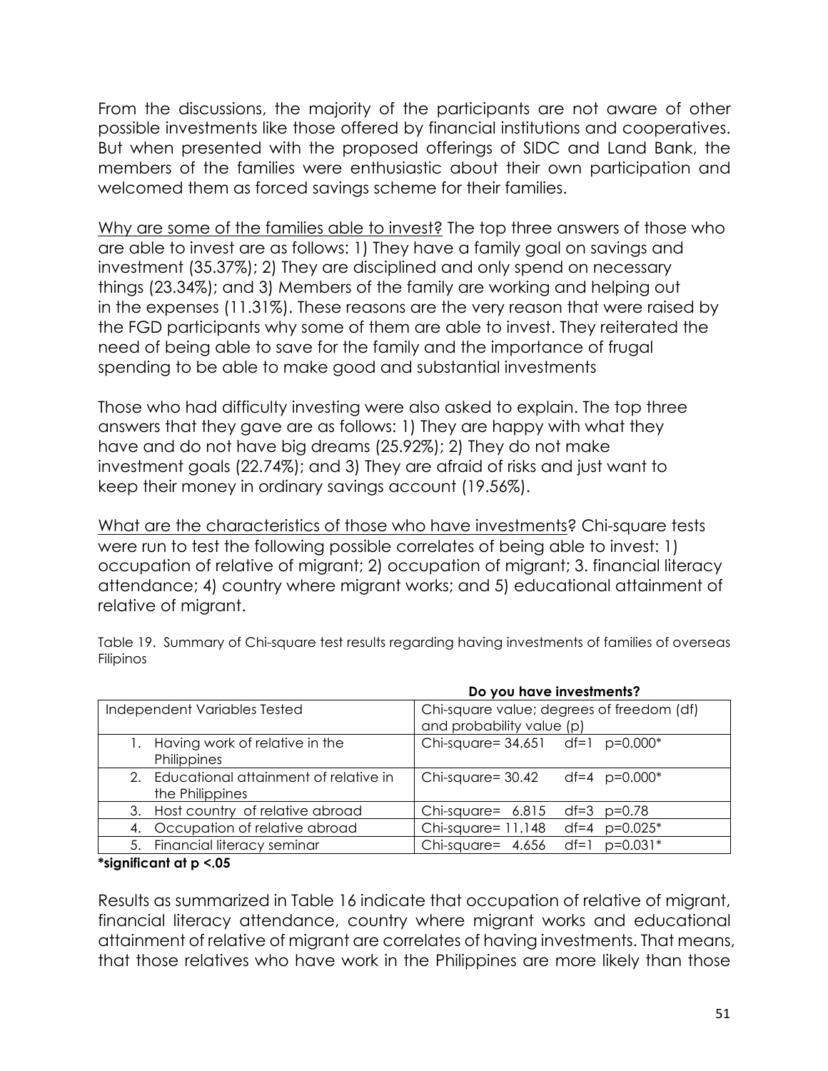From the discussions, the majority of the participants are not aware of other possible investments like those offered by financial institutions and cooperatives. But when presented with the proposed offerings of SIDC and Land Bank, the members of the families were enthusiastic about their own participation and welcomed them as forced savings scheme for their families.

<u>Why are some of the families able to invest</u>? The top three answers of those who are able to invest are as follows: 1) They have a family goal on savings and investment (35.37%); 2) They are disciplined and only spend on necessary things (23.34%); and 3) Members of the family are working and helping out in the expenses (11.31%). These reasons are the very reason that were raised by the FGD participants why some of them are able to invest. They reiterated the need of being able to save for the family and the importance of frugal spending to be able to make good and substantial investments

Those who had difficulty investing were also asked to explain. The top three answers that they gave are as follows: 1) They are happy with what they have and do not have big dreams (25.92%); 2) They do not make investment goals (22.74%); and 3) They are afraid of risks and just want to keep their money in ordinary savings account (19.56%).

<u>What are the characteristics of those who have investments</u>? Chi-square tests were run to test the following possible correlates of being able to invest: 1) occupation of relative of migrant; 2) occupation of migrant; 3. financial literacy attendance; 4) country where migrant works; and 5) educational attainment of relative of migrant.

Table 19. Summary of Chi-square test results regarding having investments of families of overseas Filipinos

| | **Do you have investments?** |
|---|---|
| Independent Variables Tested | Chi-square value; degrees of freedom (df) and probability value (p) |
| 1. Having work of relative in the Philippines | Chi-square= 34.651 df=1 p=0.000* |
| 2. Educational attainment of relative in the Philippines | Chi-square= 30.42 df=4 p=0.000* |
| 3. Host country of relative abroad | Chi-square= 6.815 df=3 p=0.78 |
| 4. Occupation of relative abroad | Chi-square= 11.148 df=4 p=0.025* |
| 5. Financial literacy seminar | Chi-square= 4.656 df=1 p=0.031* |

**\*significant at p <.05**

Results as summarized in Table 16 indicate that occupation of relative of migrant, financial literacy attendance, country where migrant works and educational attainment of relative of migrant are correlates of having investments. That means, that those relatives who have work in the Philippines are more likely than those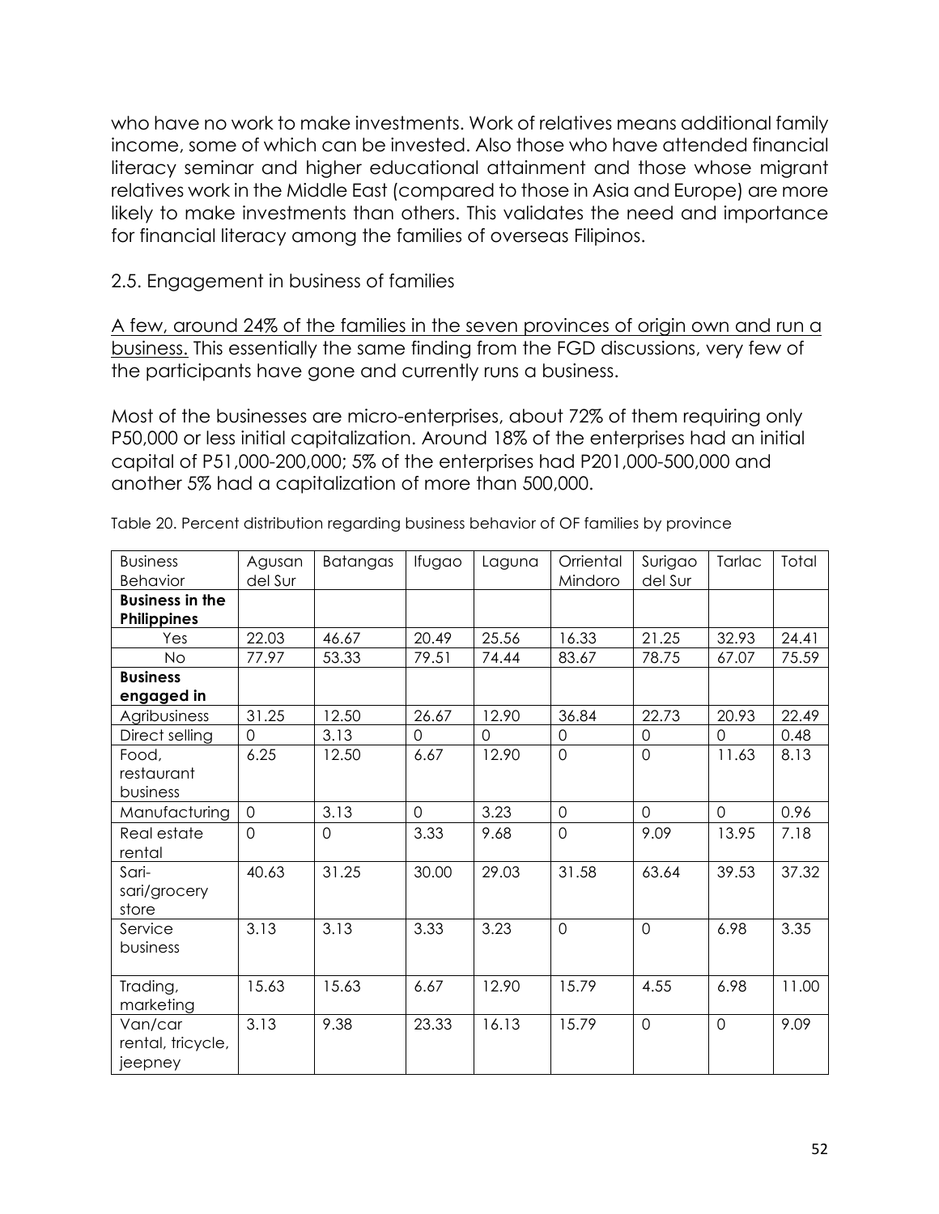who have no work to make investments. Work of relatives means additional family income, some of which can be invested. Also those who have attended financial literacy seminar and higher educational attainment and those whose migrant relatives work in the Middle East (compared to those in Asia and Europe) are more likely to make investments than others. This validates the need and importance for financial literacy among the families of overseas Filipinos.

## 2.5. Engagement in business of families

<u>A few, around 24% of the families in the seven provinces of origin own and run a business.</u> This essentially the same finding from the FGD discussions, very few of the participants have gone and currently runs a business.

Most of the businesses are micro-enterprises, about 72% of them requiring only P50,000 or less initial capitalization. Around 18% of the enterprises had an initial capital of P51,000-200,000; 5% of the enterprises had P201,000-500,000 and another 5% had a capitalization of more than 500,000.

Table 20. Percent distribution regarding business behavior of OF families by province

| Business Behavior | Agusan del Sur | Batangas | Ifugao | Laguna | Orriental Mindoro | Surigao del Sur | Tarlac | Total |
|---|---|---|---|---|---|---|---|---|
| **Business in the Philippines** | | | | | | | | |
| Yes | 22.03 | 46.67 | 20.49 | 25.56 | 16.33 | 21.25 | 32.93 | 24.41 |
| No | 77.97 | 53.33 | 79.51 | 74.44 | 83.67 | 78.75 | 67.07 | 75.59 |
| **Business engaged in** | | | | | | | | |
| Agribusiness | 31.25 | 12.50 | 26.67 | 12.90 | 36.84 | 22.73 | 20.93 | 22.49 |
| Direct selling | 0 | 3.13 | 0 | 0 | 0 | 0 | 0 | 0.48 |
| Food, restaurant business | 6.25 | 12.50 | 6.67 | 12.90 | 0 | 0 | 11.63 | 8.13 |
| Manufacturing | 0 | 3.13 | 0 | 3.23 | 0 | 0 | 0 | 0.96 |
| Real estate rental | 0 | 0 | 3.33 | 9.68 | 0 | 9.09 | 13.95 | 7.18 |
| Sari-sari/grocery store | 40.63 | 31.25 | 30.00 | 29.03 | 31.58 | 63.64 | 39.53 | 37.32 |
| Service business | 3.13 | 3.13 | 3.33 | 3.23 | 0 | 0 | 6.98 | 3.35 |
| Trading, marketing | 15.63 | 15.63 | 6.67 | 12.90 | 15.79 | 4.55 | 6.98 | 11.00 |
| Van/car rental, tricycle, jeepney | 3.13 | 9.38 | 23.33 | 16.13 | 15.79 | 0 | 0 | 9.09 |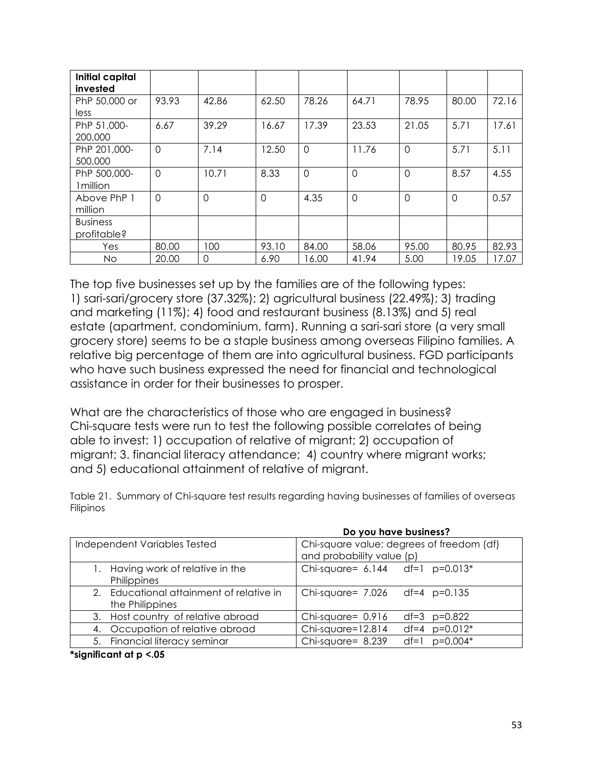| Initial capital invested | | | | | | | | |
|---|---|---|---|---|---|---|---|---|
| PhP 50,000 or less | 93.93 | 42.86 | 62.50 | 78.26 | 64.71 | 78.95 | 80.00 | 72.16 |
| PhP 51,000-200,000 | 6.67 | 39.29 | 16.67 | 17.39 | 23.53 | 21.05 | 5.71 | 17.61 |
| PhP 201,000-500,000 | 0 | 7.14 | 12.50 | 0 | 11.76 | 0 | 5.71 | 5.11 |
| PhP 500,000-1million | 0 | 10.71 | 8.33 | 0 | 0 | 0 | 8.57 | 4.55 |
| Above PhP 1 million | 0 | 0 | 0 | 4.35 | 0 | 0 | 0 | 0.57 |
| Business profitable? | | | | | | | | |
| Yes | 80.00 | 100 | 93.10 | 84.00 | 58.06 | 95.00 | 80.95 | 82.93 |
| No | 20.00 | 0 | 6.90 | 16.00 | 41.94 | 5.00 | 19.05 | 17.07 |

The top five businesses set up by the families are of the following types: 1) sari-sari/grocery store (37.32%); 2) agricultural business (22.49%); 3) trading and marketing (11%); 4) food and restaurant business (8.13%) and 5) real estate (apartment, condominium, farm). Running a sari-sari store (a very small grocery store) seems to be a staple business among overseas Filipino families. A relative big percentage of them are into agricultural business. FGD participants who have such business expressed the need for financial and technological assistance in order for their businesses to prosper.

What are the characteristics of those who are engaged in business? Chi-square tests were run to test the following possible correlates of being able to invest: 1) occupation of relative of migrant; 2) occupation of migrant; 3. financial literacy attendance; 4) country where migrant works; and 5) educational attainment of relative of migrant.

Table 21. Summary of Chi-square test results regarding having businesses of families of overseas Filipinos

| | **Do you have business?** |
|---|---|
| Independent Variables Tested | Chi-square value; degrees of freedom (df) and probability value (p) |
| 1. Having work of relative in the Philippines | Chi-square= 6.144 df=1 p=0.013* |
| 2. Educational attainment of relative in the Philippines | Chi-square= 7.026 df=4 p=0.135 |
| 3. Host country of relative abroad | Chi-square= 0.916 df=3 p=0.822 |
| 4. Occupation of relative abroad | Chi-square=12.814 df=4 p=0.012* |
| 5. Financial literacy seminar | Chi-square= 8.239 df=1 p=0.004* |

**\*significant at p <.05**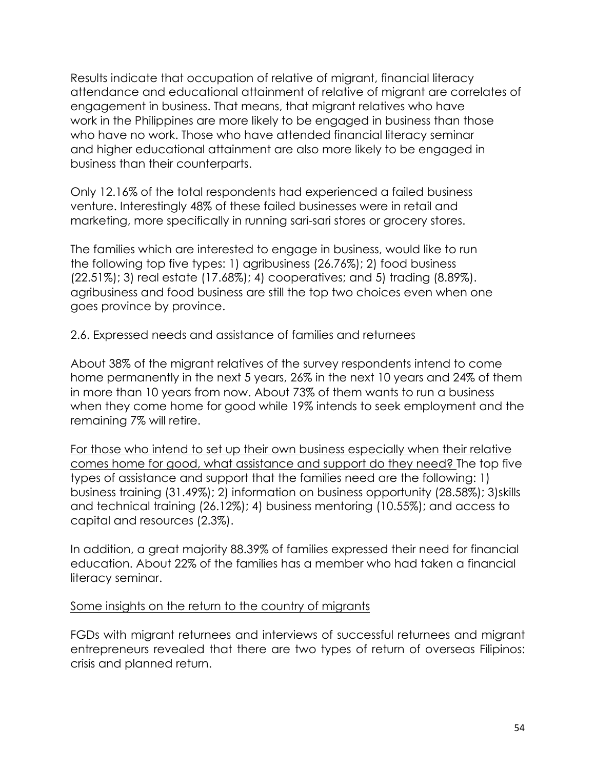Results indicate that occupation of relative of migrant, financial literacy attendance and educational attainment of relative of migrant are correlates of engagement in business. That means, that migrant relatives who have work in the Philippines are more likely to be engaged in business than those who have no work. Those who have attended financial literacy seminar and higher educational attainment are also more likely to be engaged in business than their counterparts.

Only 12.16% of the total respondents had experienced a failed business venture. Interestingly 48% of these failed businesses were in retail and marketing, more specifically in running sari-sari stores or grocery stores.

The families which are interested to engage in business, would like to run the following top five types: 1) agribusiness (26.76%); 2) food business (22.51%); 3) real estate (17.68%); 4) cooperatives; and 5) trading (8.89%). agribusiness and food business are still the top two choices even when one goes province by province.

2.6. Expressed needs and assistance of families and returnees

About 38% of the migrant relatives of the survey respondents intend to come home permanently in the next 5 years, 26% in the next 10 years and 24% of them in more than 10 years from now. About 73% of them wants to run a business when they come home for good while 19% intends to seek employment and the remaining 7% will retire.

<u>For those who intend to set up their own business especially when their relative comes home for good, what assistance and support do they need?</u> The top five types of assistance and support that the families need are the following: 1) business training (31.49%); 2) information on business opportunity (28.58%); 3)skills and technical training (26.12%); 4) business mentoring (10.55%); and access to capital and resources (2.3%).

In addition, a great majority 88.39% of families expressed their need for financial education. About 22% of the families has a member who had taken a financial literacy seminar.

<u>Some insights on the return to the country of migrants</u>

FGDs with migrant returnees and interviews of successful returnees and migrant entrepreneurs revealed that there are two types of return of overseas Filipinos: crisis and planned return.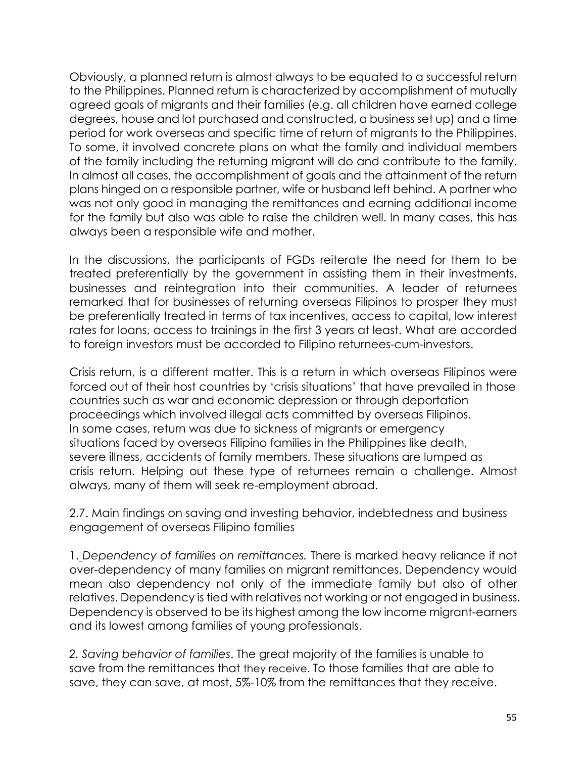Obviously, a planned return is almost always to be equated to a successful return to the Philippines. Planned return is characterized by accomplishment of mutually agreed goals of migrants and their families (e.g. all children have earned college degrees, house and lot purchased and constructed, a business set up) and a time period for work overseas and specific time of return of migrants to the Philippines. To some, it involved concrete plans on what the family and individual members of the family including the returning migrant will do and contribute to the family. In almost all cases, the accomplishment of goals and the attainment of the return plans hinged on a responsible partner, wife or husband left behind. A partner who was not only good in managing the remittances and earning additional income for the family but also was able to raise the children well. In many cases, this has always been a responsible wife and mother.

In the discussions, the participants of FGDs reiterate the need for them to be treated preferentially by the government in assisting them in their investments, businesses and reintegration into their communities. A leader of returnees remarked that for businesses of returning overseas Filipinos to prosper they must be preferentially treated in terms of tax incentives, access to capital, low interest rates for loans, access to trainings in the first 3 years at least. What are accorded to foreign investors must be accorded to Filipino returnees-cum-investors.

Crisis return, is a different matter. This is a return in which overseas Filipinos were forced out of their host countries by 'crisis situations' that have prevailed in those countries such as war and economic depression or through deportation proceedings which involved illegal acts committed by overseas Filipinos. In some cases, return was due to sickness of migrants or emergency situations faced by overseas Filipino families in the Philippines like death, severe illness, accidents of family members. These situations are lumped as crisis return. Helping out these type of returnees remain a challenge. Almost always, many of them will seek re-employment abroad.

2.7. Main findings on saving and investing behavior, indebtedness and business engagement of overseas Filipino families

1. *Dependency of families on remittances.* There is marked heavy reliance if not over-dependency of many families on migrant remittances. Dependency would mean also dependency not only of the immediate family but also of other relatives. Dependency is tied with relatives not working or not engaged in business. Dependency is observed to be its highest among the low income migrant-earners and its lowest among families of young professionals.

2. *Saving behavior of families*. The great majority of the families is unable to save from the remittances that they receive. To those families that are able to save, they can save, at most, 5%-10% from the remittances that they receive.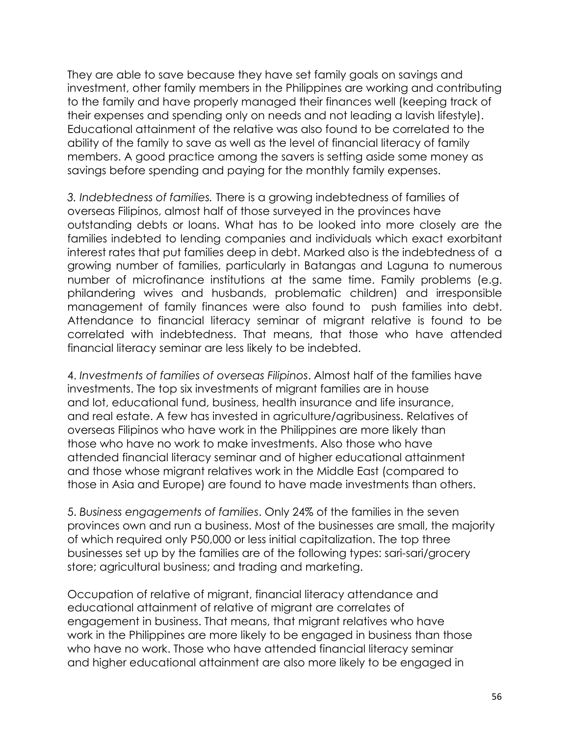They are able to save because they have set family goals on savings and investment, other family members in the Philippines are working and contributing to the family and have properly managed their finances well (keeping track of their expenses and spending only on needs and not leading a lavish lifestyle). Educational attainment of the relative was also found to be correlated to the ability of the family to save as well as the level of financial literacy of family members. A good practice among the savers is setting aside some money as savings before spending and paying for the monthly family expenses.

*3. Indebtedness of families.* There is a growing indebtedness of families of overseas Filipinos, almost half of those surveyed in the provinces have outstanding debts or loans. What has to be looked into more closely are the families indebted to lending companies and individuals which exact exorbitant interest rates that put families deep in debt. Marked also is the indebtedness of a growing number of families, particularly in Batangas and Laguna to numerous number of microfinance institutions at the same time. Family problems (e.g. philandering wives and husbands, problematic children) and irresponsible management of family finances were also found to push families into debt. Attendance to financial literacy seminar of migrant relative is found to be correlated with indebtedness. That means, that those who have attended financial literacy seminar are less likely to be indebted.

*4. Investments of families of overseas Filipinos*. Almost half of the families have investments. The top six investments of migrant families are in house and lot, educational fund, business, health insurance and life insurance, and real estate. A few has invested in agriculture/agribusiness. Relatives of overseas Filipinos who have work in the Philippines are more likely than those who have no work to make investments. Also those who have attended financial literacy seminar and of higher educational attainment and those whose migrant relatives work in the Middle East (compared to those in Asia and Europe) are found to have made investments than others.

*5. Business engagements of families*. Only 24% of the families in the seven provinces own and run a business. Most of the businesses are small, the majority of which required only P50,000 or less initial capitalization. The top three businesses set up by the families are of the following types: sari-sari/grocery store; agricultural business; and trading and marketing.

Occupation of relative of migrant, financial literacy attendance and educational attainment of relative of migrant are correlates of engagement in business. That means, that migrant relatives who have work in the Philippines are more likely to be engaged in business than those who have no work. Those who have attended financial literacy seminar and higher educational attainment are also more likely to be engaged in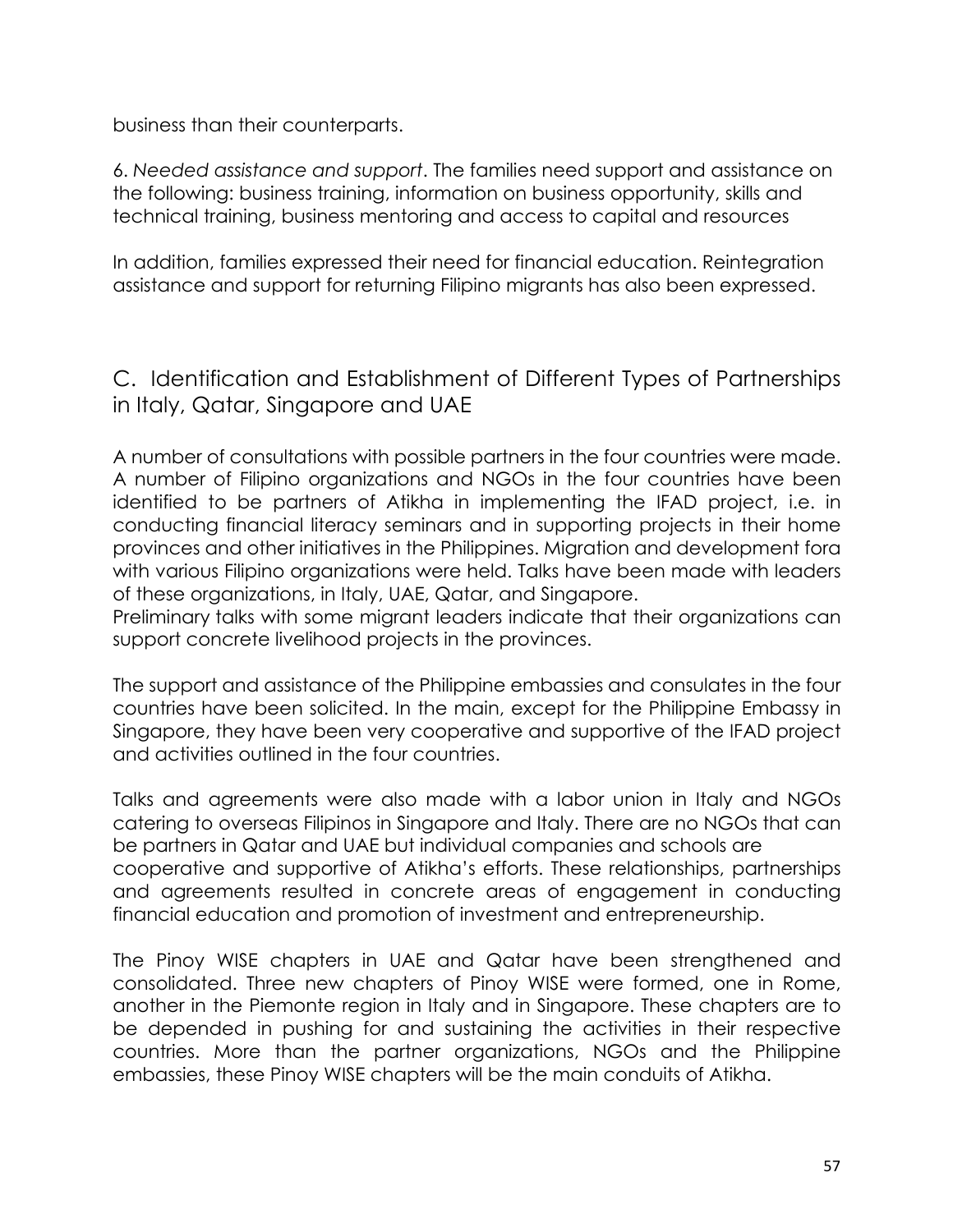business than their counterparts.

6. *Needed assistance and support*. The families need support and assistance on the following: business training, information on business opportunity, skills and technical training, business mentoring and access to capital and resources

In addition, families expressed their need for financial education. Reintegration assistance and support for returning Filipino migrants has also been expressed.

## C. Identification and Establishment of Different Types of Partnerships in Italy, Qatar, Singapore and UAE

A number of consultations with possible partners in the four countries were made. A number of Filipino organizations and NGOs in the four countries have been identified to be partners of Atikha in implementing the IFAD project, i.e. in conducting financial literacy seminars and in supporting projects in their home provinces and other initiatives in the Philippines. Migration and development fora with various Filipino organizations were held. Talks have been made with leaders of these organizations, in Italy, UAE, Qatar, and Singapore.
Preliminary talks with some migrant leaders indicate that their organizations can support concrete livelihood projects in the provinces.

The support and assistance of the Philippine embassies and consulates in the four countries have been solicited. In the main, except for the Philippine Embassy in Singapore, they have been very cooperative and supportive of the IFAD project and activities outlined in the four countries.

Talks and agreements were also made with a labor union in Italy and NGOs catering to overseas Filipinos in Singapore and Italy. There are no NGOs that can be partners in Qatar and UAE but individual companies and schools are cooperative and supportive of Atikha's efforts. These relationships, partnerships and agreements resulted in concrete areas of engagement in conducting financial education and promotion of investment and entrepreneurship.

The Pinoy WISE chapters in UAE and Qatar have been strengthened and consolidated. Three new chapters of Pinoy WISE were formed, one in Rome, another in the Piemonte region in Italy and in Singapore. These chapters are to be depended in pushing for and sustaining the activities in their respective countries. More than the partner organizations, NGOs and the Philippine embassies, these Pinoy WISE chapters will be the main conduits of Atikha.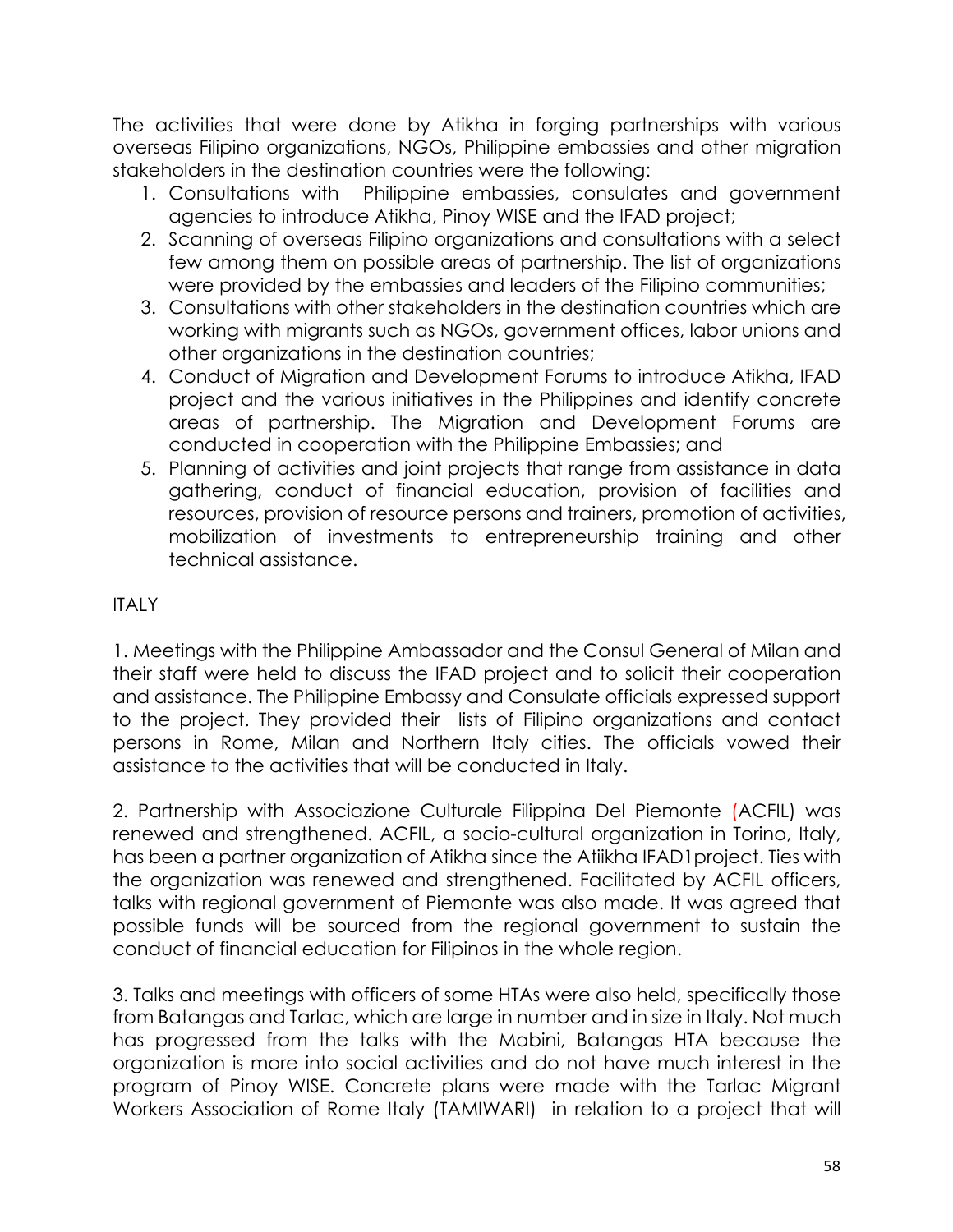The activities that were done by Atikha in forging partnerships with various overseas Filipino organizations, NGOs, Philippine embassies and other migration stakeholders in the destination countries were the following:

1. Consultations with Philippine embassies, consulates and government agencies to introduce Atikha, Pinoy WISE and the IFAD project;
2. Scanning of overseas Filipino organizations and consultations with a select few among them on possible areas of partnership. The list of organizations were provided by the embassies and leaders of the Filipino communities;
3. Consultations with other stakeholders in the destination countries which are working with migrants such as NGOs, government offices, labor unions and other organizations in the destination countries;
4. Conduct of Migration and Development Forums to introduce Atikha, IFAD project and the various initiatives in the Philippines and identify concrete areas of partnership. The Migration and Development Forums are conducted in cooperation with the Philippine Embassies; and
5. Planning of activities and joint projects that range from assistance in data gathering, conduct of financial education, provision of facilities and resources, provision of resource persons and trainers, promotion of activities, mobilization of investments to entrepreneurship training and other technical assistance.

ITALY

1. Meetings with the Philippine Ambassador and the Consul General of Milan and their staff were held to discuss the IFAD project and to solicit their cooperation and assistance. The Philippine Embassy and Consulate officials expressed support to the project. They provided their lists of Filipino organizations and contact persons in Rome, Milan and Northern Italy cities. The officials vowed their assistance to the activities that will be conducted in Italy.

2. Partnership with Associazione Culturale Filippina Del Piemonte (ACFIL) was renewed and strengthened. ACFIL, a socio-cultural organization in Torino, Italy, has been a partner organization of Atikha since the Atiikha IFAD1project. Ties with the organization was renewed and strengthened. Facilitated by ACFIL officers, talks with regional government of Piemonte was also made. It was agreed that possible funds will be sourced from the regional government to sustain the conduct of financial education for Filipinos in the whole region.

3. Talks and meetings with officers of some HTAs were also held, specifically those from Batangas and Tarlac, which are large in number and in size in Italy. Not much has progressed from the talks with the Mabini, Batangas HTA because the organization is more into social activities and do not have much interest in the program of Pinoy WISE. Concrete plans were made with the Tarlac Migrant Workers Association of Rome Italy (TAMIWARI) in relation to a project that will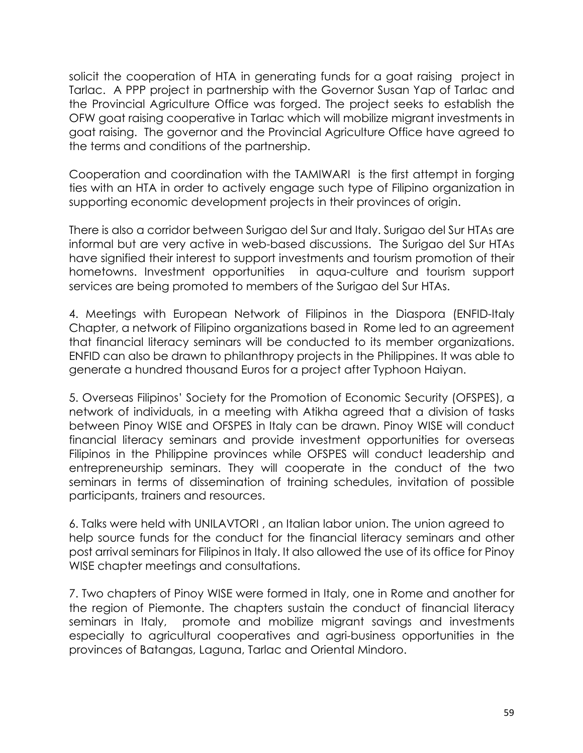solicit the cooperation of HTA in generating funds for a goat raising project in Tarlac. A PPP project in partnership with the Governor Susan Yap of Tarlac and the Provincial Agriculture Office was forged. The project seeks to establish the OFW goat raising cooperative in Tarlac which will mobilize migrant investments in goat raising. The governor and the Provincial Agriculture Office have agreed to the terms and conditions of the partnership.

Cooperation and coordination with the TAMIWARI is the first attempt in forging ties with an HTA in order to actively engage such type of Filipino organization in supporting economic development projects in their provinces of origin.

There is also a corridor between Surigao del Sur and Italy. Surigao del Sur HTAs are informal but are very active in web-based discussions. The Surigao del Sur HTAs have signified their interest to support investments and tourism promotion of their hometowns. Investment opportunities in aqua-culture and tourism support services are being promoted to members of the Surigao del Sur HTAs.

4. Meetings with European Network of Filipinos in the Diaspora (ENFID-Italy Chapter, a network of Filipino organizations based in Rome led to an agreement that financial literacy seminars will be conducted to its member organizations. ENFID can also be drawn to philanthropy projects in the Philippines. It was able to generate a hundred thousand Euros for a project after Typhoon Haiyan.

5. Overseas Filipinos' Society for the Promotion of Economic Security (OFSPES), a network of individuals, in a meeting with Atikha agreed that a division of tasks between Pinoy WISE and OFSPES in Italy can be drawn. Pinoy WISE will conduct financial literacy seminars and provide investment opportunities for overseas Filipinos in the Philippine provinces while OFSPES will conduct leadership and entrepreneurship seminars. They will cooperate in the conduct of the two seminars in terms of dissemination of training schedules, invitation of possible participants, trainers and resources.

6. Talks were held with UNILAVTORI , an Italian labor union. The union agreed to help source funds for the conduct for the financial literacy seminars and other post arrival seminars for Filipinos in Italy. It also allowed the use of its office for Pinoy WISE chapter meetings and consultations.

7. Two chapters of Pinoy WISE were formed in Italy, one in Rome and another for the region of Piemonte. The chapters sustain the conduct of financial literacy seminars in Italy, promote and mobilize migrant savings and investments especially to agricultural cooperatives and agri-business opportunities in the provinces of Batangas, Laguna, Tarlac and Oriental Mindoro.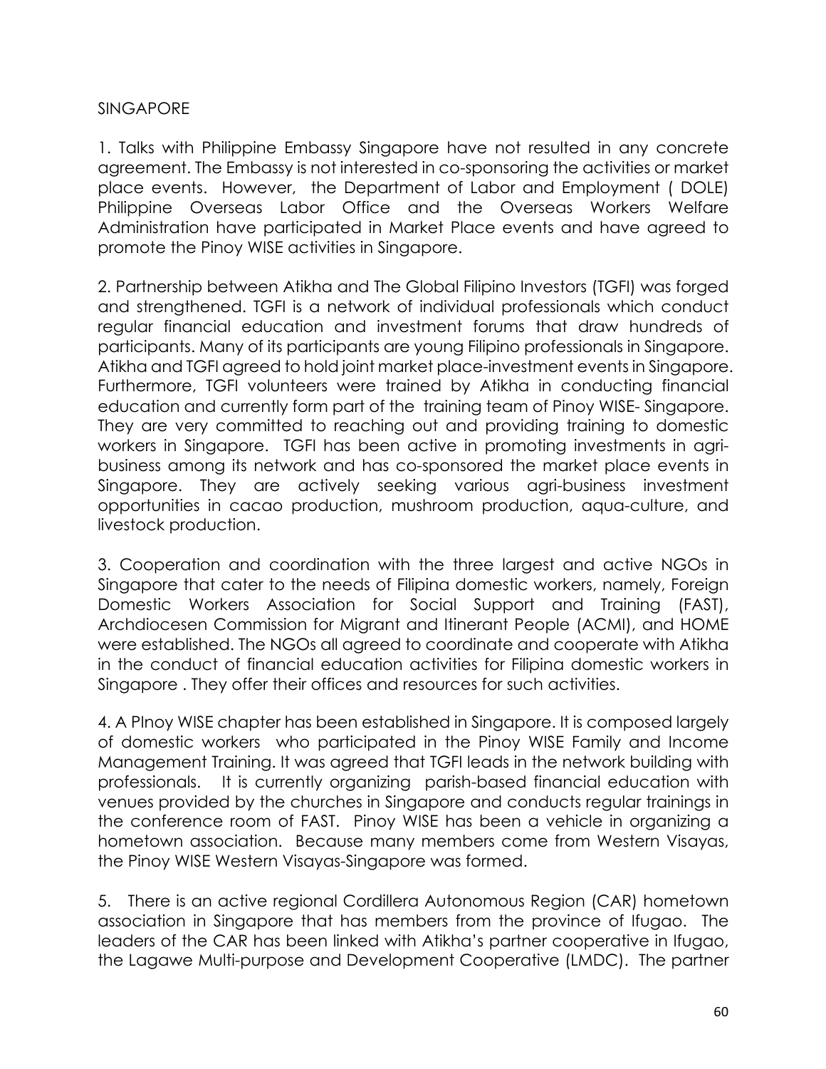SINGAPORE

1. Talks with Philippine Embassy Singapore have not resulted in any concrete agreement. The Embassy is not interested in co-sponsoring the activities or market place events. However, the Department of Labor and Employment ( DOLE) Philippine Overseas Labor Office and the Overseas Workers Welfare Administration have participated in Market Place events and have agreed to promote the Pinoy WISE activities in Singapore.

2. Partnership between Atikha and The Global Filipino Investors (TGFI) was forged and strengthened. TGFI is a network of individual professionals which conduct regular financial education and investment forums that draw hundreds of participants. Many of its participants are young Filipino professionals in Singapore. Atikha and TGFI agreed to hold joint market place-investment events in Singapore. Furthermore, TGFI volunteers were trained by Atikha in conducting financial education and currently form part of the training team of Pinoy WISE- Singapore. They are very committed to reaching out and providing training to domestic workers in Singapore. TGFI has been active in promoting investments in agri-business among its network and has co-sponsored the market place events in Singapore. They are actively seeking various agri-business investment opportunities in cacao production, mushroom production, aqua-culture, and livestock production.

3. Cooperation and coordination with the three largest and active NGOs in Singapore that cater to the needs of Filipina domestic workers, namely, Foreign Domestic Workers Association for Social Support and Training (FAST), Archdiocesen Commission for Migrant and Itinerant People (ACMI), and HOME were established. The NGOs all agreed to coordinate and cooperate with Atikha in the conduct of financial education activities for Filipina domestic workers in Singapore . They offer their offices and resources for such activities.

4. A PInoy WISE chapter has been established in Singapore. It is composed largely of domestic workers who participated in the Pinoy WISE Family and Income Management Training. It was agreed that TGFI leads in the network building with professionals. It is currently organizing parish-based financial education with venues provided by the churches in Singapore and conducts regular trainings in the conference room of FAST. Pinoy WISE has been a vehicle in organizing a hometown association. Because many members come from Western Visayas, the Pinoy WISE Western Visayas-Singapore was formed.

5. There is an active regional Cordillera Autonomous Region (CAR) hometown association in Singapore that has members from the province of Ifugao. The leaders of the CAR has been linked with Atikha's partner cooperative in Ifugao, the Lagawe Multi-purpose and Development Cooperative (LMDC). The partner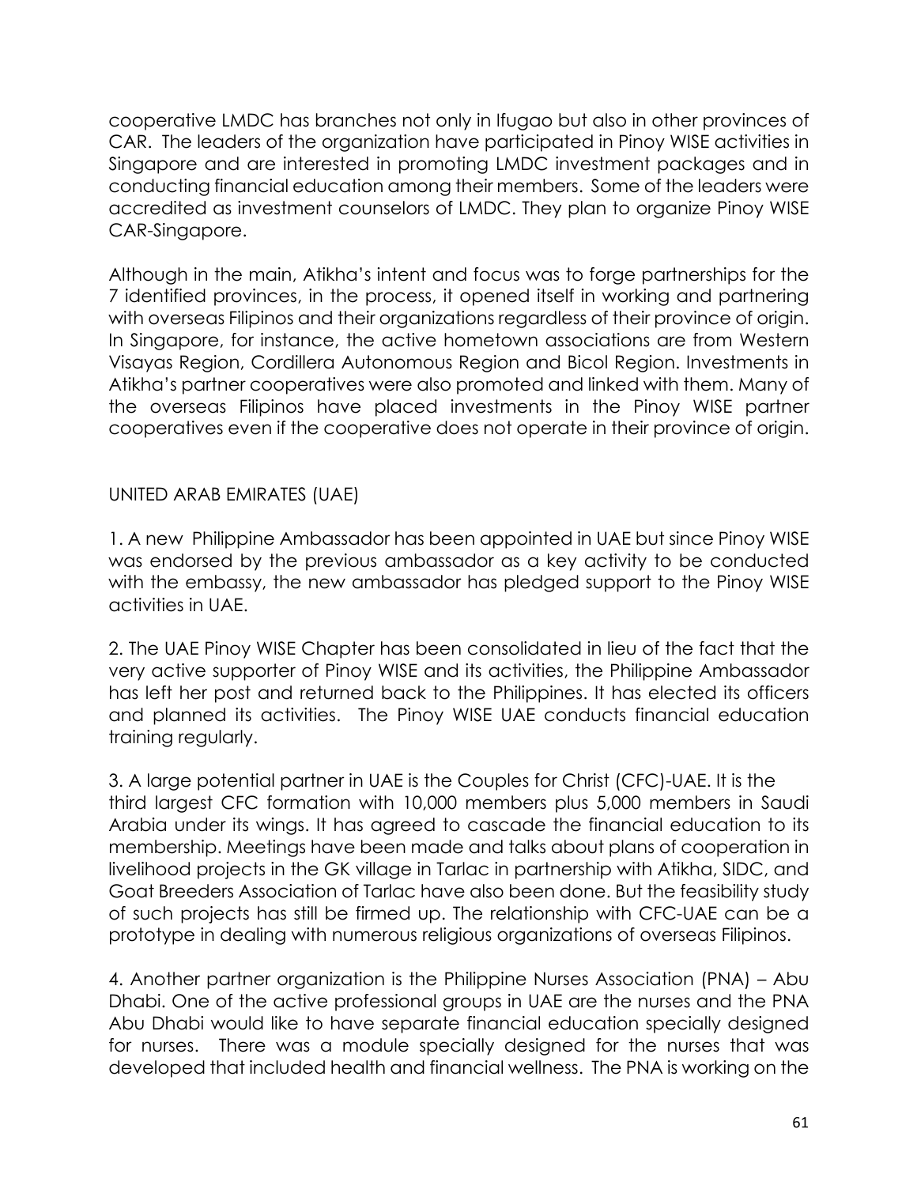cooperative LMDC has branches not only in Ifugao but also in other provinces of CAR. The leaders of the organization have participated in Pinoy WISE activities in Singapore and are interested in promoting LMDC investment packages and in conducting financial education among their members. Some of the leaders were accredited as investment counselors of LMDC. They plan to organize Pinoy WISE CAR-Singapore.

Although in the main, Atikha's intent and focus was to forge partnerships for the 7 identified provinces, in the process, it opened itself in working and partnering with overseas Filipinos and their organizations regardless of their province of origin. In Singapore, for instance, the active hometown associations are from Western Visayas Region, Cordillera Autonomous Region and Bicol Region. Investments in Atikha's partner cooperatives were also promoted and linked with them. Many of the overseas Filipinos have placed investments in the Pinoy WISE partner cooperatives even if the cooperative does not operate in their province of origin.

UNITED ARAB EMIRATES (UAE)

1. A new Philippine Ambassador has been appointed in UAE but since Pinoy WISE was endorsed by the previous ambassador as a key activity to be conducted with the embassy, the new ambassador has pledged support to the Pinoy WISE activities in UAE.

2. The UAE Pinoy WISE Chapter has been consolidated in lieu of the fact that the very active supporter of Pinoy WISE and its activities, the Philippine Ambassador has left her post and returned back to the Philippines. It has elected its officers and planned its activities. The Pinoy WISE UAE conducts financial education training regularly.

3. A large potential partner in UAE is the Couples for Christ (CFC)-UAE. It is the third largest CFC formation with 10,000 members plus 5,000 members in Saudi Arabia under its wings. It has agreed to cascade the financial education to its membership. Meetings have been made and talks about plans of cooperation in livelihood projects in the GK village in Tarlac in partnership with Atikha, SIDC, and Goat Breeders Association of Tarlac have also been done. But the feasibility study of such projects has still be firmed up. The relationship with CFC-UAE can be a prototype in dealing with numerous religious organizations of overseas Filipinos.

4. Another partner organization is the Philippine Nurses Association (PNA) – Abu Dhabi. One of the active professional groups in UAE are the nurses and the PNA Abu Dhabi would like to have separate financial education specially designed for nurses. There was a module specially designed for the nurses that was developed that included health and financial wellness. The PNA is working on the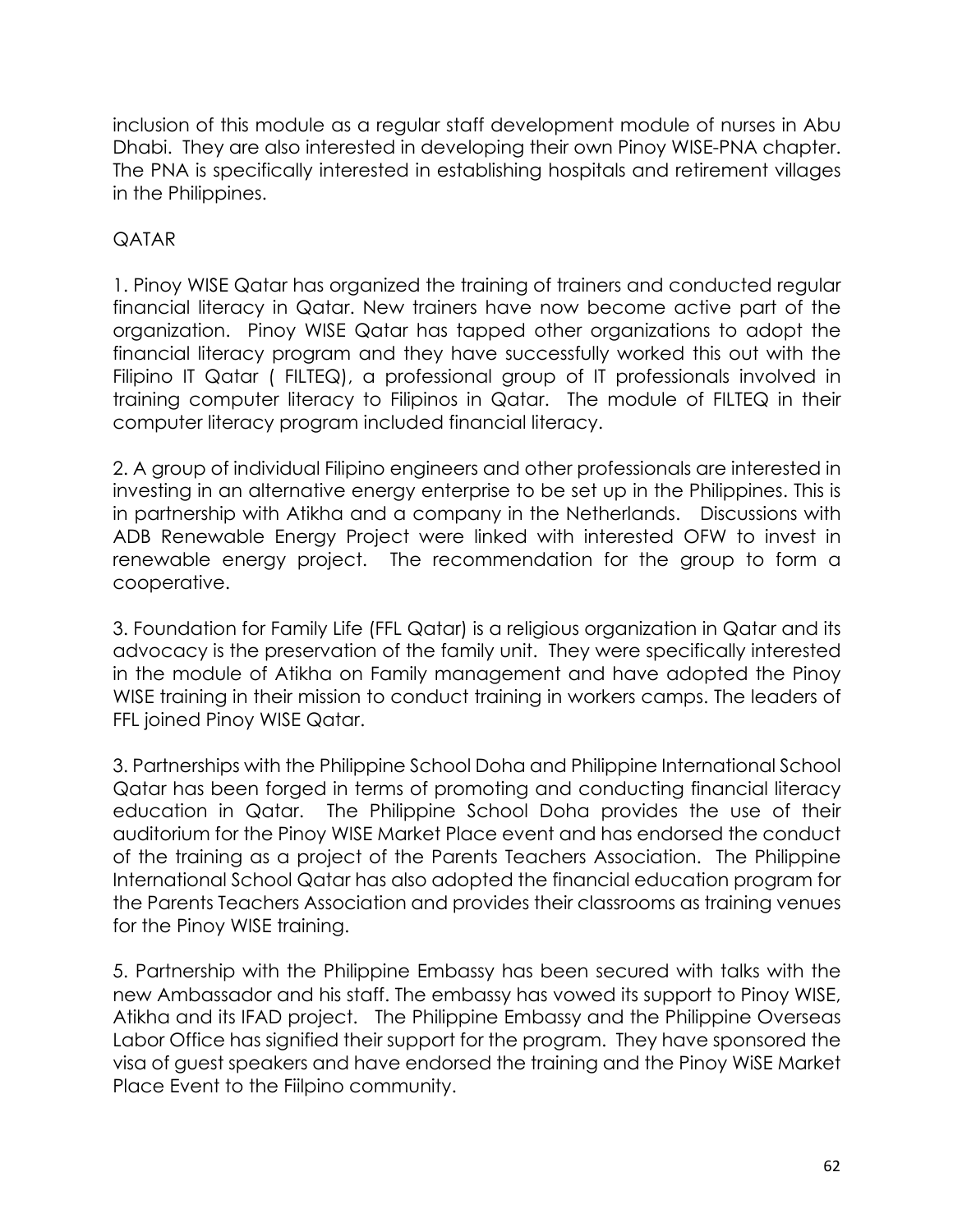inclusion of this module as a regular staff development module of nurses in Abu Dhabi. They are also interested in developing their own Pinoy WISE-PNA chapter. The PNA is specifically interested in establishing hospitals and retirement villages in the Philippines.

QATAR

1. Pinoy WISE Qatar has organized the training of trainers and conducted regular financial literacy in Qatar. New trainers have now become active part of the organization. Pinoy WISE Qatar has tapped other organizations to adopt the financial literacy program and they have successfully worked this out with the Filipino IT Qatar ( FILTEQ), a professional group of IT professionals involved in training computer literacy to Filipinos in Qatar. The module of FILTEQ in their computer literacy program included financial literacy.

2. A group of individual Filipino engineers and other professionals are interested in investing in an alternative energy enterprise to be set up in the Philippines. This is in partnership with Atikha and a company in the Netherlands. Discussions with ADB Renewable Energy Project were linked with interested OFW to invest in renewable energy project. The recommendation for the group to form a cooperative.

3. Foundation for Family Life (FFL Qatar) is a religious organization in Qatar and its advocacy is the preservation of the family unit. They were specifically interested in the module of Atikha on Family management and have adopted the Pinoy WISE training in their mission to conduct training in workers camps. The leaders of FFL joined Pinoy WISE Qatar.

3. Partnerships with the Philippine School Doha and Philippine International School Qatar has been forged in terms of promoting and conducting financial literacy education in Qatar. The Philippine School Doha provides the use of their auditorium for the Pinoy WISE Market Place event and has endorsed the conduct of the training as a project of the Parents Teachers Association. The Philippine International School Qatar has also adopted the financial education program for the Parents Teachers Association and provides their classrooms as training venues for the Pinoy WISE training.

5. Partnership with the Philippine Embassy has been secured with talks with the new Ambassador and his staff. The embassy has vowed its support to Pinoy WISE, Atikha and its IFAD project. The Philippine Embassy and the Philippine Overseas Labor Office has signified their support for the program. They have sponsored the visa of guest speakers and have endorsed the training and the Pinoy WiSE Market Place Event to the Fiilpino community.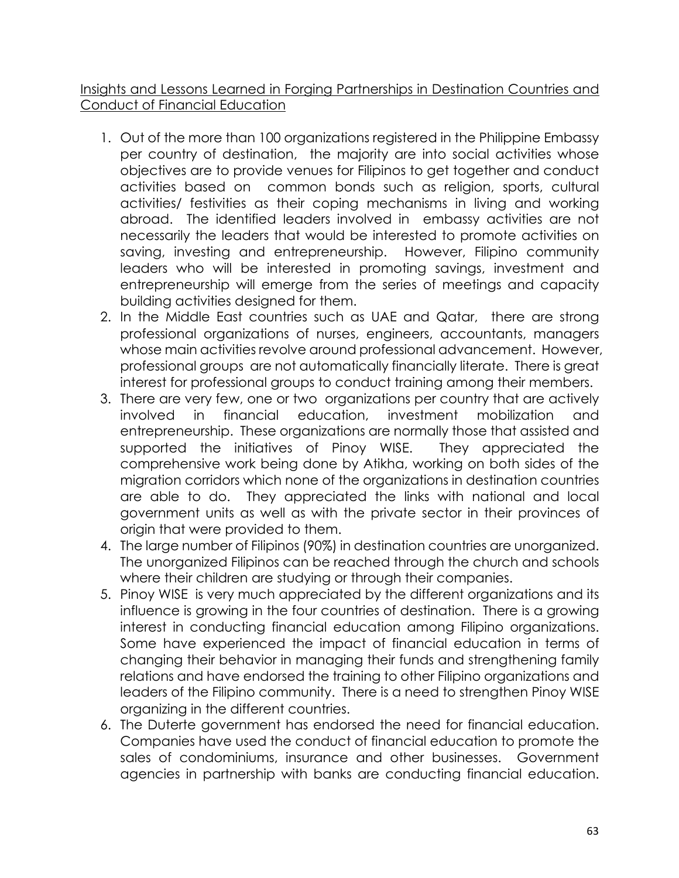<u>Insights and Lessons Learned in Forging Partnerships in Destination Countries and Conduct of Financial Education</u>

1. Out of the more than 100 organizations registered in the Philippine Embassy per country of destination, the majority are into social activities whose objectives are to provide venues for Filipinos to get together and conduct activities based on common bonds such as religion, sports, cultural activities/ festivities as their coping mechanisms in living and working abroad. The identified leaders involved in embassy activities are not necessarily the leaders that would be interested to promote activities on saving, investing and entrepreneurship. However, Filipino community leaders who will be interested in promoting savings, investment and entrepreneurship will emerge from the series of meetings and capacity building activities designed for them.
2. In the Middle East countries such as UAE and Qatar, there are strong professional organizations of nurses, engineers, accountants, managers whose main activities revolve around professional advancement. However, professional groups are not automatically financially literate. There is great interest for professional groups to conduct training among their members.
3. There are very few, one or two organizations per country that are actively involved in financial education, investment mobilization and entrepreneurship. These organizations are normally those that assisted and supported the initiatives of Pinoy WISE. They appreciated the comprehensive work being done by Atikha, working on both sides of the migration corridors which none of the organizations in destination countries are able to do. They appreciated the links with national and local government units as well as with the private sector in their provinces of origin that were provided to them.
4. The large number of Filipinos (90%) in destination countries are unorganized. The unorganized Filipinos can be reached through the church and schools where their children are studying or through their companies.
5. Pinoy WISE is very much appreciated by the different organizations and its influence is growing in the four countries of destination. There is a growing interest in conducting financial education among Filipino organizations. Some have experienced the impact of financial education in terms of changing their behavior in managing their funds and strengthening family relations and have endorsed the training to other Filipino organizations and leaders of the Filipino community. There is a need to strengthen Pinoy WISE organizing in the different countries.
6. The Duterte government has endorsed the need for financial education. Companies have used the conduct of financial education to promote the sales of condominiums, insurance and other businesses. Government agencies in partnership with banks are conducting financial education.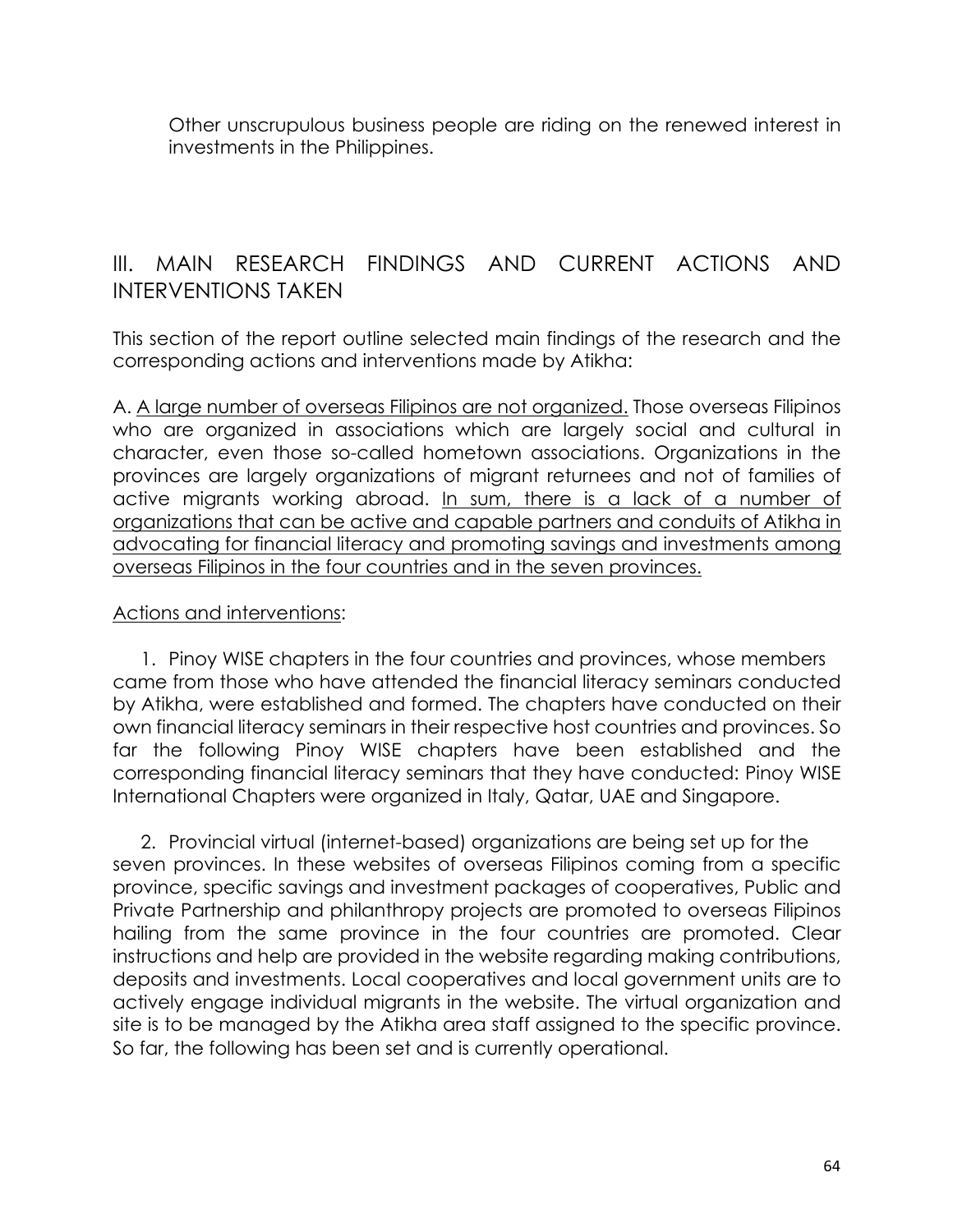Other unscrupulous business people are riding on the renewed interest in investments in the Philippines.

## III. MAIN RESEARCH FINDINGS AND CURRENT ACTIONS AND INTERVENTIONS TAKEN

This section of the report outline selected main findings of the research and the corresponding actions and interventions made by Atikha:

A. <u>A large number of overseas Filipinos are not organized.</u> Those overseas Filipinos who are organized in associations which are largely social and cultural in character, even those so-called hometown associations. Organizations in the provinces are largely organizations of migrant returnees and not of families of active migrants working abroad. <u>In sum, there is a lack of a number of organizations that can be active and capable partners and conduits of Atikha in advocating for financial literacy and promoting savings and investments among overseas Filipinos in the four countries and in the seven provinces.</u>

<u>Actions and interventions</u>:

1. Pinoy WISE chapters in the four countries and provinces, whose members came from those who have attended the financial literacy seminars conducted by Atikha, were established and formed. The chapters have conducted on their own financial literacy seminars in their respective host countries and provinces. So far the following Pinoy WISE chapters have been established and the corresponding financial literacy seminars that they have conducted: Pinoy WISE International Chapters were organized in Italy, Qatar, UAE and Singapore.

2. Provincial virtual (internet-based) organizations are being set up for the seven provinces. In these websites of overseas Filipinos coming from a specific province, specific savings and investment packages of cooperatives, Public and Private Partnership and philanthropy projects are promoted to overseas Filipinos hailing from the same province in the four countries are promoted. Clear instructions and help are provided in the website regarding making contributions, deposits and investments. Local cooperatives and local government units are to actively engage individual migrants in the website. The virtual organization and site is to be managed by the Atikha area staff assigned to the specific province. So far, the following has been set and is currently operational.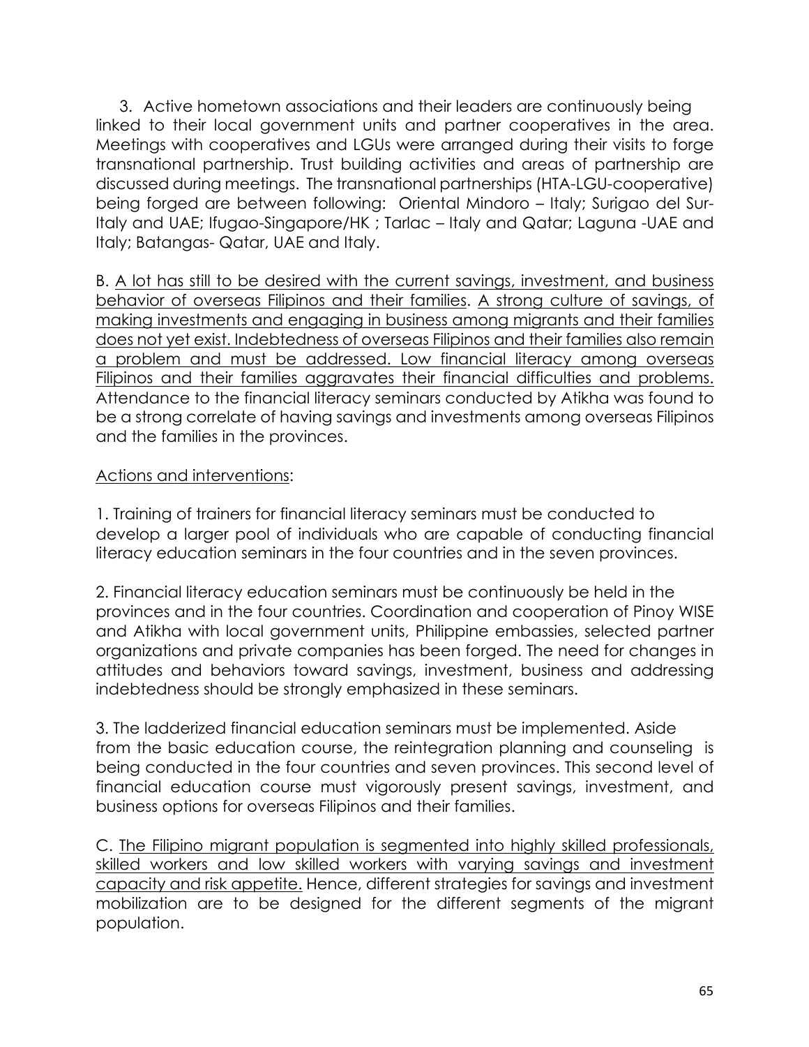3. Active hometown associations and their leaders are continuously being linked to their local government units and partner cooperatives in the area. Meetings with cooperatives and LGUs were arranged during their visits to forge transnational partnership. Trust building activities and areas of partnership are discussed during meetings. The transnational partnerships (HTA-LGU-cooperative) being forged are between following: Oriental Mindoro – Italy; Surigao del Sur-Italy and UAE; Ifugao-Singapore/HK ; Tarlac – Italy and Qatar; Laguna -UAE and Italy; Batangas- Qatar, UAE and Italy.

B. <u>A lot has still to be desired with the current savings, investment, and business behavior of overseas Filipinos and their families</u>. <u>A strong culture of savings, of making investments and engaging in business among migrants and their families does not yet exist. Indebtedness of overseas Filipinos and their families also remain a problem and must be addressed. Low financial literacy among overseas Filipinos and their families aggravates their financial difficulties and problems.</u> Attendance to the financial literacy seminars conducted by Atikha was found to be a strong correlate of having savings and investments among overseas Filipinos and the families in the provinces.

<u>Actions and interventions</u>:

1. Training of trainers for financial literacy seminars must be conducted to develop a larger pool of individuals who are capable of conducting financial literacy education seminars in the four countries and in the seven provinces.

2. Financial literacy education seminars must be continuously be held in the provinces and in the four countries. Coordination and cooperation of Pinoy WISE and Atikha with local government units, Philippine embassies, selected partner organizations and private companies has been forged. The need for changes in attitudes and behaviors toward savings, investment, business and addressing indebtedness should be strongly emphasized in these seminars.

3. The ladderized financial education seminars must be implemented. Aside from the basic education course, the reintegration planning and counseling is being conducted in the four countries and seven provinces. This second level of financial education course must vigorously present savings, investment, and business options for overseas Filipinos and their families.

C. <u>The Filipino migrant population is segmented into highly skilled professionals, skilled workers and low skilled workers with varying savings and investment capacity and risk appetite.</u> Hence, different strategies for savings and investment mobilization are to be designed for the different segments of the migrant population.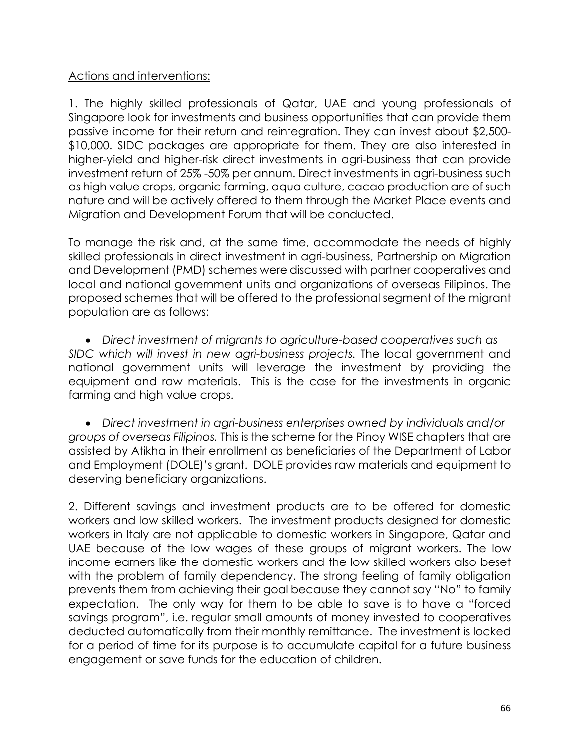Actions and interventions:

1. The highly skilled professionals of Qatar, UAE and young professionals of Singapore look for investments and business opportunities that can provide them passive income for their return and reintegration. They can invest about $2,500-$10,000. SIDC packages are appropriate for them. They are also interested in higher-yield and higher-risk direct investments in agri-business that can provide investment return of 25% -50% per annum. Direct investments in agri-business such as high value crops, organic farming, aqua culture, cacao production are of such nature and will be actively offered to them through the Market Place events and Migration and Development Forum that will be conducted.

To manage the risk and, at the same time, accommodate the needs of highly skilled professionals in direct investment in agri-business, Partnership on Migration and Development (PMD) schemes were discussed with partner cooperatives and local and national government units and organizations of overseas Filipinos. The proposed schemes that will be offered to the professional segment of the migrant population are as follows:

- *Direct investment of migrants to agriculture-based cooperatives such as SIDC which will invest in new agri-business projects.* The local government and national government units will leverage the investment by providing the equipment and raw materials. This is the case for the investments in organic farming and high value crops.

- *Direct investment in agri-business enterprises owned by individuals and/or groups of overseas Filipinos.* This is the scheme for the Pinoy WISE chapters that are assisted by Atikha in their enrollment as beneficiaries of the Department of Labor and Employment (DOLE)'s grant. DOLE provides raw materials and equipment to deserving beneficiary organizations.

2. Different savings and investment products are to be offered for domestic workers and low skilled workers. The investment products designed for domestic workers in Italy are not applicable to domestic workers in Singapore, Qatar and UAE because of the low wages of these groups of migrant workers. The low income earners like the domestic workers and the low skilled workers also beset with the problem of family dependency. The strong feeling of family obligation prevents them from achieving their goal because they cannot say "No" to family expectation. The only way for them to be able to save is to have a "forced savings program", i.e. regular small amounts of money invested to cooperatives deducted automatically from their monthly remittance. The investment is locked for a period of time for its purpose is to accumulate capital for a future business engagement or save funds for the education of children.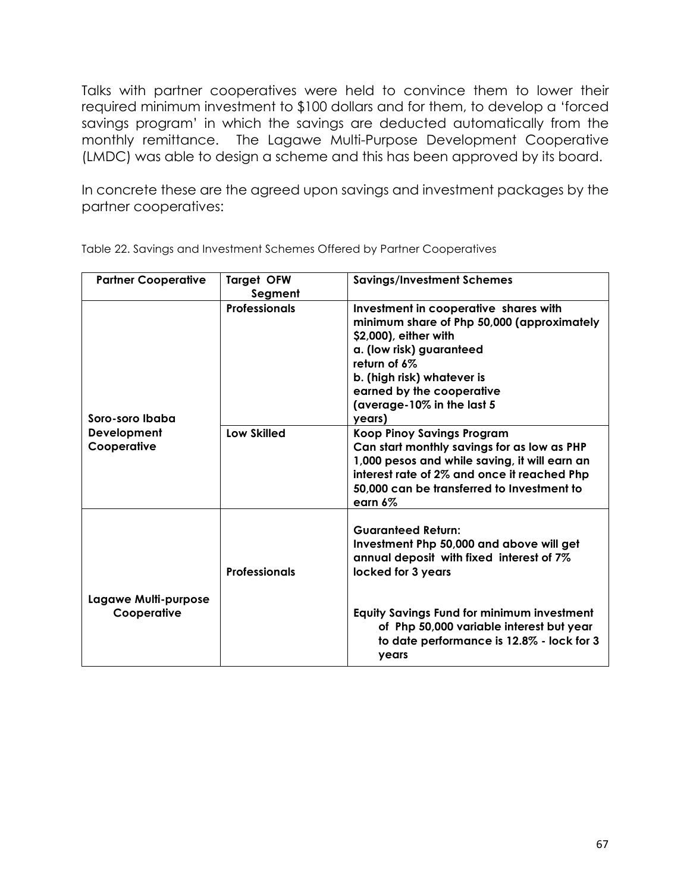Talks with partner cooperatives were held to convince them to lower their required minimum investment to $100 dollars and for them, to develop a 'forced savings program' in which the savings are deducted automatically from the monthly remittance. The Lagawe Multi-Purpose Development Cooperative (LMDC) was able to design a scheme and this has been approved by its board.

In concrete these are the agreed upon savings and investment packages by the partner cooperatives:

Table 22. Savings and Investment Schemes Offered by Partner Cooperatives

| Partner Cooperative | Target OFW Segment | Savings/Investment Schemes |
|---|---|---|
| **Soro-soro Ibaba Development Cooperative** | **Professionals** | **Investment in cooperative shares with minimum share of Php 50,000 (approximately $2,000), either with a. (low risk) guaranteed return of 6% b. (high risk) whatever is earned by the cooperative (average-10% in the last 5 years)** |
| | **Low Skilled** | **Koop Pinoy Savings Program Can start monthly savings for as low as PHP 1,000 pesos and while saving, it will earn an interest rate of 2% and once it reached Php 50,000 can be transferred to Investment to earn 6%** |
| **Lagawe Multi-purpose Cooperative** | **Professionals** | **Guaranteed Return: Investment Php 50,000 and above will get annual deposit with fixed interest of 7% locked for 3 years**<br><br>**Equity Savings Fund for minimum investment of Php 50,000 variable interest but year to date performance is 12.8% - lock for 3 years** |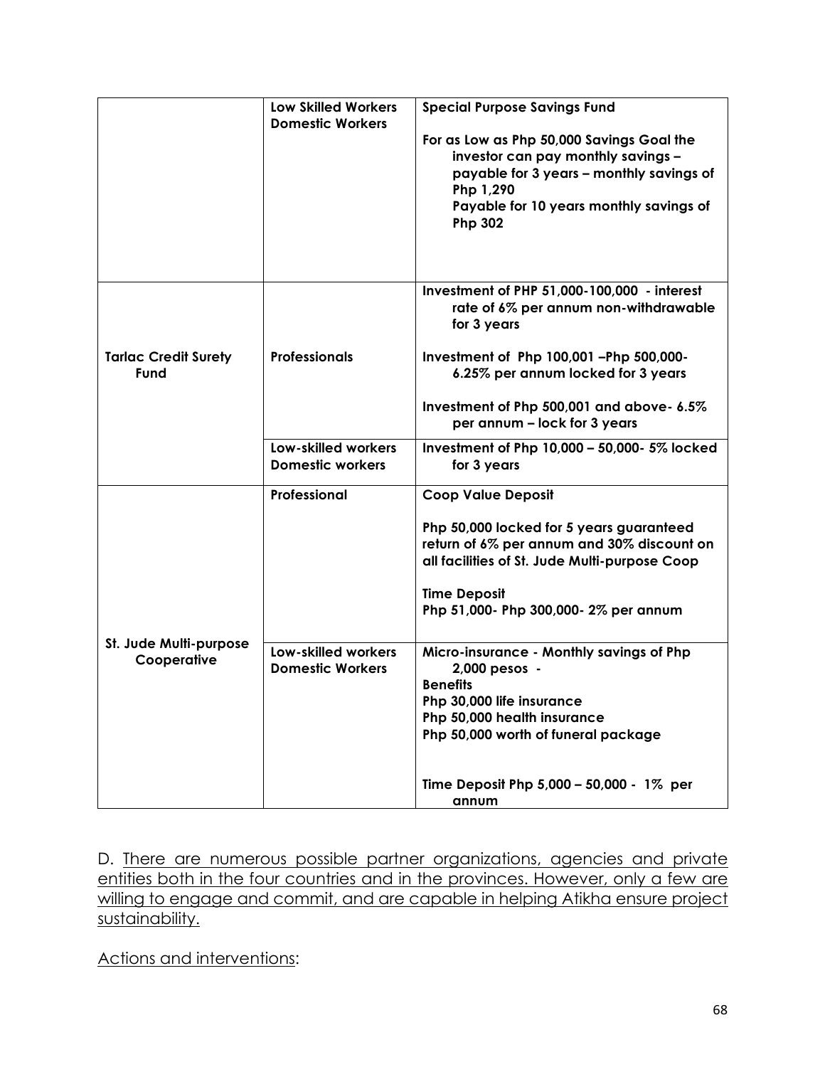| | | |
|---|---|---|
| | **Low Skilled Workers Domestic Workers** | **Special Purpose Savings Fund**<br><br>**For as Low as Php 50,000 Savings Goal the investor can pay monthly savings – payable for 3 years – monthly savings of Php 1,290**<br>**Payable for 10 years monthly savings of Php 302** |
| **Tarlac Credit Surety Fund** | **Professionals** | **Investment of PHP 51,000-100,000 - interest rate of 6% per annum non-withdrawable for 3 years**<br><br>**Investment of Php 100,001 –Php 500,000- 6.25% per annum locked for 3 years**<br><br>**Investment of Php 500,001 and above- 6.5% per annum – lock for 3 years** |
| | **Low-skilled workers Domestic workers** | **Investment of Php 10,000 – 50,000- 5% locked for 3 years** |
| **St. Jude Multi-purpose Cooperative** | **Professional** | **Coop Value Deposit**<br><br>**Php 50,000 locked for 5 years guaranteed return of 6% per annum and 30% discount on all facilities of St. Jude Multi-purpose Coop**<br><br>**Time Deposit**<br>**Php 51,000- Php 300,000- 2% per annum** |
| | **Low-skilled workers Domestic Workers** | **Micro-insurance - Monthly savings of Php 2,000 pesos -**<br>**Benefits**<br>**Php 30,000 life insurance**<br>**Php 50,000 health insurance**<br>**Php 50,000 worth of funeral package**<br><br>**Time Deposit Php 5,000 – 50,000 - 1% per annum** |

D. <u>There are numerous possible partner organizations, agencies and private entities both in the four countries and in the provinces. However, only a few are willing to engage and commit, and are capable in helping Atikha ensure project sustainability.</u>

<u>Actions and interventions</u>: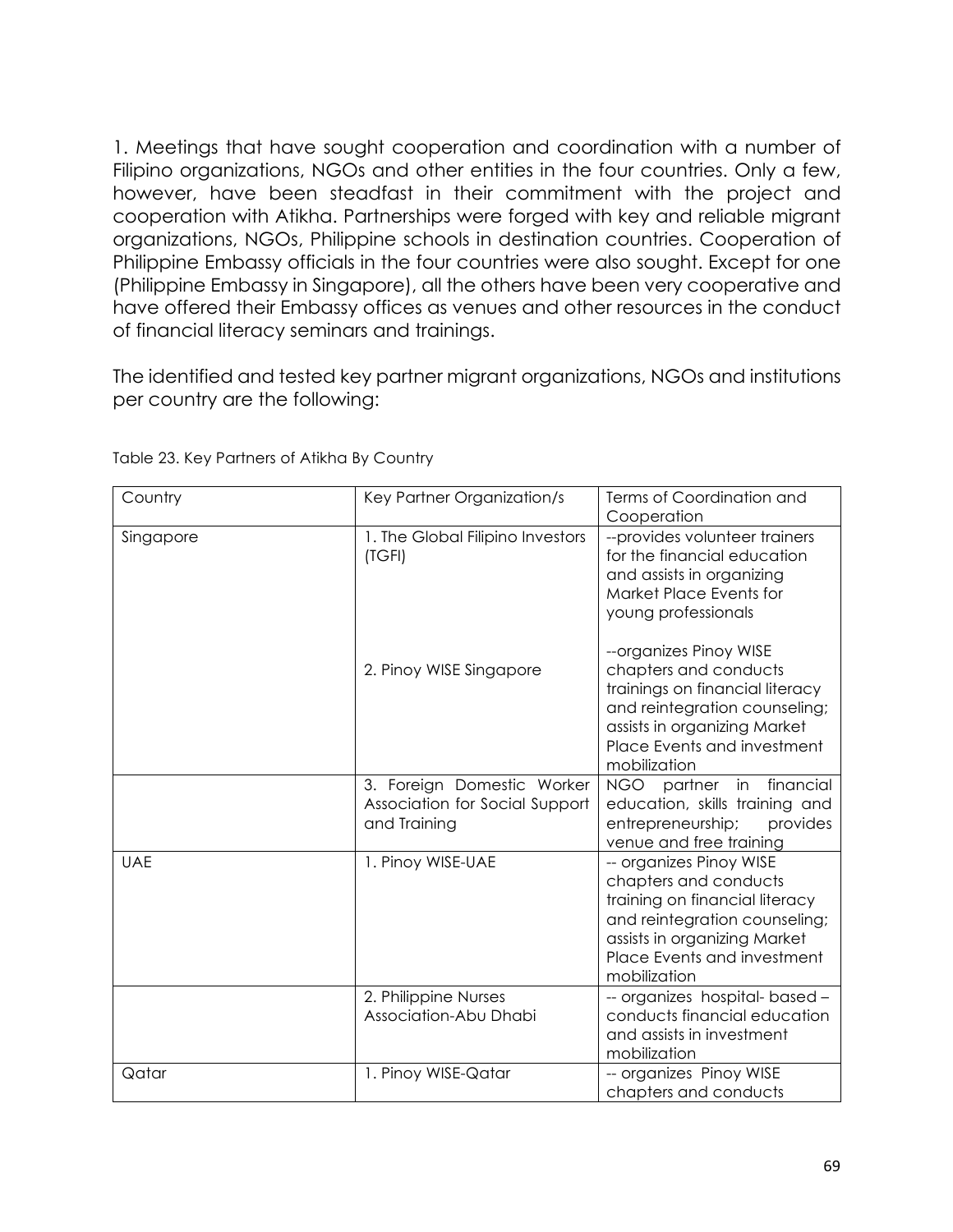1. Meetings that have sought cooperation and coordination with a number of Filipino organizations, NGOs and other entities in the four countries. Only a few, however, have been steadfast in their commitment with the project and cooperation with Atikha. Partnerships were forged with key and reliable migrant organizations, NGOs, Philippine schools in destination countries. Cooperation of Philippine Embassy officials in the four countries were also sought. Except for one (Philippine Embassy in Singapore), all the others have been very cooperative and have offered their Embassy offices as venues and other resources in the conduct of financial literacy seminars and trainings.

The identified and tested key partner migrant organizations, NGOs and institutions per country are the following:

Table 23. Key Partners of Atikha By Country

| Country | Key Partner Organization/s | Terms of Coordination and Cooperation |
|---|---|---|
| Singapore | 1. The Global Filipino Investors (TGFI) | --provides volunteer trainers for the financial education and assists in organizing Market Place Events for young professionals |
| | 2. Pinoy WISE Singapore | --organizes Pinoy WISE chapters and conducts trainings on financial literacy and reintegration counseling; assists in organizing Market Place Events and investment mobilization |
| | 3. Foreign Domestic Worker Association for Social Support and Training | NGO partner in financial education, skills training and entrepreneurship; provides venue and free training |
| UAE | 1. Pinoy WISE-UAE | -- organizes Pinoy WISE chapters and conducts training on financial literacy and reintegration counseling; assists in organizing Market Place Events and investment mobilization |
| | 2. Philippine Nurses Association-Abu Dhabi | -- organizes hospital- based – conducts financial education and assists in investment mobilization |
| Qatar | 1. Pinoy WISE-Qatar | -- organizes Pinoy WISE chapters and conducts |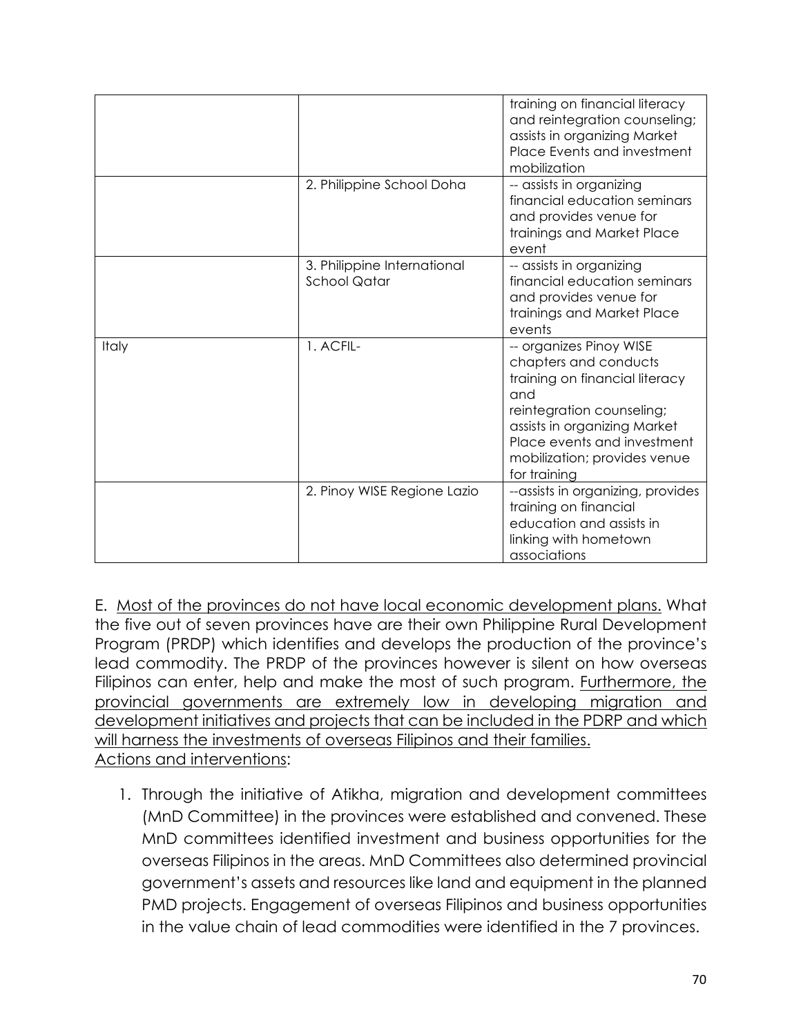| | | |
|---|---|---|
| | | training on financial literacy and reintegration counseling; assists in organizing Market Place Events and investment mobilization |
| | 2. Philippine School Doha | -- assists in organizing financial education seminars and provides venue for trainings and Market Place event |
| | 3. Philippine International School Qatar | -- assists in organizing financial education seminars and provides venue for trainings and Market Place events |
| Italy | 1. ACFIL- | -- organizes Pinoy WISE chapters and conducts training on financial literacy and reintegration counseling; assists in organizing Market Place events and investment mobilization; provides venue for training |
| | 2. Pinoy WISE Regione Lazio | --assists in organizing, provides training on financial education and assists in linking with hometown associations |

E. <u>Most of the provinces do not have local economic development plans.</u> What the five out of seven provinces have are their own Philippine Rural Development Program (PRDP) which identifies and develops the production of the province's lead commodity. The PRDP of the provinces however is silent on how overseas Filipinos can enter, help and make the most of such program. <u>Furthermore, the provincial governments are extremely low in developing migration and development initiatives and projects that can be included in the PDRP and which will harness the investments of overseas Filipinos and their families.</u>
<u>Actions and interventions</u>:

1. Through the initiative of Atikha, migration and development committees (MnD Committee) in the provinces were established and convened. These MnD committees identified investment and business opportunities for the overseas Filipinos in the areas. MnD Committees also determined provincial government's assets and resources like land and equipment in the planned PMD projects. Engagement of overseas Filipinos and business opportunities in the value chain of lead commodities were identified in the 7 provinces.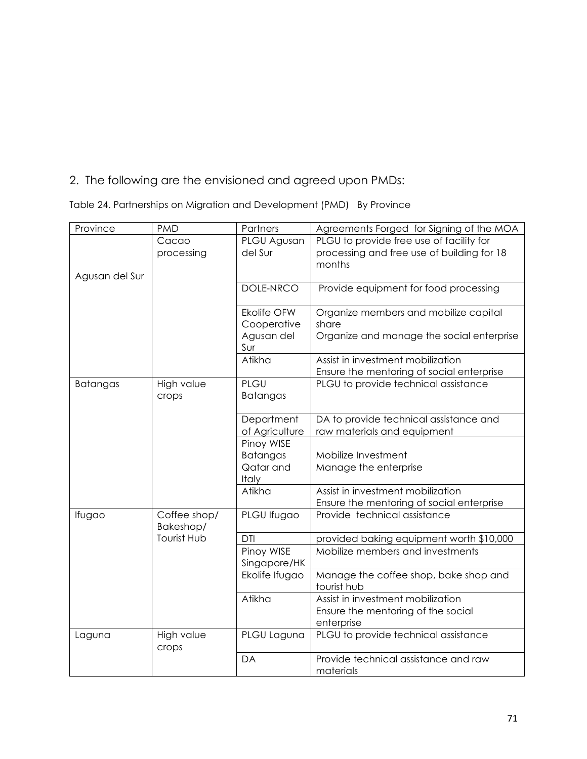2. The following are the envisioned and agreed upon PMDs:

Table 24. Partnerships on Migration and Development (PMD) By Province

| Province | PMD | Partners | Agreements Forged for Signing of the MOA |
|---|---|---|---|
| Agusan del Sur | Cacao processing | PLGU Agusan del Sur | PLGU to provide free use of facility for processing and free use of building for 18 months |
| | | DOLE-NRCO | Provide equipment for food processing |
| | | Ekolife OFW Cooperative Agusan del Sur | Organize members and mobilize capital share<br>Organize and manage the social enterprise |
| | | Atikha | Assist in investment mobilization<br>Ensure the mentoring of social enterprise |
| Batangas | High value crops | PLGU Batangas | PLGU to provide technical assistance |
| | | Department of Agriculture | DA to provide technical assistance and raw materials and equipment |
| | | Pinoy WISE Batangas Qatar and Italy | Mobilize Investment<br>Manage the enterprise |
| | | Atikha | Assist in investment mobilization<br>Ensure the mentoring of social enterprise |
| Ifugao | Coffee shop/ Bakeshop/ Tourist Hub | PLGU Ifugao | Provide technical assistance |
| | | DTI | provided baking equipment worth $10,000 |
| | | Pinoy WISE Singapore/HK | Mobilize members and investments |
| | | Ekolife Ifugao | Manage the coffee shop, bake shop and tourist hub |
| | | Atikha | Assist in investment mobilization<br>Ensure the mentoring of the social enterprise |
| Laguna | High value crops | PLGU Laguna | PLGU to provide technical assistance |
| | | DA | Provide technical assistance and raw materials |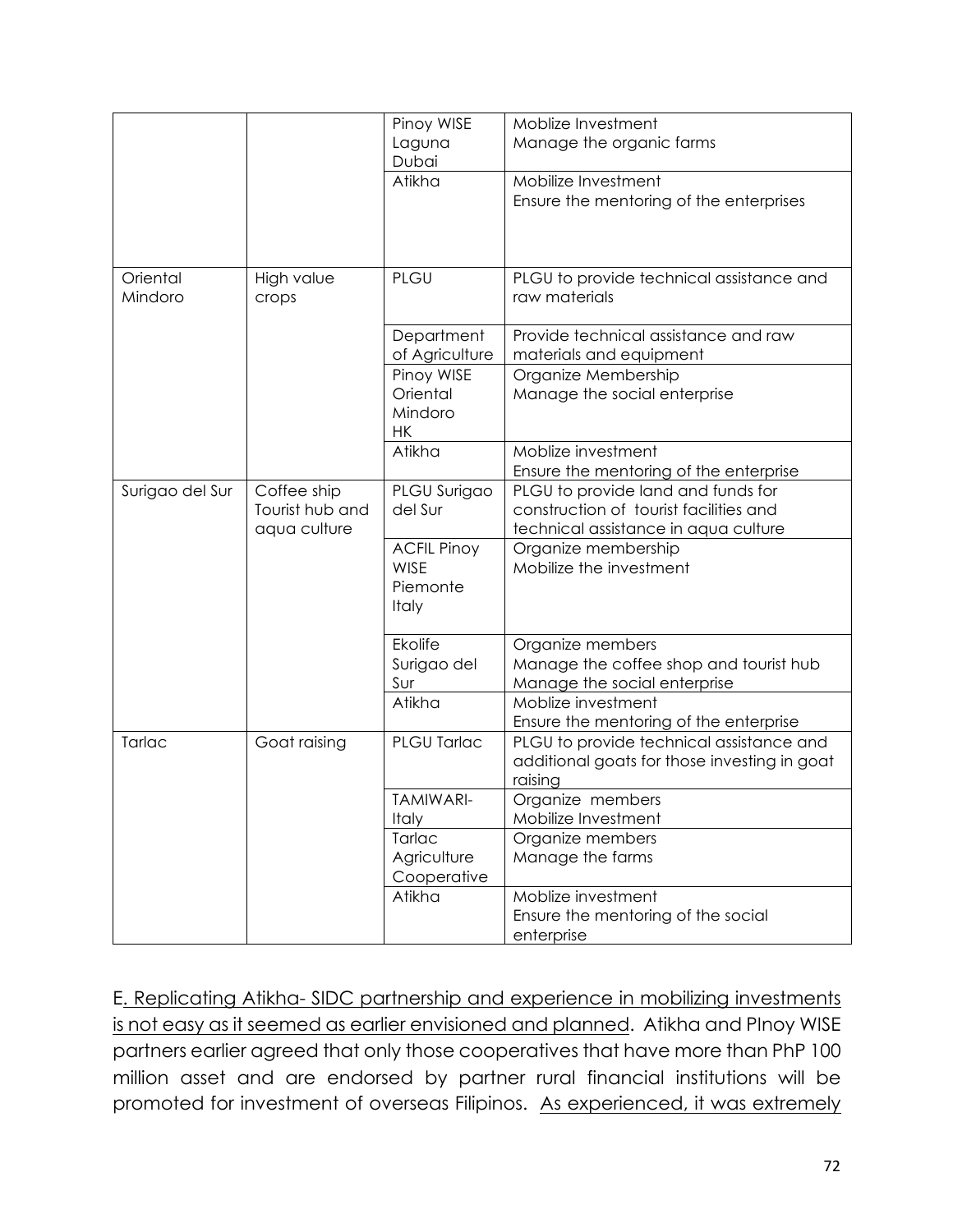| | | Pinoy WISE Laguna Dubai | Moblize Investment<br>Manage the organic farms |
|---|---|---|---|
| | | Atikha | Mobilize Investment<br>Ensure the mentoring of the enterprises |
| Oriental Mindoro | High value crops | PLGU | PLGU to provide technical assistance and raw materials |
| | | Department of Agriculture | Provide technical assistance and raw materials and equipment |
| | | Pinoy WISE Oriental Mindoro HK | Organize Membership<br>Manage the social enterprise |
| | | Atikha | Moblize investment<br>Ensure the mentoring of the enterprise |
| Surigao del Sur | Coffee ship Tourist hub and aqua culture | PLGU Surigao del Sur | PLGU to provide land and funds for construction of tourist facilities and technical assistance in aqua culture |
| | | ACFIL Pinoy WISE Piemonte Italy | Organize membership<br>Mobilize the investment |
| | | Ekolife Surigao del Sur | Organize members<br>Manage the coffee shop and tourist hub<br>Manage the social enterprise |
| | | Atikha | Moblize investment<br>Ensure the mentoring of the enterprise |
| Tarlac | Goat raising | PLGU Tarlac | PLGU to provide technical assistance and additional goats for those investing in goat raising |
| | | TAMIWARI-Italy | Organize members<br>Mobilize Investment |
| | | Tarlac Agriculture Cooperative | Organize members<br>Manage the farms |
| | | Atikha | Moblize investment<br>Ensure the mentoring of the social enterprise |

E. Replicating Atikha- SIDC partnership and experience in mobilizing investments is not easy as it seemed as earlier envisioned and planned. Atikha and PInoy WISE partners earlier agreed that only those cooperatives that have more than PhP 100 million asset and are endorsed by partner rural financial institutions will be promoted for investment of overseas Filipinos. As experienced, it was extremely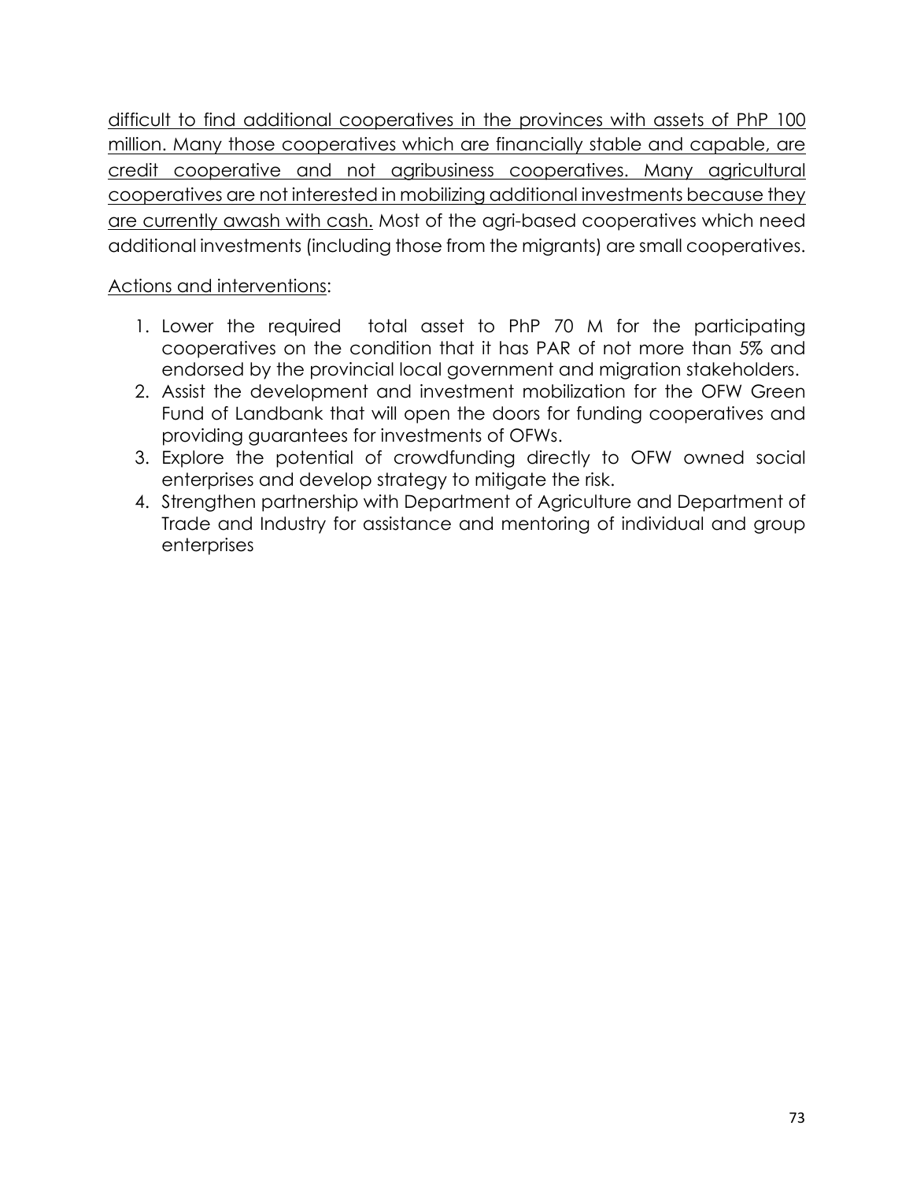difficult to find additional cooperatives in the provinces with assets of PhP 100 million. Many those cooperatives which are financially stable and capable, are credit cooperative and not agribusiness cooperatives. Many agricultural cooperatives are not interested in mobilizing additional investments because they are currently awash with cash. Most of the agri-based cooperatives which need additional investments (including those from the migrants) are small cooperatives.

Actions and interventions:

1. Lower the required total asset to PhP 70 M for the participating cooperatives on the condition that it has PAR of not more than 5% and endorsed by the provincial local government and migration stakeholders.
2. Assist the development and investment mobilization for the OFW Green Fund of Landbank that will open the doors for funding cooperatives and providing guarantees for investments of OFWs.
3. Explore the potential of crowdfunding directly to OFW owned social enterprises and develop strategy to mitigate the risk.
4. Strengthen partnership with Department of Agriculture and Department of Trade and Industry for assistance and mentoring of individual and group enterprises